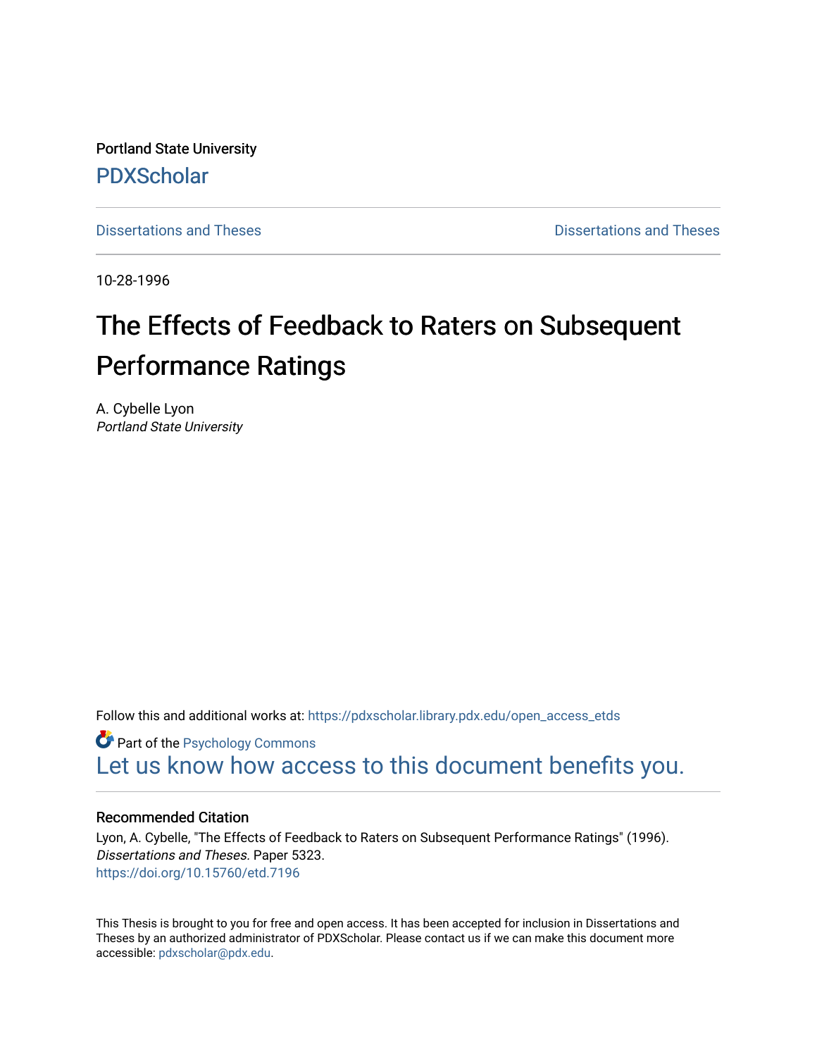Portland State University

PDXScholar

Dissertations and Theses | Dissertations and Theses

10-28-1996

# The Effects of Feedback to Raters on Subsequent Performance Ratings

A. Cybelle Lyon

*Portland State University*

Follow this and additional works at: https://pdxscholar.library.pdx.edu/open_access_etds

Part of the Psychology Commons

Let us know how access to this document benefits you.

### Recommended Citation

Lyon, A. Cybelle, "The Effects of Feedback to Raters on Subsequent Performance Ratings" (1996). *Dissertations and Theses.* Paper 5323.

https://doi.org/10.15760/etd.7196

This Thesis is brought to you for free and open access. It has been accepted for inclusion in Dissertations and Theses by an authorized administrator of PDXScholar. Please contact us if we can make this document more accessible: pdxscholar@pdx.edu.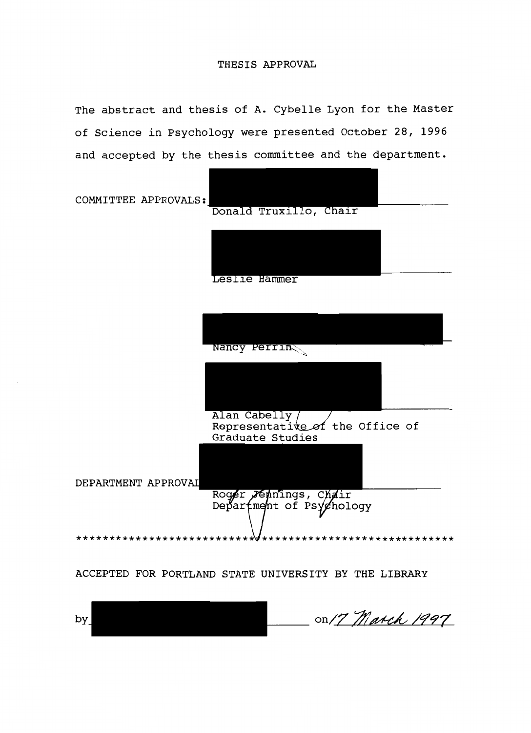# THESIS APPROVAL

The abstract and thesis of A. Cybelle Lyon for the Master of Science in Psychology were presented October 28, 1996 and accepted by the thesis committee and the department.

COMMITTEE APPROVALS: ______________________________
Donald Truxillo, Chair

______________________________
Leslie Hammer

______________________________
Nancy Perrin

______________________________
Alan Cabelly
Representative of the Office of Graduate Studies

DEPARTMENT APPROVAL ______________________________
Roger Jennings, Chair
Department of Psychology

**************************************************************

ACCEPTED FOR PORTLAND STATE UNIVERSITY BY THE LIBRARY

by ______________________________ on 17 March 1997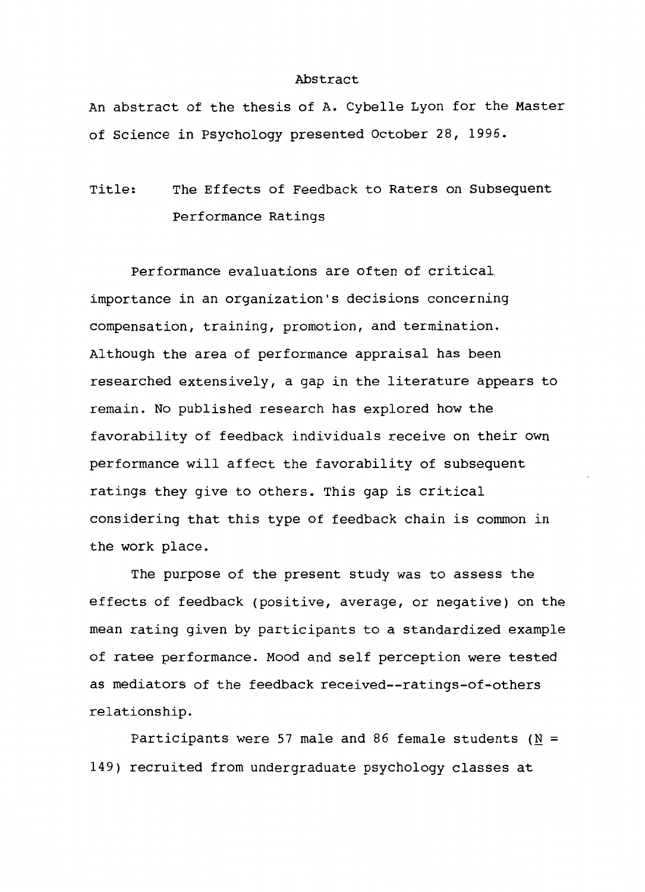# Abstract

An abstract of the thesis of A. Cybelle Lyon for the Master of Science in Psychology presented October 28, 1996.

Title: The Effects of Feedback to Raters on Subsequent Performance Ratings

Performance evaluations are often of critical importance in an organization's decisions concerning compensation, training, promotion, and termination. Although the area of performance appraisal has been researched extensively, a gap in the literature appears to remain. No published research has explored how the favorability of feedback individuals receive on their own performance will affect the favorability of subsequent ratings they give to others. This gap is critical considering that this type of feedback chain is common in the work place.

The purpose of the present study was to assess the effects of feedback (positive, average, or negative) on the mean rating given by participants to a standardized example of ratee performance. Mood and self perception were tested as mediators of the feedback received--ratings-of-others relationship.

Participants were 57 male and 86 female students (*N* = 149) recruited from undergraduate psychology classes at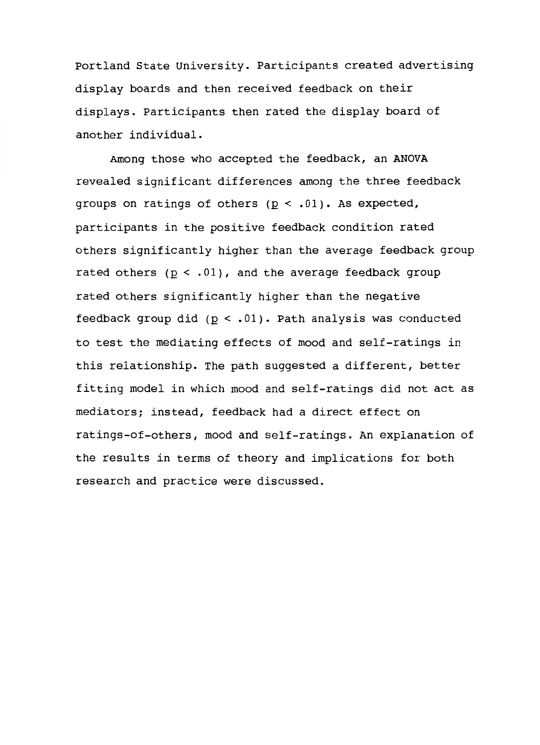Portland State University. Participants created advertising display boards and then received feedback on their displays. Participants then rated the display board of another individual.

Among those who accepted the feedback, an **ANOVA** revealed significant differences among the three feedback groups on ratings of others ($p < .01$). As expected, participants in the positive feedback condition rated others significantly higher than the average feedback group rated others ($p < .01$), and the average feedback group rated others significantly higher than the negative feedback group did ($p < .01$). Path analysis was conducted to test the mediating effects of mood and self-ratings in this relationship. The path suggested a different, better fitting model in which mood and self-ratings did not act as mediators; instead, feedback had a direct effect on ratings-of-others, mood and self-ratings. An explanation of the results in terms of theory and implications for both research and practice were discussed.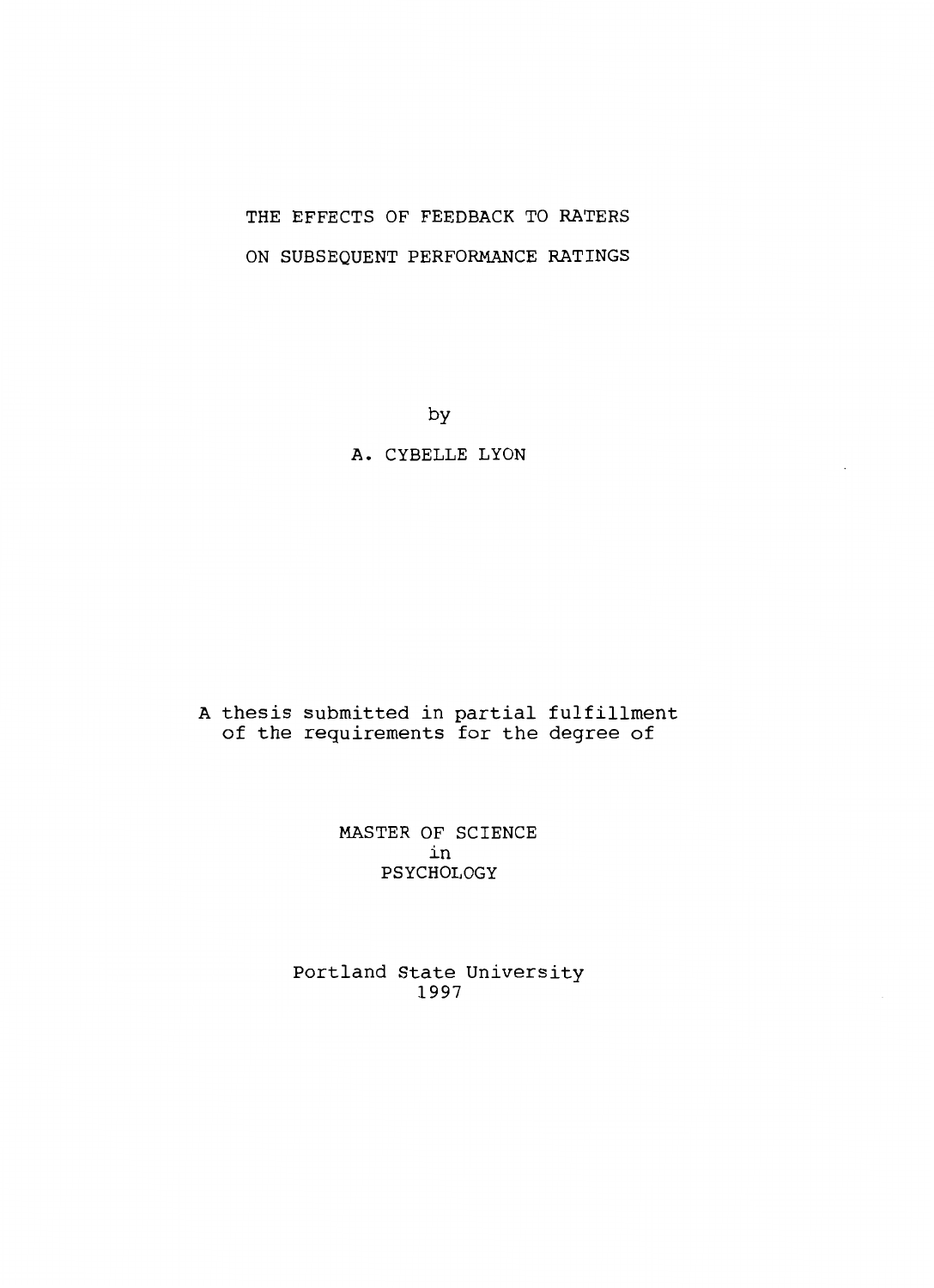# THE EFFECTS OF FEEDBACK TO RATERS ON SUBSEQUENT PERFORMANCE RATINGS

by

A. CYBELLE LYON

A thesis submitted in partial fulfillment of the requirements for the degree of

MASTER OF SCIENCE
in
PSYCHOLOGY

Portland State University
1997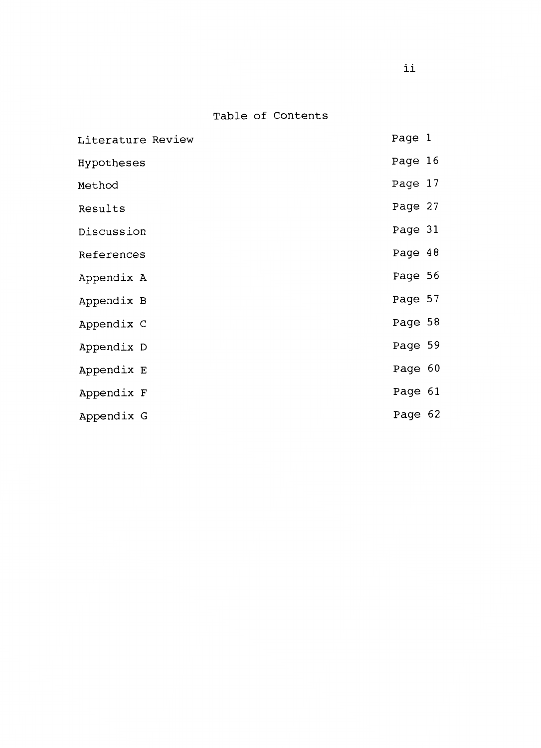# Table of Contents

| | |
|---|---|
| Literature Review | Page 1 |
| Hypotheses | Page 16 |
| Method | Page 17 |
| Results | Page 27 |
| Discussion | Page 31 |
| References | Page 48 |
| Appendix A | Page 56 |
| Appendix B | Page 57 |
| Appendix C | Page 58 |
| Appendix D | Page 59 |
| Appendix E | Page 60 |
| Appendix F | Page 61 |
| Appendix G | Page 62 |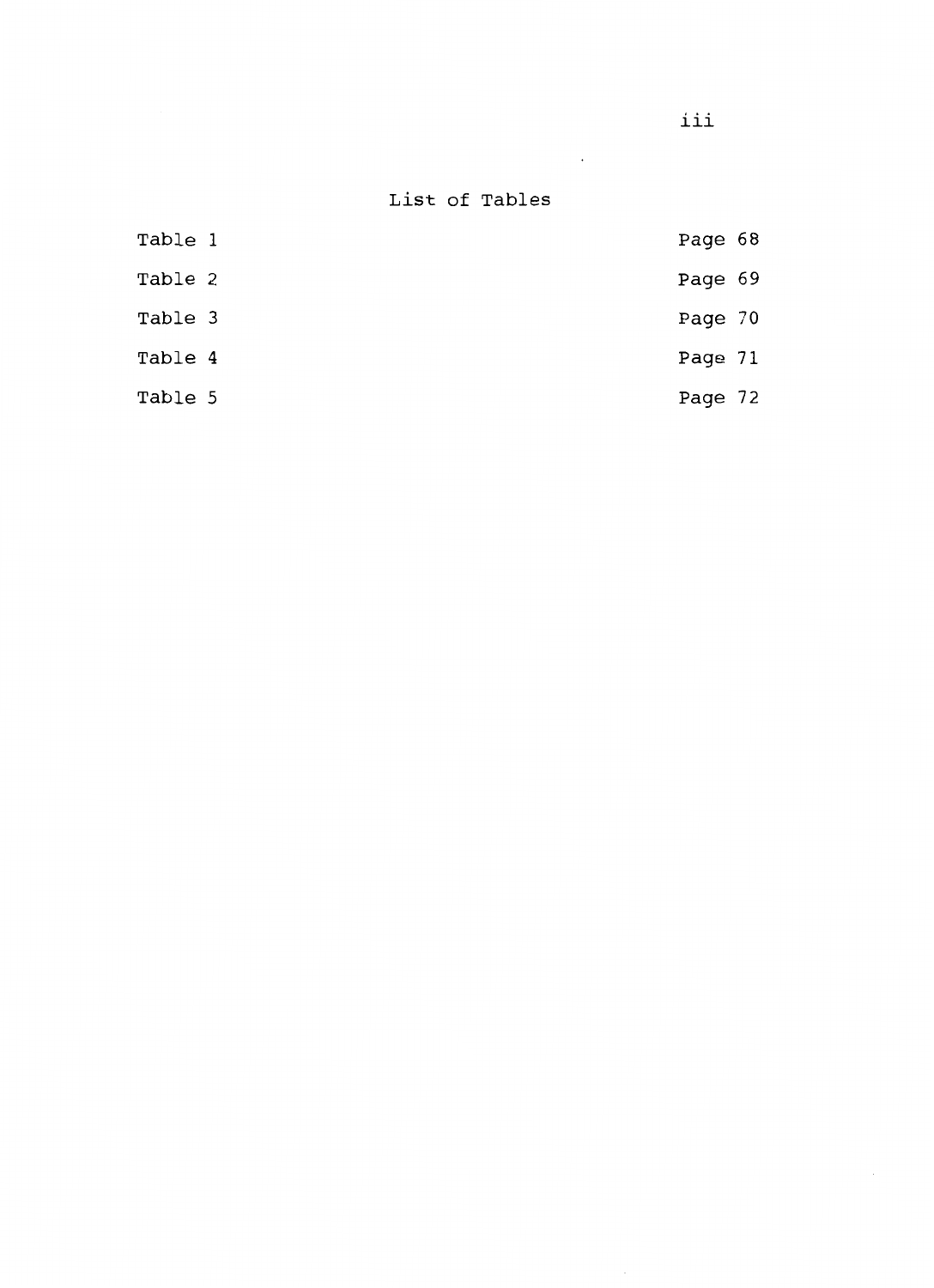# List of Tables

| | |
|---|---|
| Table 1 | Page 68 |
| Table 2 | Page 69 |
| Table 3 | Page 70 |
| Table 4 | Page 71 |
| Table 5 | Page 72 |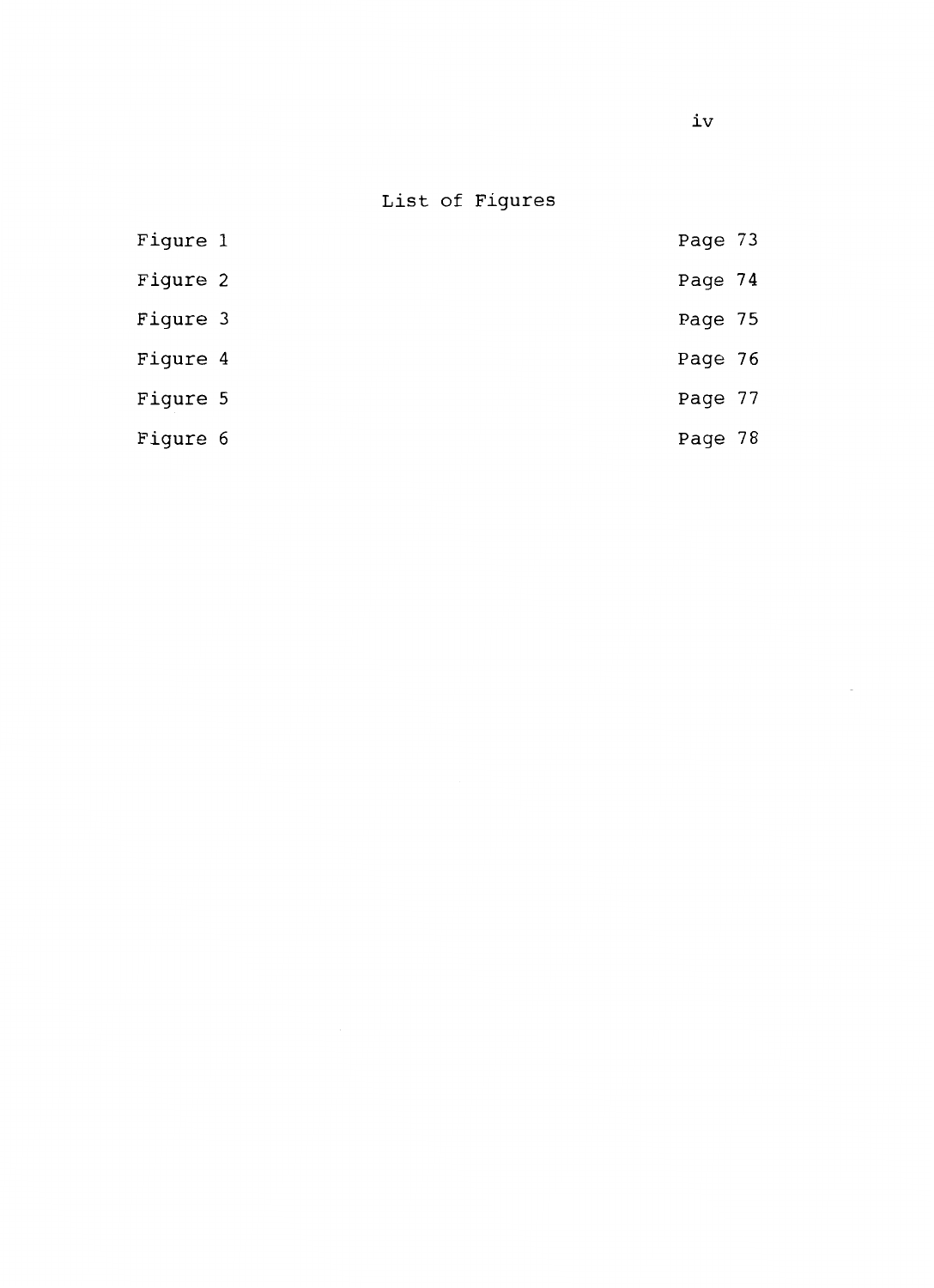# List of Figures

| | |
|---|---|
| Figure 1 | Page 73 |
| Figure 2 | Page 74 |
| Figure 3 | Page 75 |
| Figure 4 | Page 76 |
| Figure 5 | Page 77 |
| Figure 6 | Page 78 |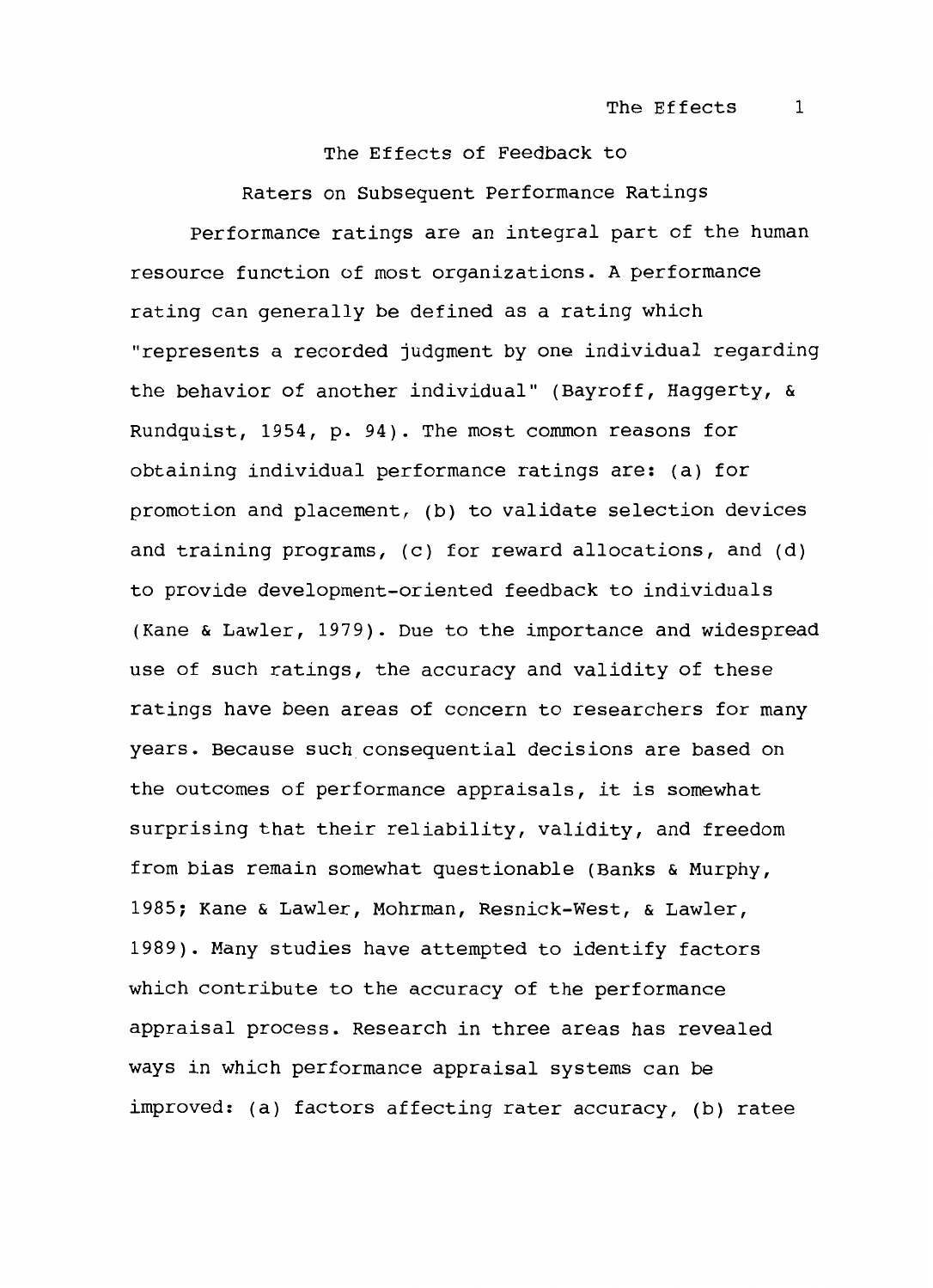# The Effects of Feedback to Raters on Subsequent Performance Ratings

Performance ratings are an integral part of the human resource function of most organizations. A performance rating can generally be defined as a rating which "represents a recorded judgment by one individual regarding the behavior of another individual" (Bayroff, Haggerty, & Rundquist, 1954, p. 94). The most common reasons for obtaining individual performance ratings are: (a) for promotion and placement, (b) to validate selection devices and training programs, (c) for reward allocations, and (d) to provide development-oriented feedback to individuals (Kane & Lawler, 1979). Due to the importance and widespread use of such ratings, the accuracy and validity of these ratings have been areas of concern to researchers for many years. Because such consequential decisions are based on the outcomes of performance appraisals, it is somewhat surprising that their reliability, validity, and freedom from bias remain somewhat questionable (Banks & Murphy, 1985; Kane & Lawler, Mohrman, Resnick-West, & Lawler, 1989). Many studies have attempted to identify factors which contribute to the accuracy of the performance appraisal process. Research in three areas has revealed ways in which performance appraisal systems can be improved: (a) factors affecting rater accuracy, (b) ratee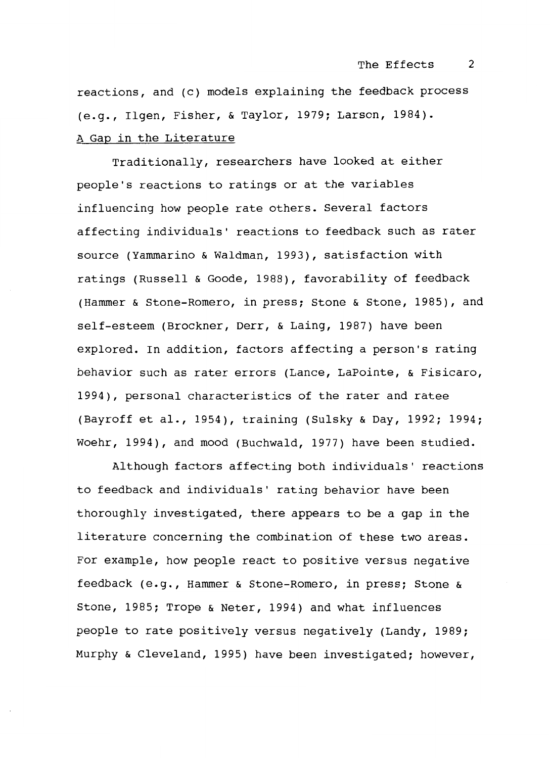reactions, and (c) models explaining the feedback process (e.g., Ilgen, Fisher, & Taylor, 1979; Larson, 1984).

## A Gap in the Literature

Traditionally, researchers have looked at either people's reactions to ratings or at the variables influencing how people rate others. Several factors affecting individuals' reactions to feedback such as rater source (Yammarino & Waldman, 1993), satisfaction with ratings (Russell & Goode, 1988), favorability of feedback (Hammer & Stone-Romero, in press; Stone & Stone, 1985), and self-esteem (Brockner, Derr, & Laing, 1987) have been explored. In addition, factors affecting a person's rating behavior such as rater errors (Lance, LaPointe, & Fisicaro, 1994), personal characteristics of the rater and ratee (Bayroff et al., 1954), training (Sulsky & Day, 1992; 1994; Woehr, 1994), and mood (Buchwald, 1977) have been studied.

Although factors affecting both individuals' reactions to feedback and individuals' rating behavior have been thoroughly investigated, there appears to be a gap in the literature concerning the combination of these two areas. For example, how people react to positive versus negative feedback (e.g., Hammer & Stone-Romero, in press; Stone & Stone, 1985; Trope & Neter, 1994) and what influences people to rate positively versus negatively (Landy, 1989; Murphy & Cleveland, 1995) have been investigated; however,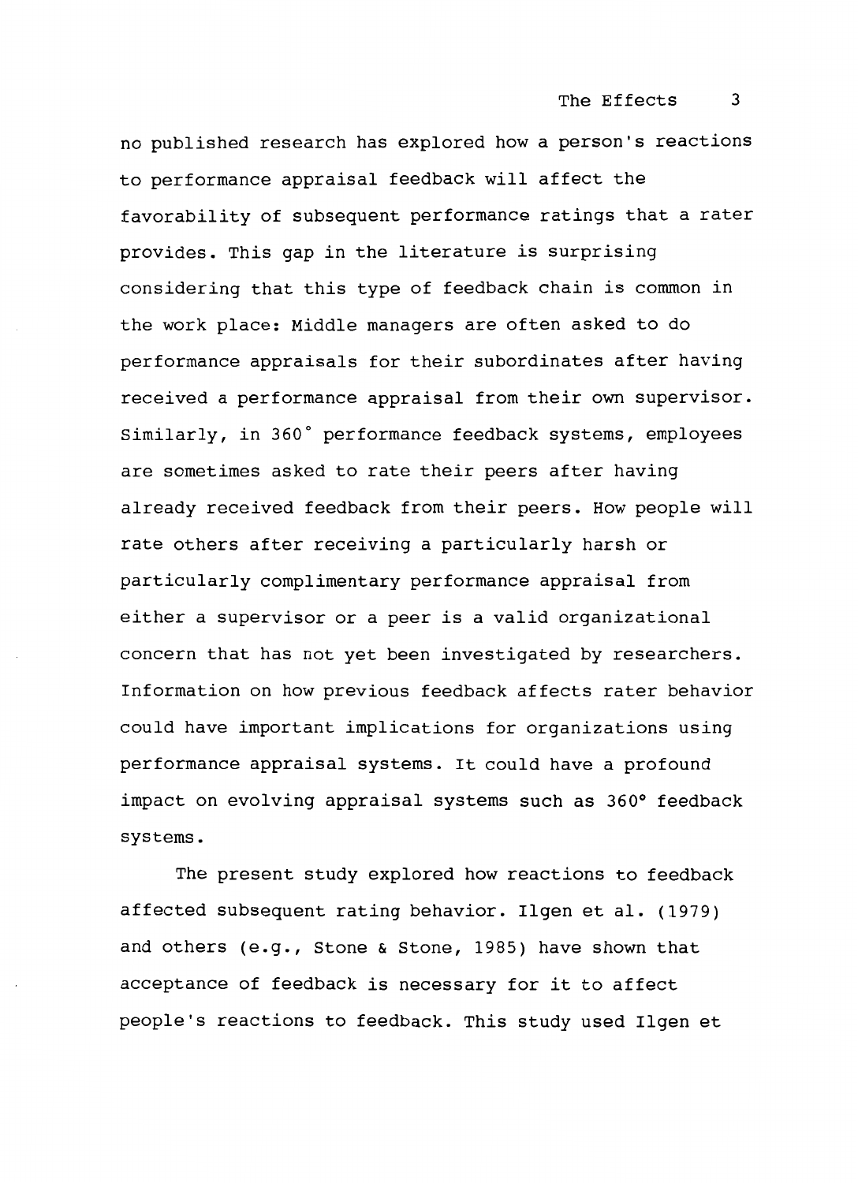no published research has explored how a person's reactions to performance appraisal feedback will affect the favorability of subsequent performance ratings that a rater provides. This gap in the literature is surprising considering that this type of feedback chain is common in the work place: Middle managers are often asked to do performance appraisals for their subordinates after having received a performance appraisal from their own supervisor. Similarly, in 360° performance feedback systems, employees are sometimes asked to rate their peers after having already received feedback from their peers. How people will rate others after receiving a particularly harsh or particularly complimentary performance appraisal from either a supervisor or a peer is a valid organizational concern that has not yet been investigated by researchers. Information on how previous feedback affects rater behavior could have important implications for organizations using performance appraisal systems. It could have a profound impact on evolving appraisal systems such as 360° feedback systems.

The present study explored how reactions to feedback affected subsequent rating behavior. Ilgen et al. (1979) and others (e.g., Stone & Stone, 1985) have shown that acceptance of feedback is necessary for it to affect people's reactions to feedback. This study used Ilgen et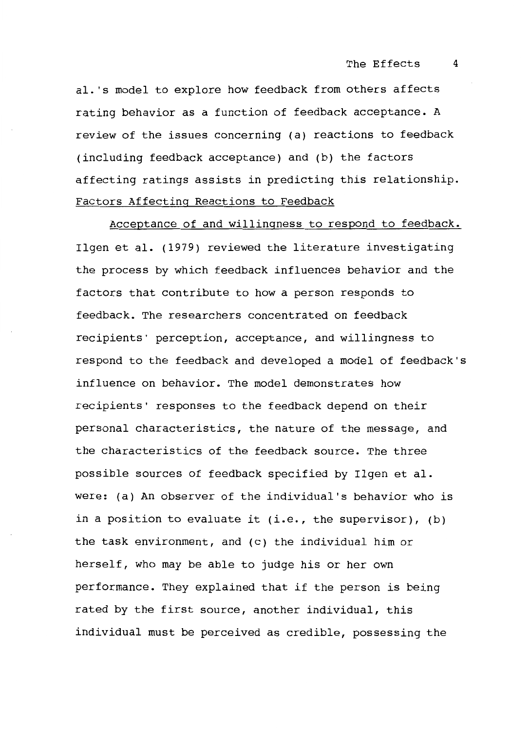al.'s model to explore how feedback from others affects rating behavior as a function of feedback acceptance. A review of the issues concerning (a) reactions to feedback (including feedback acceptance) and (b) the factors affecting ratings assists in predicting this relationship.

## Factors Affecting Reactions to Feedback

### Acceptance of and willingness to respond to feedback.

Ilgen et al. (1979) reviewed the literature investigating the process by which feedback influences behavior and the factors that contribute to how a person responds to feedback. The researchers concentrated on feedback recipients' perception, acceptance, and willingness to respond to the feedback and developed a model of feedback's influence on behavior. The model demonstrates how recipients' responses to the feedback depend on their personal characteristics, the nature of the message, and the characteristics of the feedback source. The three possible sources of feedback specified by Ilgen et al. were: (a) An observer of the individual's behavior who is in a position to evaluate it (i.e., the supervisor), (b) the task environment, and (c) the individual him or herself, who may be able to judge his or her own performance. They explained that if the person is being rated by the first source, another individual, this individual must be perceived as credible, possessing the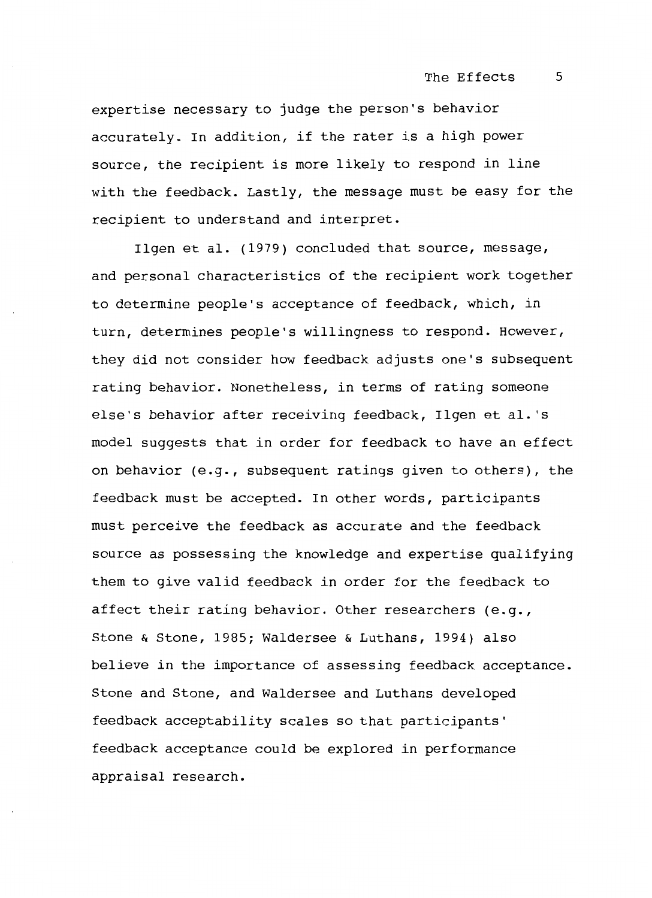expertise necessary to judge the person's behavior accurately. In addition, if the rater is a high power source, the recipient is more likely to respond in line with the feedback. Lastly, the message must be easy for the recipient to understand and interpret.

Ilgen et al. (1979) concluded that source, message, and personal characteristics of the recipient work together to determine people's acceptance of feedback, which, in turn, determines people's willingness to respond. However, they did not consider how feedback adjusts one's subsequent rating behavior. Nonetheless, in terms of rating someone else's behavior after receiving feedback, Ilgen et al.'s model suggests that in order for feedback to have an effect on behavior (e.g., subsequent ratings given to others), the feedback must be accepted. In other words, participants must perceive the feedback as accurate and the feedback source as possessing the knowledge and expertise qualifying them to give valid feedback in order for the feedback to affect their rating behavior. Other researchers (e.g., Stone & Stone, 1985; Waldersee & Luthans, 1994) also believe in the importance of assessing feedback acceptance. Stone and Stone, and Waldersee and Luthans developed feedback acceptability scales so that participants' feedback acceptance could be explored in performance appraisal research.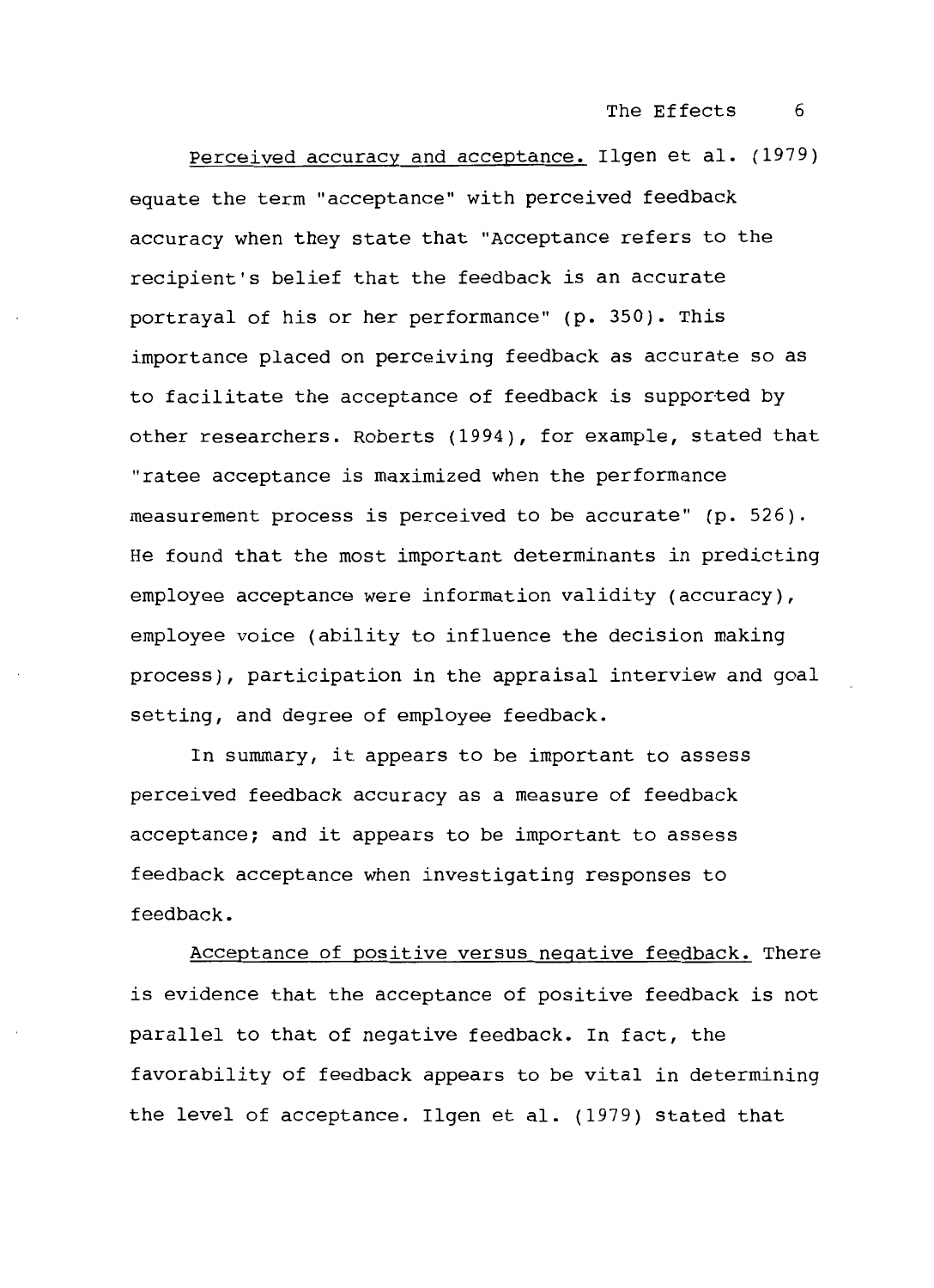<u>Perceived accuracy and acceptance.</u> Ilgen et al. (1979) equate the term "acceptance" with perceived feedback accuracy when they state that "Acceptance refers to the recipient's belief that the feedback is an accurate portrayal of his or her performance" (p. 350). This importance placed on perceiving feedback as accurate so as to facilitate the acceptance of feedback is supported by other researchers. Roberts (1994), for example, stated that "ratee acceptance is maximized when the performance measurement process is perceived to be accurate" (p. 526). He found that the most important determinants in predicting employee acceptance were information validity (accuracy), employee voice (ability to influence the decision making process), participation in the appraisal interview and goal setting, and degree of employee feedback.

In summary, it appears to be important to assess perceived feedback accuracy as a measure of feedback acceptance; and it appears to be important to assess feedback acceptance when investigating responses to feedback.

<u>Acceptance of positive versus negative feedback.</u> There is evidence that the acceptance of positive feedback is not parallel to that of negative feedback. In fact, the favorability of feedback appears to be vital in determining the level of acceptance. Ilgen et al. (1979) stated that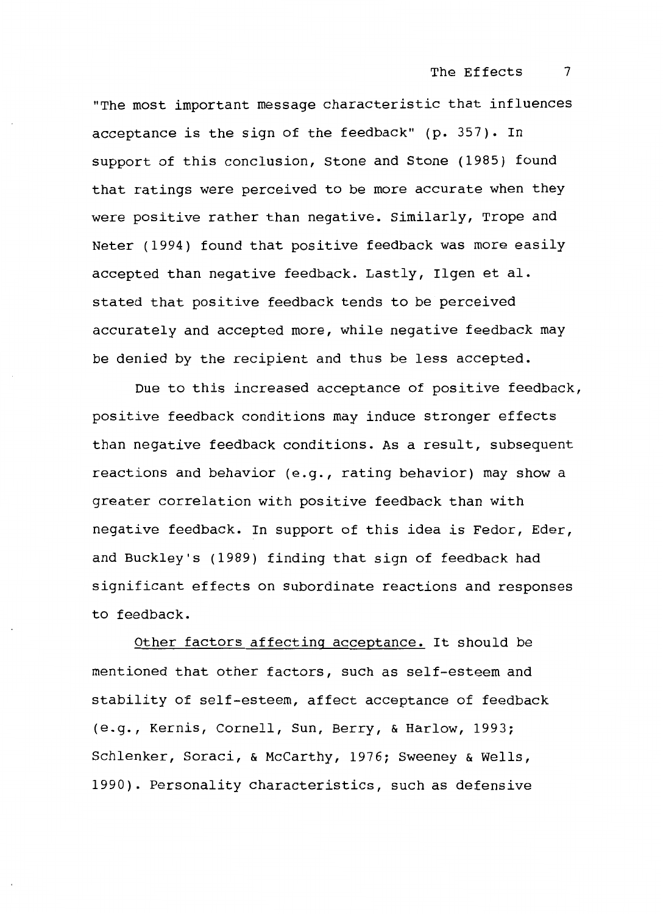"The most important message characteristic that influences acceptance is the sign of the feedback" (p. 357). In support of this conclusion, Stone and Stone (1985) found that ratings were perceived to be more accurate when they were positive rather than negative. Similarly, Trope and Neter (1994) found that positive feedback was more easily accepted than negative feedback. Lastly, Ilgen et al. stated that positive feedback tends to be perceived accurately and accepted more, while negative feedback may be denied by the recipient and thus be less accepted.

Due to this increased acceptance of positive feedback, positive feedback conditions may induce stronger effects than negative feedback conditions. As a result, subsequent reactions and behavior (e.g., rating behavior) may show a greater correlation with positive feedback than with negative feedback. In support of this idea is Fedor, Eder, and Buckley's (1989) finding that sign of feedback had significant effects on subordinate reactions and responses to feedback.

Other factors affecting acceptance. It should be mentioned that other factors, such as self-esteem and stability of self-esteem, affect acceptance of feedback (e.g., Kernis, Cornell, Sun, Berry, & Harlow, 1993; Schlenker, Soraci, & McCarthy, 1976; Sweeney & Wells, 1990). Personality characteristics, such as defensive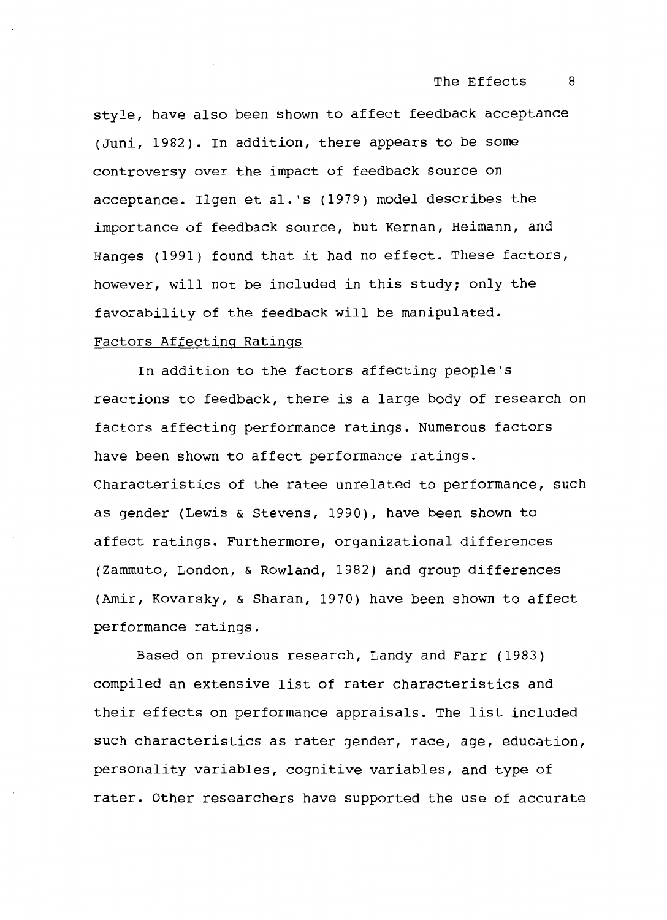style, have also been shown to affect feedback acceptance (Juni, 1982). In addition, there appears to be some controversy over the impact of feedback source on acceptance. Ilgen et al.'s (1979) model describes the importance of feedback source, but Kernan, Heimann, and Hanges (1991) found that it had no effect. These factors, however, will not be included in this study; only the favorability of the feedback will be manipulated.

## Factors Affecting Ratings

In addition to the factors affecting people's reactions to feedback, there is a large body of research on factors affecting performance ratings. Numerous factors have been shown to affect performance ratings. Characteristics of the ratee unrelated to performance, such as gender (Lewis & Stevens, 1990), have been shown to affect ratings. Furthermore, organizational differences (Zammuto, London, & Rowland, 1982) and group differences (Amir, Kovarsky, & Sharan, 1970) have been shown to affect performance ratings.

Based on previous research, Landy and Farr (1983) compiled an extensive list of rater characteristics and their effects on performance appraisals. The list included such characteristics as rater gender, race, age, education, personality variables, cognitive variables, and type of rater. Other researchers have supported the use of accurate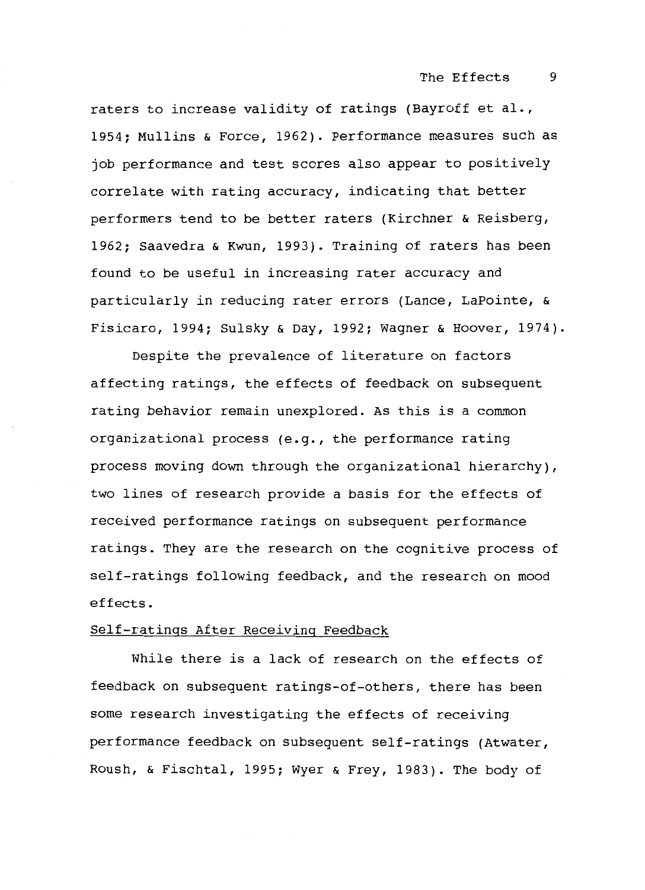raters to increase validity of ratings (Bayroff et al., 1954; Mullins & Force, 1962). Performance measures such as job performance and test scores also appear to positively correlate with rating accuracy, indicating that better performers tend to be better raters (Kirchner & Reisberg, 1962; Saavedra & Kwun, 1993). Training of raters has been found to be useful in increasing rater accuracy and particularly in reducing rater errors (Lance, LaPointe, & Fisicaro, 1994; Sulsky & Day, 1992; Wagner & Hoover, 1974).

Despite the prevalence of literature on factors affecting ratings, the effects of feedback on subsequent rating behavior remain unexplored. As this is a common organizational process (e.g., the performance rating process moving down through the organizational hierarchy), two lines of research provide a basis for the effects of received performance ratings on subsequent performance ratings. They are the research on the cognitive process of self-ratings following feedback, and the research on mood effects.

Self-ratings After Receiving Feedback

While there is a lack of research on the effects of feedback on subsequent ratings-of-others, there has been some research investigating the effects of receiving performance feedback on subsequent self-ratings (Atwater, Roush, & Fischtal, 1995; Wyer & Frey, 1983). The body of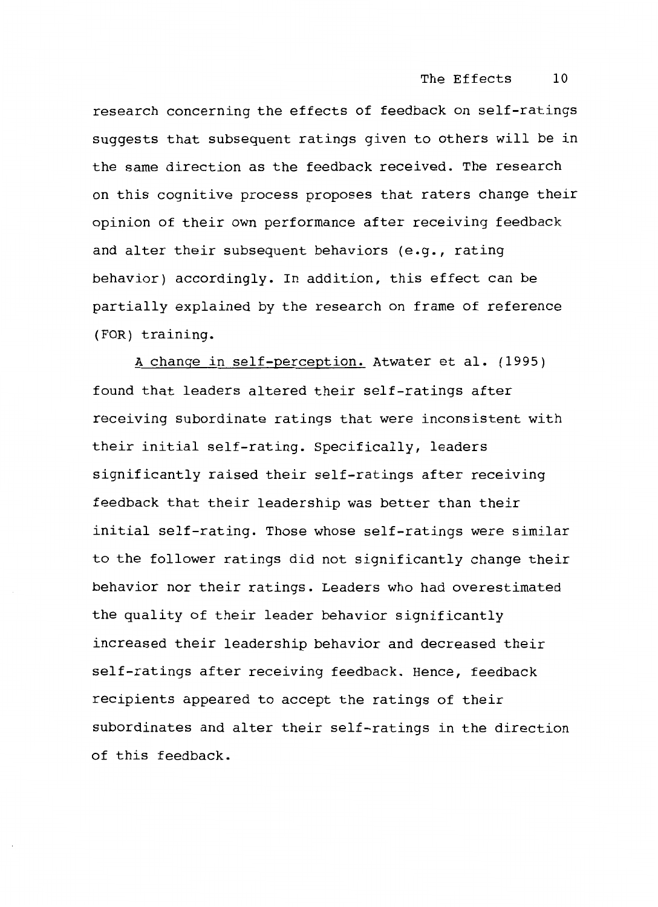research concerning the effects of feedback on self-ratings suggests that subsequent ratings given to others will be in the same direction as the feedback received. The research on this cognitive process proposes that raters change their opinion of their own performance after receiving feedback and alter their subsequent behaviors (e.g., rating behavior) accordingly. In addition, this effect can be partially explained by the research on frame of reference (FOR) training.

A change in self-perception. Atwater et al. (1995) found that leaders altered their self-ratings after receiving subordinate ratings that were inconsistent with their initial self-rating. Specifically, leaders significantly raised their self-ratings after receiving feedback that their leadership was better than their initial self-rating. Those whose self-ratings were similar to the follower ratings did not significantly change their behavior nor their ratings. Leaders who had overestimated the quality of their leader behavior significantly increased their leadership behavior and decreased their self-ratings after receiving feedback. Hence, feedback recipients appeared to accept the ratings of their subordinates and alter their self-ratings in the direction of this feedback.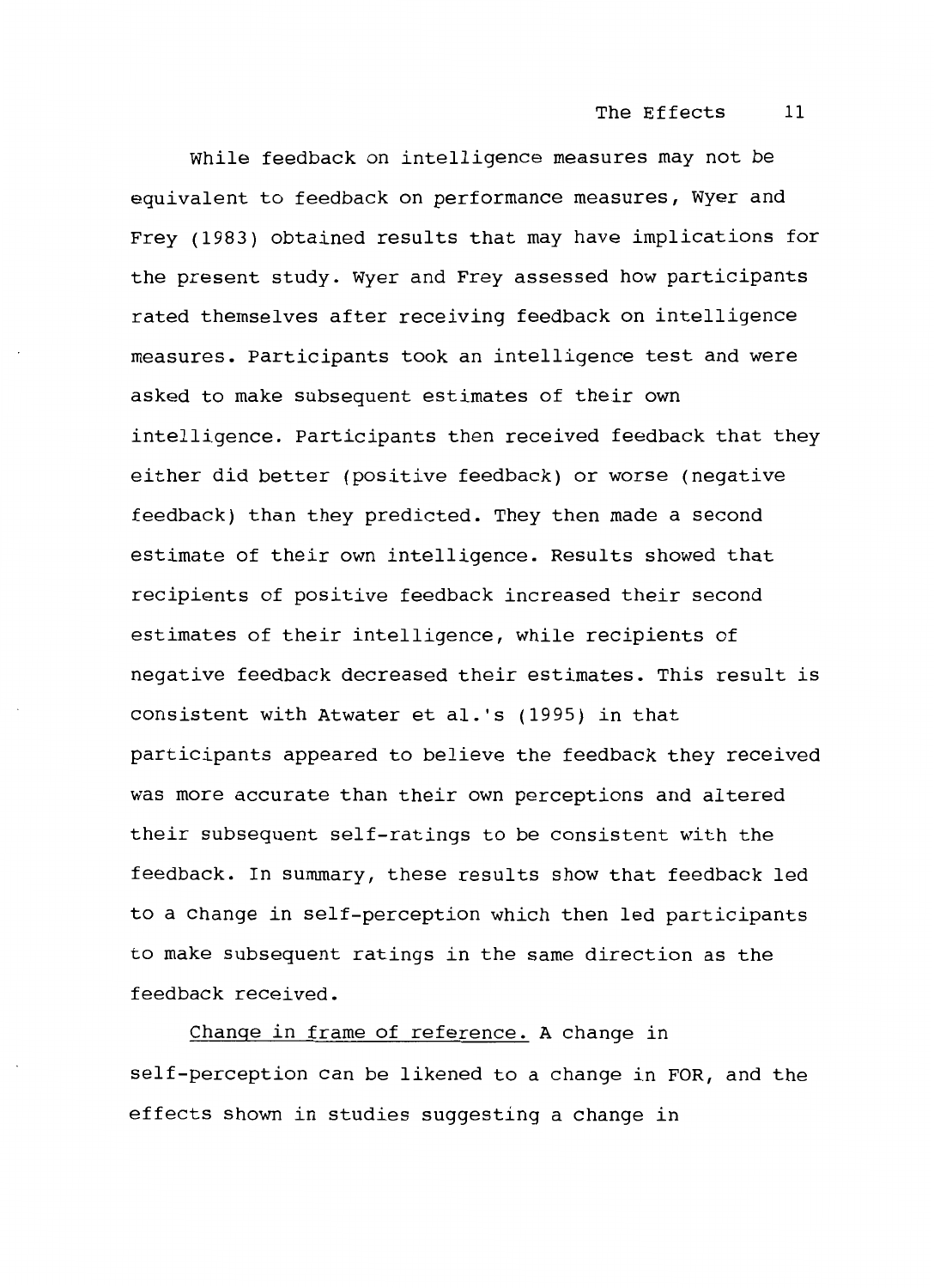While feedback on intelligence measures may not be equivalent to feedback on performance measures, Wyer and Frey (1983) obtained results that may have implications for the present study. Wyer and Frey assessed how participants rated themselves after receiving feedback on intelligence measures. Participants took an intelligence test and were asked to make subsequent estimates of their own intelligence. Participants then received feedback that they either did better (positive feedback) or worse (negative feedback) than they predicted. They then made a second estimate of their own intelligence. Results showed that recipients of positive feedback increased their second estimates of their intelligence, while recipients of negative feedback decreased their estimates. This result is consistent with Atwater et al.'s (1995) in that participants appeared to believe the feedback they received was more accurate than their own perceptions and altered their subsequent self-ratings to be consistent with the feedback. In summary, these results show that feedback led to a change in self-perception which then led participants to make subsequent ratings in the same direction as the feedback received.

Change in frame of reference. A change in self-perception can be likened to a change in FOR, and the effects shown in studies suggesting a change in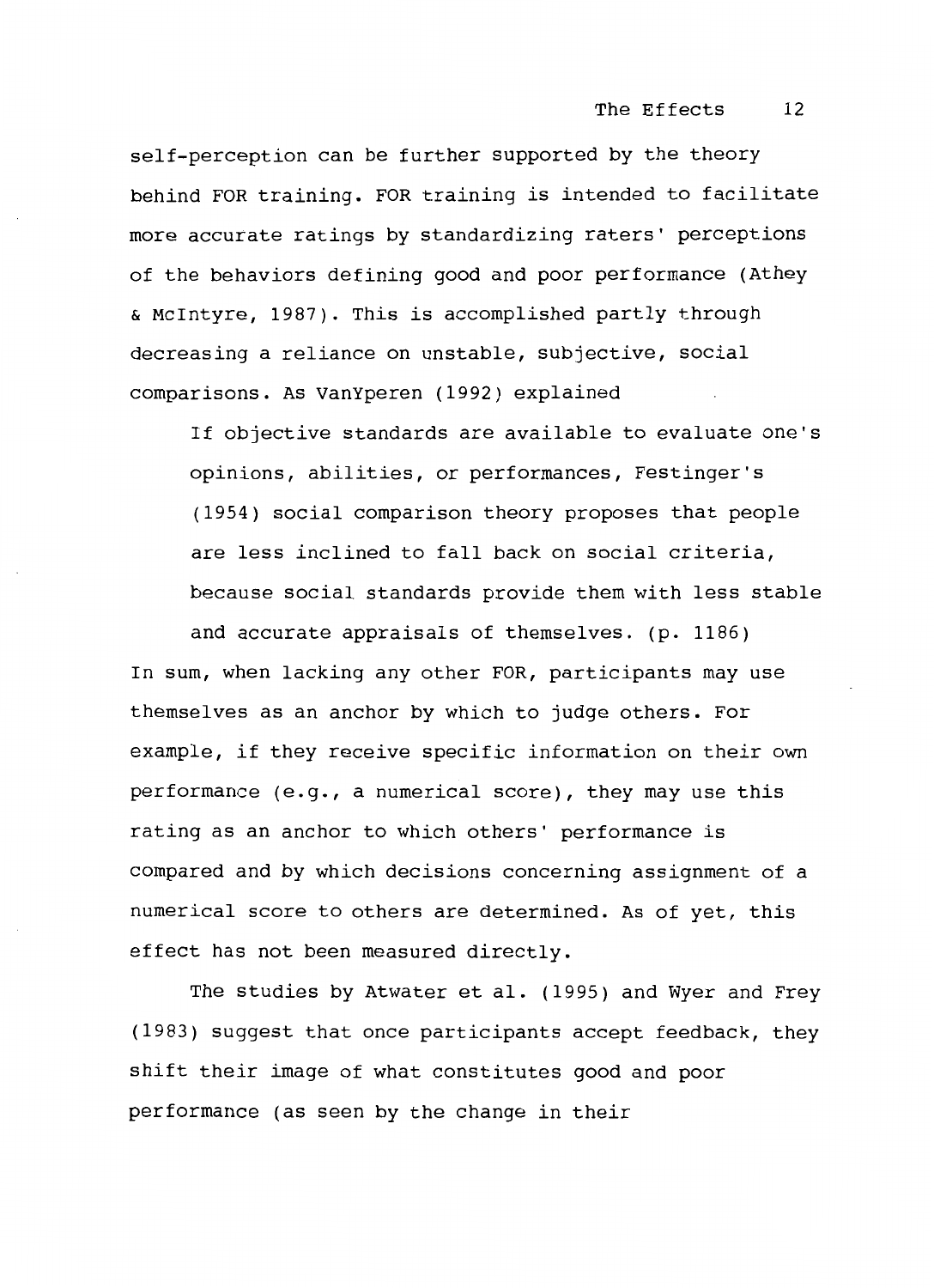self-perception can be further supported by the theory behind FOR training. FOR training is intended to facilitate more accurate ratings by standardizing raters' perceptions of the behaviors defining good and poor performance (Athey & McIntyre, 1987). This is accomplished partly through decreasing a reliance on unstable, subjective, social comparisons. As VanYperen (1992) explained

> If objective standards are available to evaluate one's opinions, abilities, or performances, Festinger's (1954) social comparison theory proposes that people are less inclined to fall back on social criteria, because social standards provide them with less stable and accurate appraisals of themselves. (p. 1186)

In sum, when lacking any other FOR, participants may use themselves as an anchor by which to judge others. For example, if they receive specific information on their own performance (e.g., a numerical score), they may use this rating as an anchor to which others' performance is compared and by which decisions concerning assignment of a numerical score to others are determined. As of yet, this effect has not been measured directly.

The studies by Atwater et al. (1995) and Wyer and Frey (1983) suggest that once participants accept feedback, they shift their image of what constitutes good and poor performance (as seen by the change in their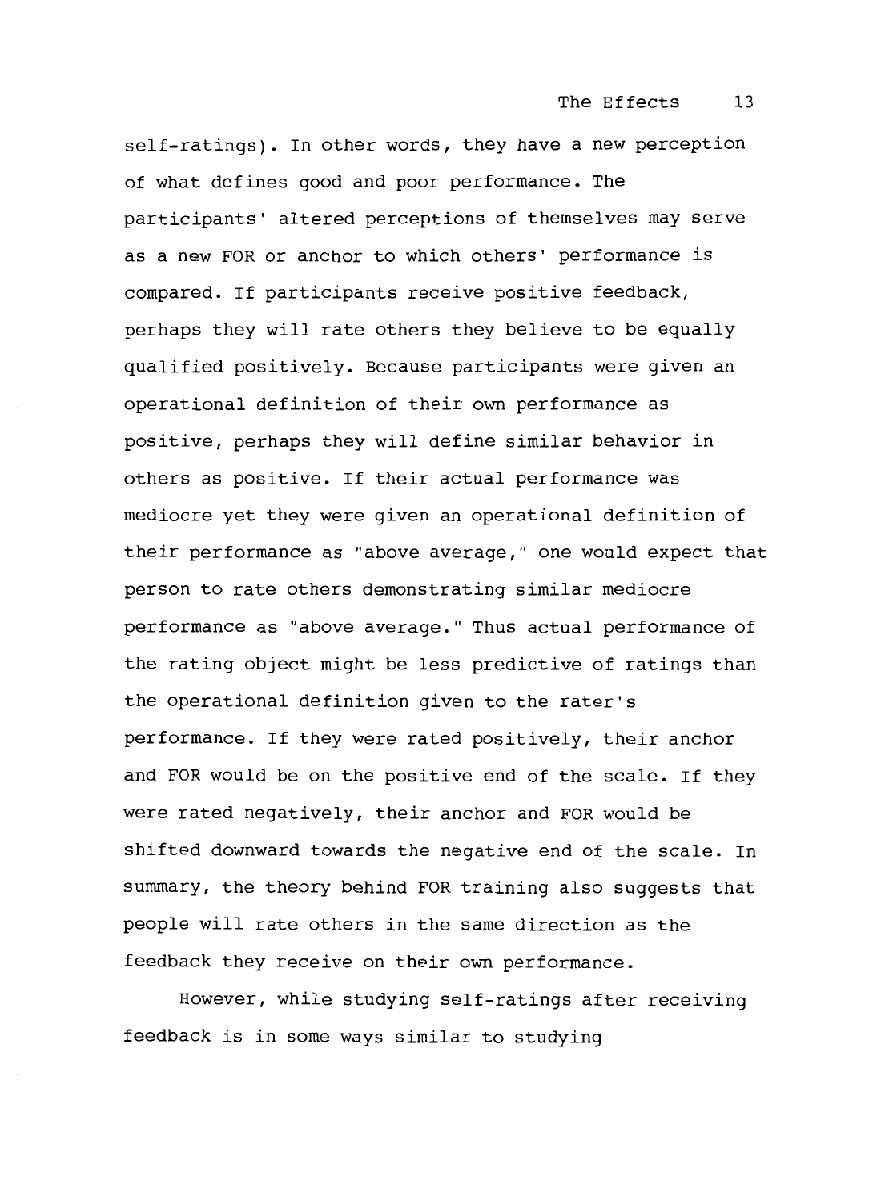self-ratings). In other words, they have a new perception of what defines good and poor performance. The participants' altered perceptions of themselves may serve as a new FOR or anchor to which others' performance is compared. If participants receive positive feedback, perhaps they will rate others they believe to be equally qualified positively. Because participants were given an operational definition of their own performance as positive, perhaps they will define similar behavior in others as positive. If their actual performance was mediocre yet they were given an operational definition of their performance as "above average," one would expect that person to rate others demonstrating similar mediocre performance as "above average." Thus actual performance of the rating object might be less predictive of ratings than the operational definition given to the rater's performance. If they were rated positively, their anchor and FOR would be on the positive end of the scale. If they were rated negatively, their anchor and FOR would be shifted downward towards the negative end of the scale. In summary, the theory behind FOR training also suggests that people will rate others in the same direction as the feedback they receive on their own performance.

However, while studying self-ratings after receiving feedback is in some ways similar to studying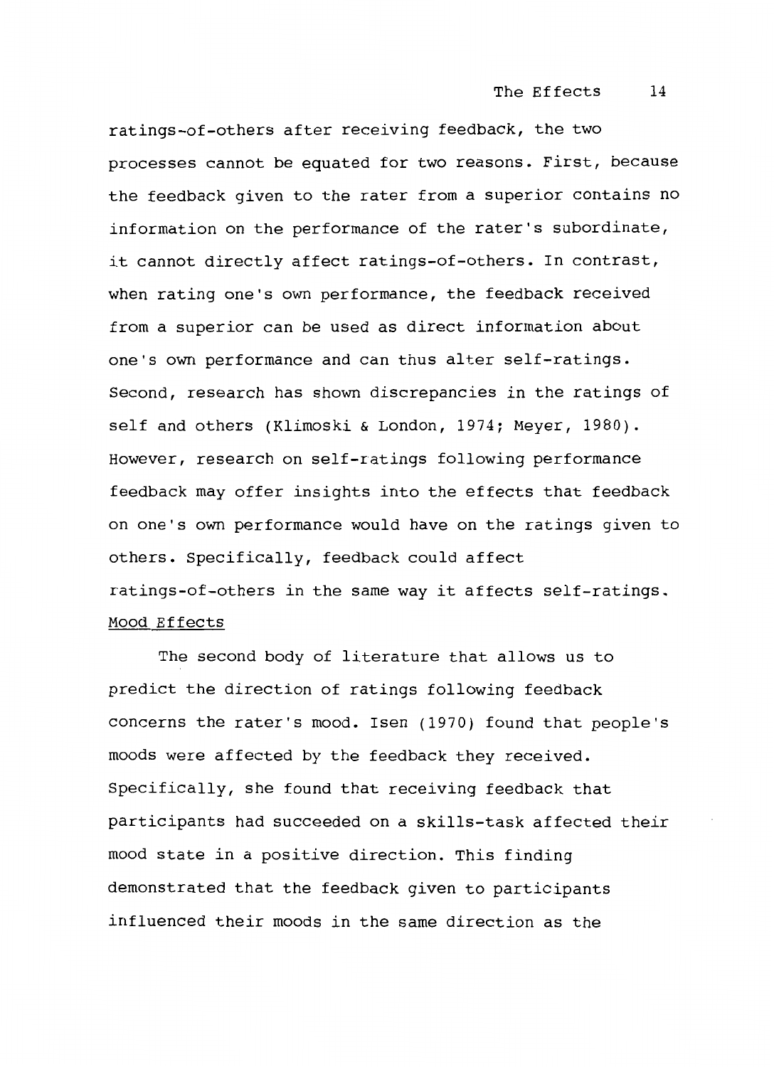ratings-of-others after receiving feedback, the two processes cannot be equated for two reasons. First, because the feedback given to the rater from a superior contains no information on the performance of the rater's subordinate, it cannot directly affect ratings-of-others. In contrast, when rating one's own performance, the feedback received from a superior can be used as direct information about one's own performance and can thus alter self-ratings. Second, research has shown discrepancies in the ratings of self and others (Klimoski & London, 1974; Meyer, 1980). However, research on self-ratings following performance feedback may offer insights into the effects that feedback on one's own performance would have on the ratings given to others. Specifically, feedback could affect ratings-of-others in the same way it affects self-ratings.

## Mood Effects

The second body of literature that allows us to predict the direction of ratings following feedback concerns the rater's mood. Isen (1970) found that people's moods were affected by the feedback they received. Specifically, she found that receiving feedback that participants had succeeded on a skills-task affected their mood state in a positive direction. This finding demonstrated that the feedback given to participants influenced their moods in the same direction as the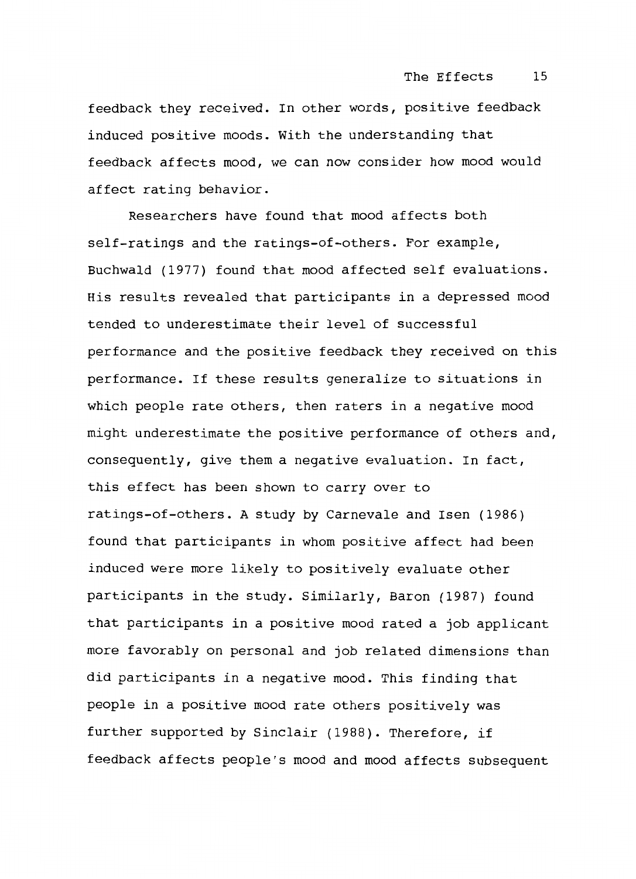feedback they received. In other words, positive feedback induced positive moods. With the understanding that feedback affects mood, we can now consider how mood would affect rating behavior.

Researchers have found that mood affects both self-ratings and the ratings-of-others. For example, Buchwald (1977) found that mood affected self evaluations. His results revealed that participants in a depressed mood tended to underestimate their level of successful performance and the positive feedback they received on this performance. If these results generalize to situations in which people rate others, then raters in a negative mood might underestimate the positive performance of others and, consequently, give them a negative evaluation. In fact, this effect has been shown to carry over to ratings-of-others. A study by Carnevale and Isen (1986) found that participants in whom positive affect had been induced were more likely to positively evaluate other participants in the study. Similarly, Baron (1987) found that participants in a positive mood rated a job applicant more favorably on personal and job related dimensions than did participants in a negative mood. This finding that people in a positive mood rate others positively was further supported by Sinclair (1988). Therefore, if feedback affects people's mood and mood affects subsequent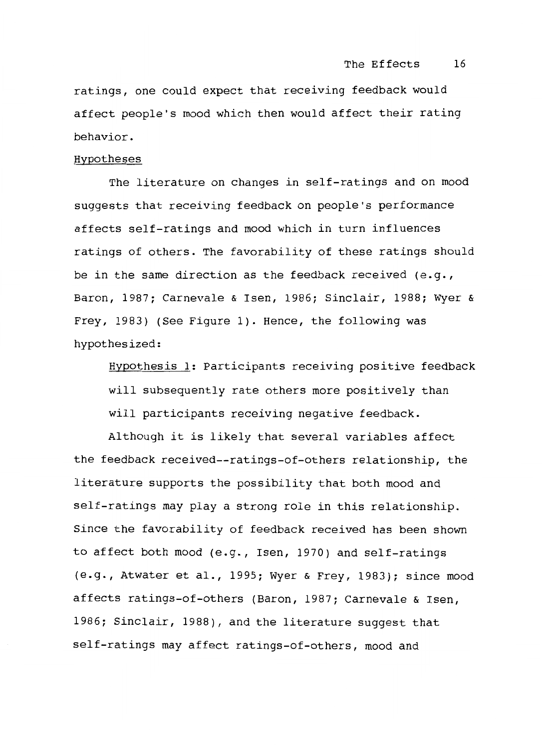ratings, one could expect that receiving feedback would affect people's mood which then would affect their rating behavior.

### Hypotheses

The literature on changes in self-ratings and on mood suggests that receiving feedback on people's performance affects self-ratings and mood which in turn influences ratings of others. The favorability of these ratings should be in the same direction as the feedback received (e.g., Baron, 1987; Carnevale & Isen, 1986; Sinclair, 1988; Wyer & Frey, 1983) (See Figure 1). Hence, the following was hypothesized:

> Hypothesis 1: Participants receiving positive feedback will subsequently rate others more positively than will participants receiving negative feedback.

Although it is likely that several variables affect the feedback received--ratings-of-others relationship, the literature supports the possibility that both mood and self-ratings may play a strong role in this relationship. Since the favorability of feedback received has been shown to affect both mood (e.g., Isen, 1970) and self-ratings (e.g., Atwater et al., 1995; Wyer & Frey, 1983); since mood affects ratings-of-others (Baron, 1987; Carnevale & Isen, 1986; Sinclair, 1988), and the literature suggest that self-ratings may affect ratings-of-others, mood and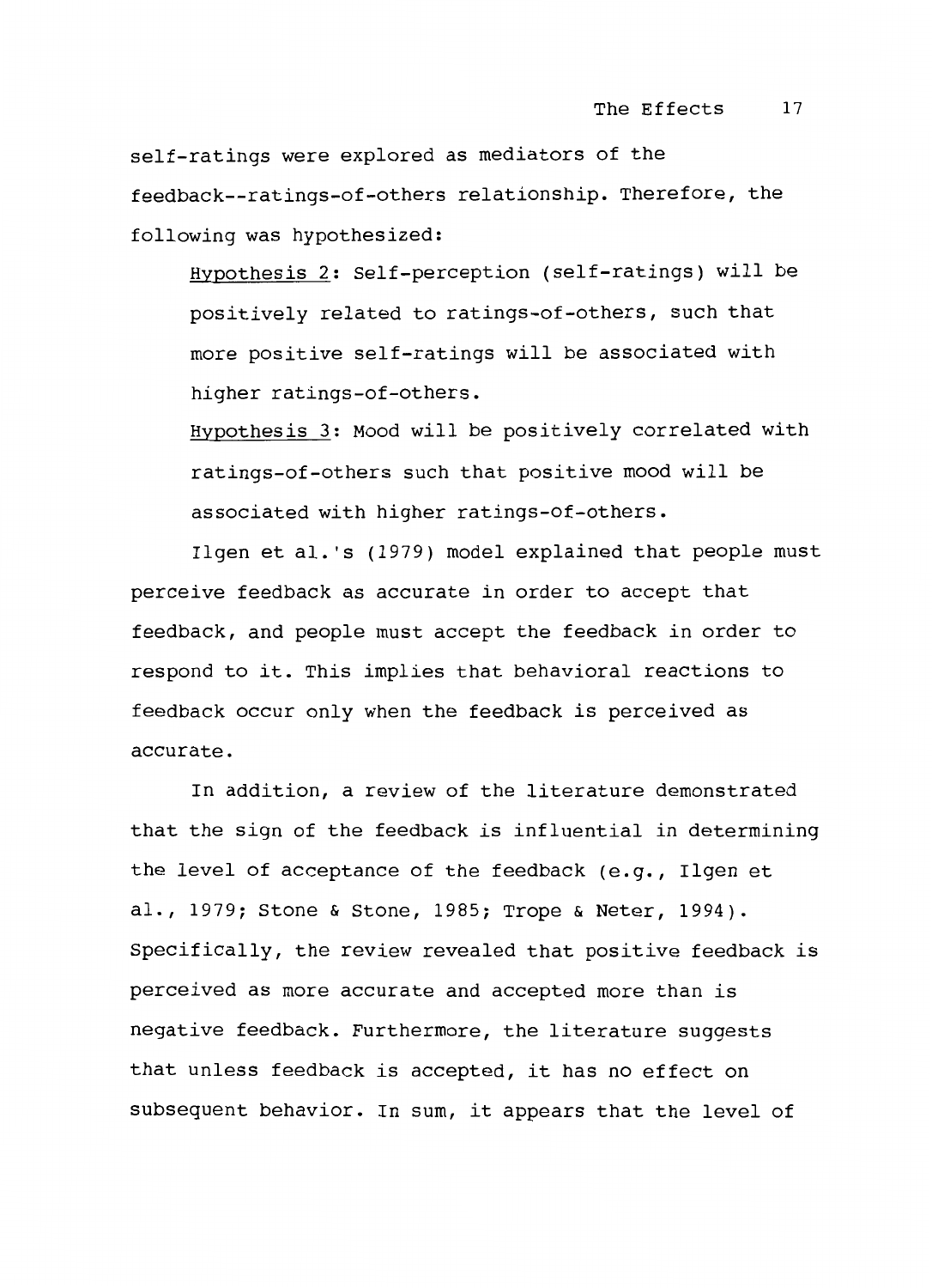self-ratings were explored as mediators of the feedback--ratings-of-others relationship. Therefore, the following was hypothesized:

> Hypothesis 2: Self-perception (self-ratings) will be positively related to ratings-of-others, such that more positive self-ratings will be associated with higher ratings-of-others.
>
> Hypothesis 3: Mood will be positively correlated with ratings-of-others such that positive mood will be associated with higher ratings-of-others.

Ilgen et al.'s (1979) model explained that people must perceive feedback as accurate in order to accept that feedback, and people must accept the feedback in order to respond to it. This implies that behavioral reactions to feedback occur only when the feedback is perceived as accurate.

In addition, a review of the literature demonstrated that the sign of the feedback is influential in determining the level of acceptance of the feedback (e.g., Ilgen et al., 1979; Stone & Stone, 1985; Trope & Neter, 1994). Specifically, the review revealed that positive feedback is perceived as more accurate and accepted more than is negative feedback. Furthermore, the literature suggests that unless feedback is accepted, it has no effect on subsequent behavior. In sum, it appears that the level of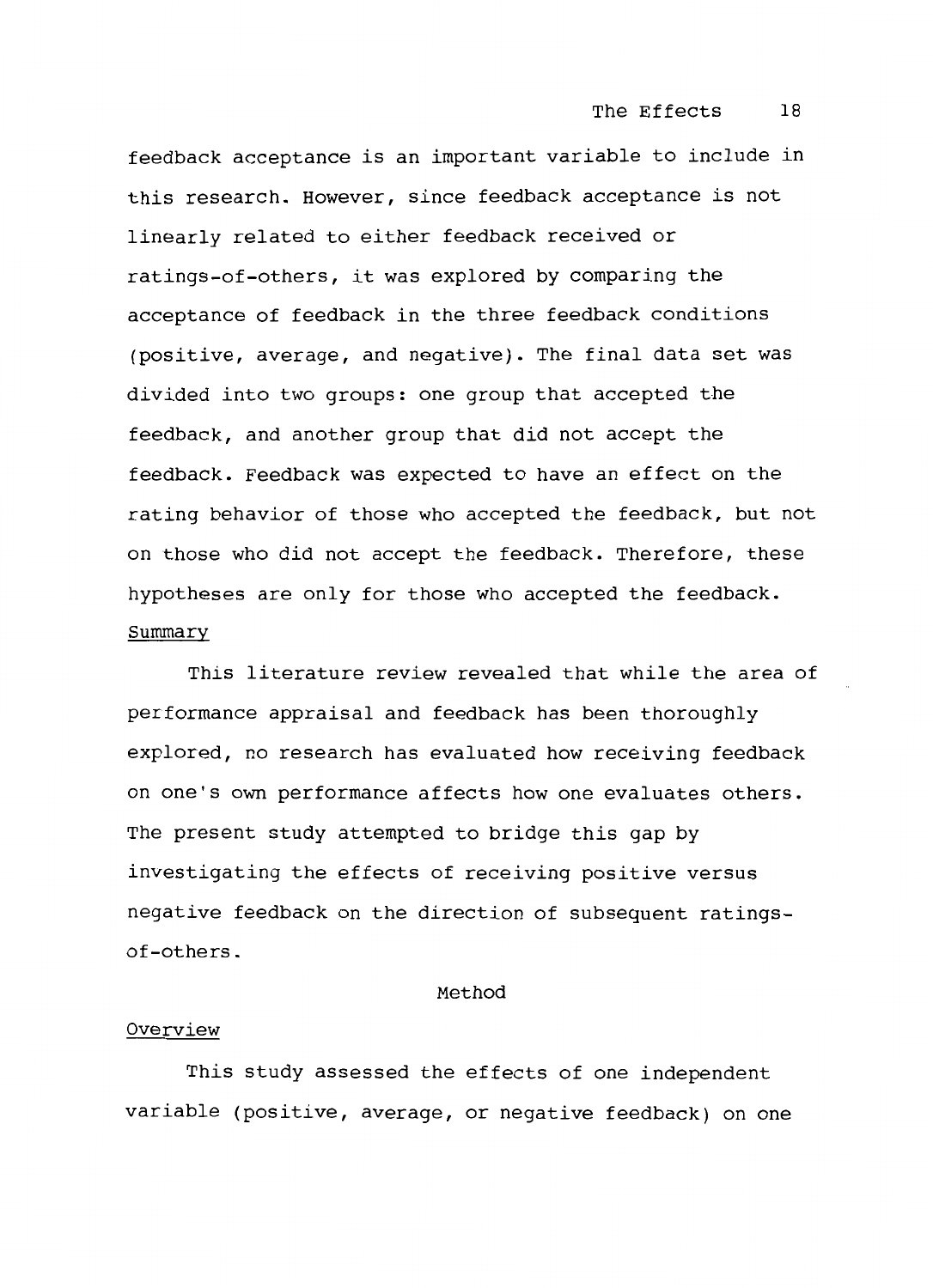feedback acceptance is an important variable to include in this research. However, since feedback acceptance is not linearly related to either feedback received or ratings-of-others, it was explored by comparing the acceptance of feedback in the three feedback conditions (positive, average, and negative). The final data set was divided into two groups: one group that accepted the feedback, and another group that did not accept the feedback. Feedback was expected to have an effect on the rating behavior of those who accepted the feedback, but not on those who did not accept the feedback. Therefore, these hypotheses are only for those who accepted the feedback.

### Summary

This literature review revealed that while the area of performance appraisal and feedback has been thoroughly explored, no research has evaluated how receiving feedback on one's own performance affects how one evaluates others. The present study attempted to bridge this gap by investigating the effects of receiving positive versus negative feedback on the direction of subsequent ratings-of-others.

## Method

### Overview

This study assessed the effects of one independent variable (positive, average, or negative feedback) on one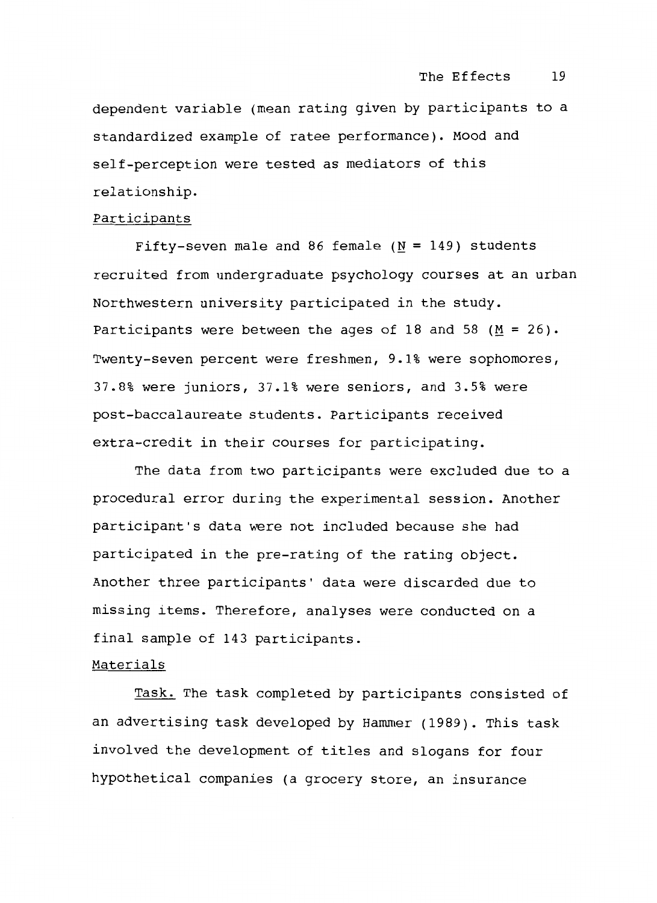dependent variable (mean rating given by participants to a standardized example of ratee performance). Mood and self-perception were tested as mediators of this relationship.

### Participants

Fifty-seven male and 86 female ($N$ = 149) students recruited from undergraduate psychology courses at an urban Northwestern university participated in the study. Participants were between the ages of 18 and 58 ($M$ = 26). Twenty-seven percent were freshmen, 9.1% were sophomores, 37.8% were juniors, 37.1% were seniors, and 3.5% were post-baccalaureate students. Participants received extra-credit in their courses for participating.

The data from two participants were excluded due to a procedural error during the experimental session. Another participant's data were not included because she had participated in the pre-rating of the rating object. Another three participants' data were discarded due to missing items. Therefore, analyses were conducted on a final sample of 143 participants.

### Materials

Task. The task completed by participants consisted of an advertising task developed by Hammer (1989). This task involved the development of titles and slogans for four hypothetical companies (a grocery store, an insurance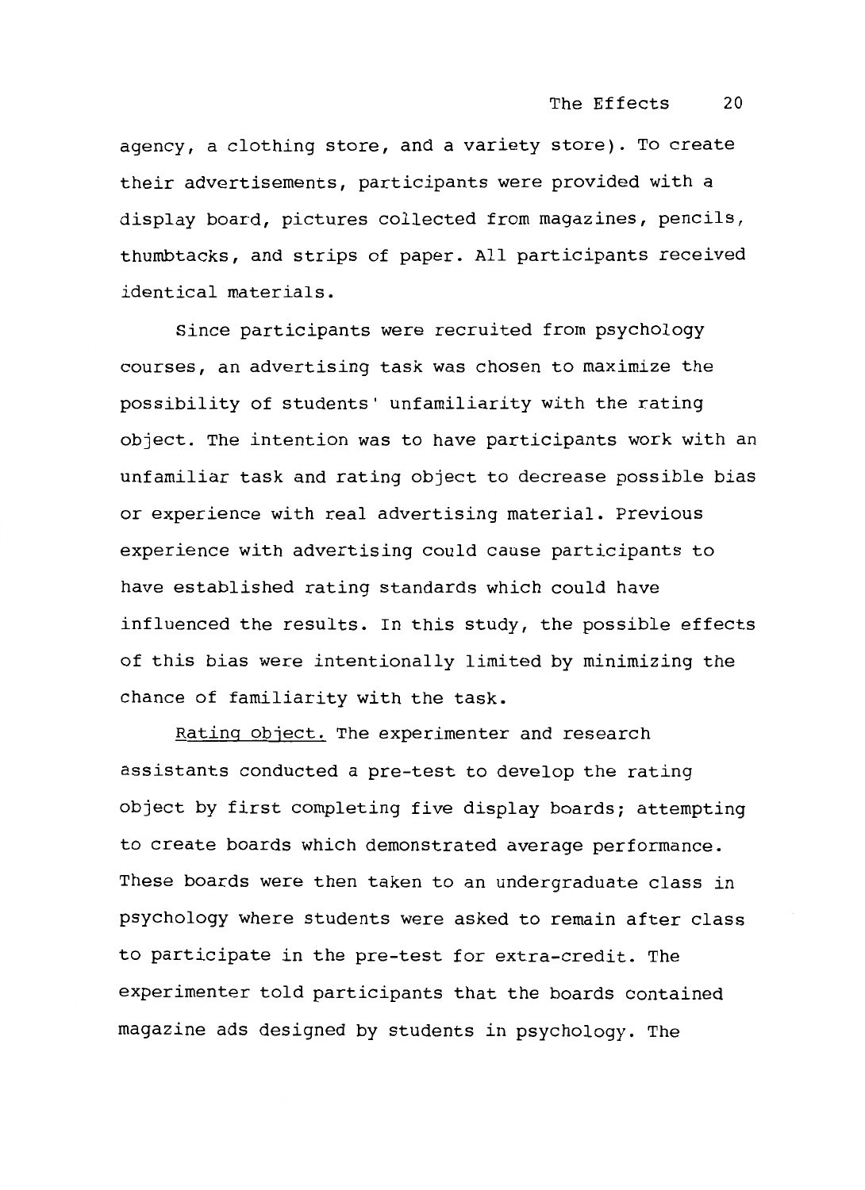agency, a clothing store, and a variety store). To create their advertisements, participants were provided with a display board, pictures collected from magazines, pencils, thumbtacks, and strips of paper. All participants received identical materials.

Since participants were recruited from psychology courses, an advertising task was chosen to maximize the possibility of students' unfamiliarity with the rating object. The intention was to have participants work with an unfamiliar task and rating object to decrease possible bias or experience with real advertising material. Previous experience with advertising could cause participants to have established rating standards which could have influenced the results. In this study, the possible effects of this bias were intentionally limited by minimizing the chance of familiarity with the task.

Rating object. The experimenter and research assistants conducted a pre-test to develop the rating object by first completing five display boards; attempting to create boards which demonstrated average performance. These boards were then taken to an undergraduate class in psychology where students were asked to remain after class to participate in the pre-test for extra-credit. The experimenter told participants that the boards contained magazine ads designed by students in psychology. The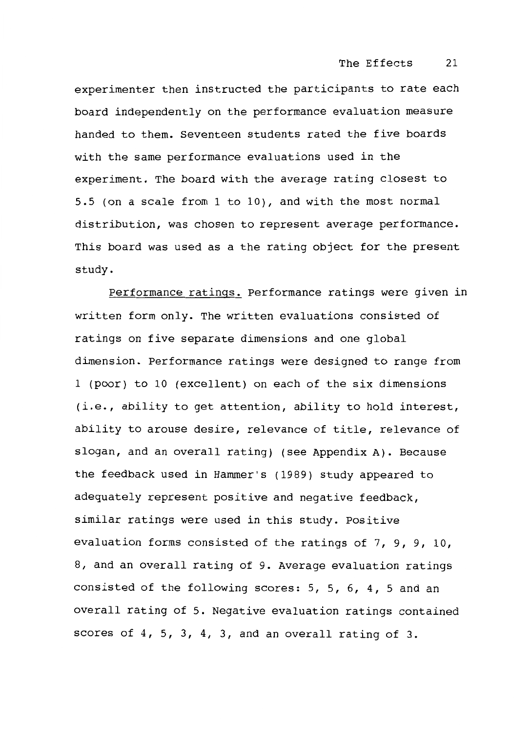experimenter then instructed the participants to rate each board independently on the performance evaluation measure handed to them. Seventeen students rated the five boards with the same performance evaluations used in the experiment. The board with the average rating closest to 5.5 (on a scale from 1 to 10), and with the most normal distribution, was chosen to represent average performance. This board was used as a the rating object for the present study.

<u>Performance ratings.</u> Performance ratings were given in written form only. The written evaluations consisted of ratings on five separate dimensions and one global dimension. Performance ratings were designed to range from 1 (poor) to 10 (excellent) on each of the six dimensions (i.e., ability to get attention, ability to hold interest, ability to arouse desire, relevance of title, relevance of slogan, and an overall rating) (see Appendix A). Because the feedback used in Hammer's (1989) study appeared to adequately represent positive and negative feedback, similar ratings were used in this study. Positive evaluation forms consisted of the ratings of 7, 9, 9, 10, 8, and an overall rating of 9. Average evaluation ratings consisted of the following scores: 5, 5, 6, 4, 5 and an overall rating of 5. Negative evaluation ratings contained scores of 4, 5, 3, 4, 3, and an overall rating of 3.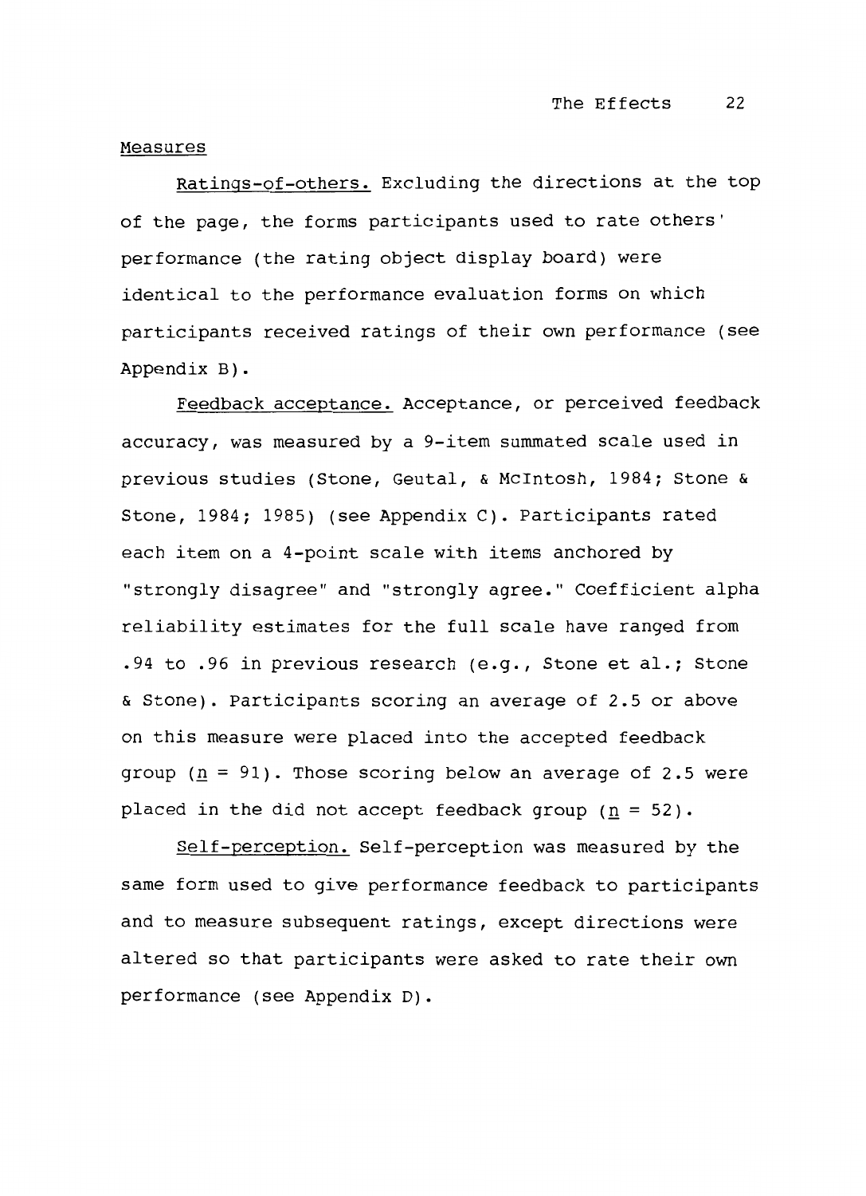## Measures

Ratings-of-others. Excluding the directions at the top of the page, the forms participants used to rate others' performance (the rating object display board) were identical to the performance evaluation forms on which participants received ratings of their own performance (see Appendix B).

Feedback acceptance. Acceptance, or perceived feedback accuracy, was measured by a 9-item summated scale used in previous studies (Stone, Geutal, & McIntosh, 1984; Stone & Stone, 1984; 1985) (see Appendix C). Participants rated each item on a 4-point scale with items anchored by "strongly disagree" and "strongly agree." Coefficient alpha reliability estimates for the full scale have ranged from .94 to .96 in previous research (e.g., Stone et al.; Stone & Stone). Participants scoring an average of 2.5 or above on this measure were placed into the accepted feedback group ($n$ = 91). Those scoring below an average of 2.5 were placed in the did not accept feedback group ($n$ = 52).

Self-perception. Self-perception was measured by the same form used to give performance feedback to participants and to measure subsequent ratings, except directions were altered so that participants were asked to rate their own performance (see Appendix D).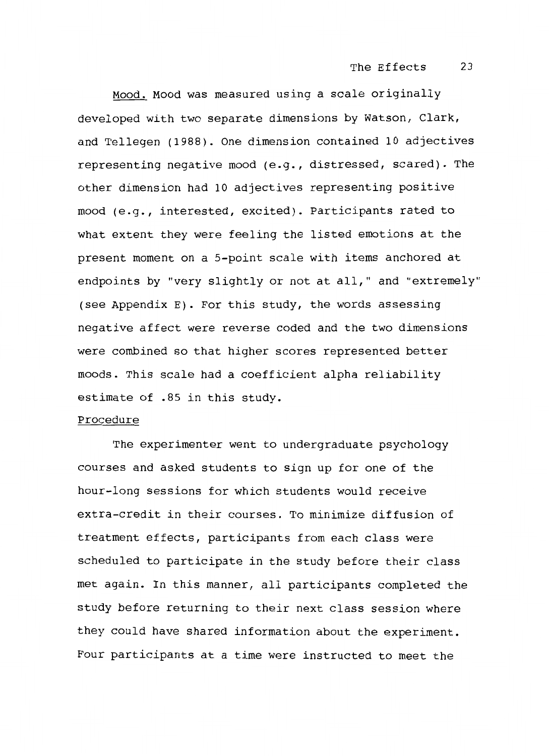Mood. Mood was measured using a scale originally developed with two separate dimensions by Watson, Clark, and Tellegen (1988). One dimension contained 10 adjectives representing negative mood (e.g., distressed, scared). The other dimension had 10 adjectives representing positive mood (e.g., interested, excited). Participants rated to what extent they were feeling the listed emotions at the present moment on a 5-point scale with items anchored at endpoints by "very slightly or not at all," and "extremely" (see Appendix E). For this study, the words assessing negative affect were reverse coded and the two dimensions were combined so that higher scores represented better moods. This scale had a coefficient alpha reliability estimate of .85 in this study.

## Procedure

The experimenter went to undergraduate psychology courses and asked students to sign up for one of the hour-long sessions for which students would receive extra-credit in their courses. To minimize diffusion of treatment effects, participants from each class were scheduled to participate in the study before their class met again. In this manner, all participants completed the study before returning to their next class session where they could have shared information about the experiment. Four participants at a time were instructed to meet the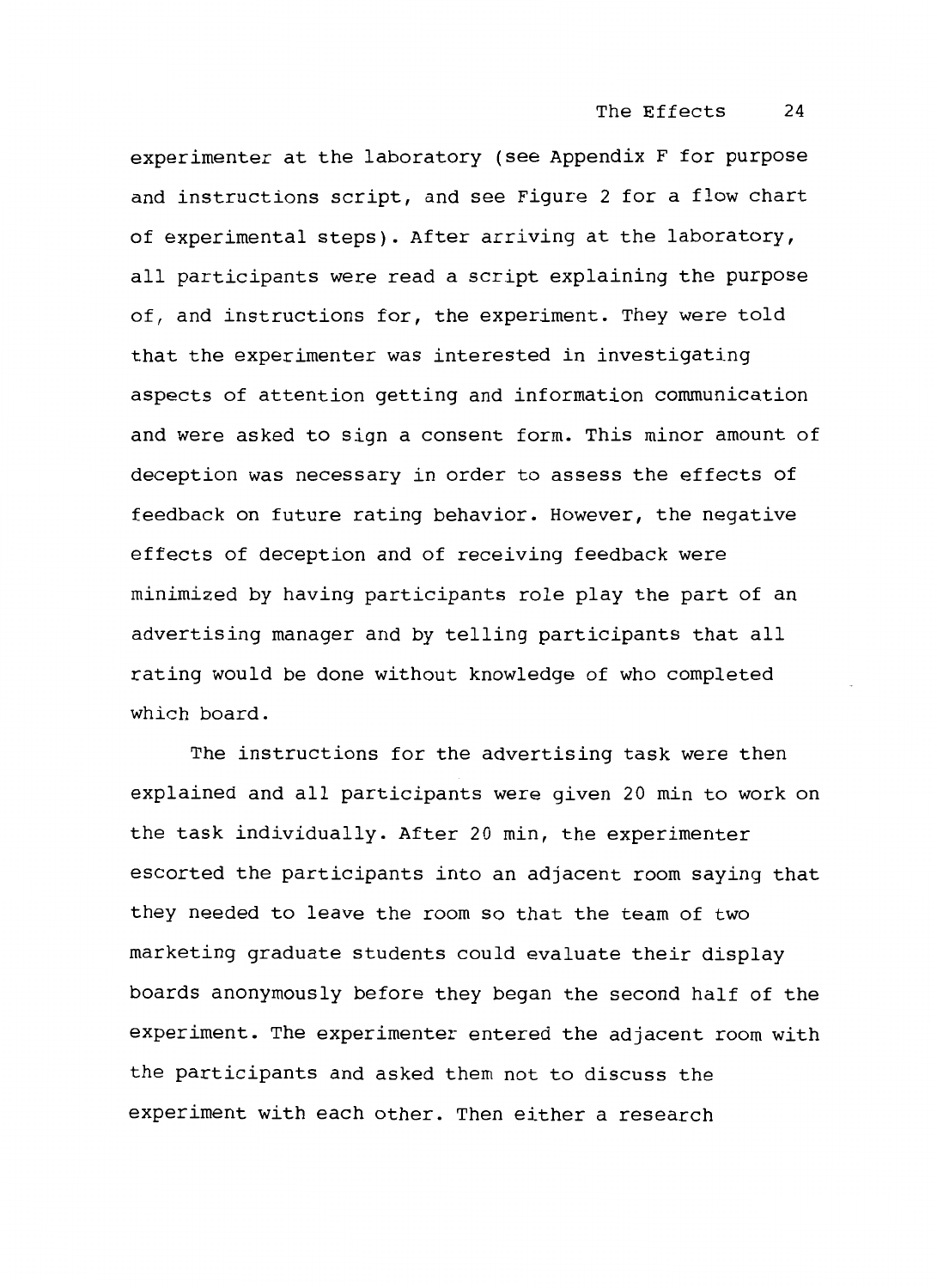experimenter at the laboratory (see Appendix F for purpose and instructions script, and see Figure 2 for a flow chart of experimental steps). After arriving at the laboratory, all participants were read a script explaining the purpose of, and instructions for, the experiment. They were told that the experimenter was interested in investigating aspects of attention getting and information communication and were asked to sign a consent form. This minor amount of deception was necessary in order to assess the effects of feedback on future rating behavior. However, the negative effects of deception and of receiving feedback were minimized by having participants role play the part of an advertising manager and by telling participants that all rating would be done without knowledge of who completed which board.

The instructions for the advertising task were then explained and all participants were given 20 min to work on the task individually. After 20 min, the experimenter escorted the participants into an adjacent room saying that they needed to leave the room so that the team of two marketing graduate students could evaluate their display boards anonymously before they began the second half of the experiment. The experimenter entered the adjacent room with the participants and asked them not to discuss the experiment with each other. Then either a research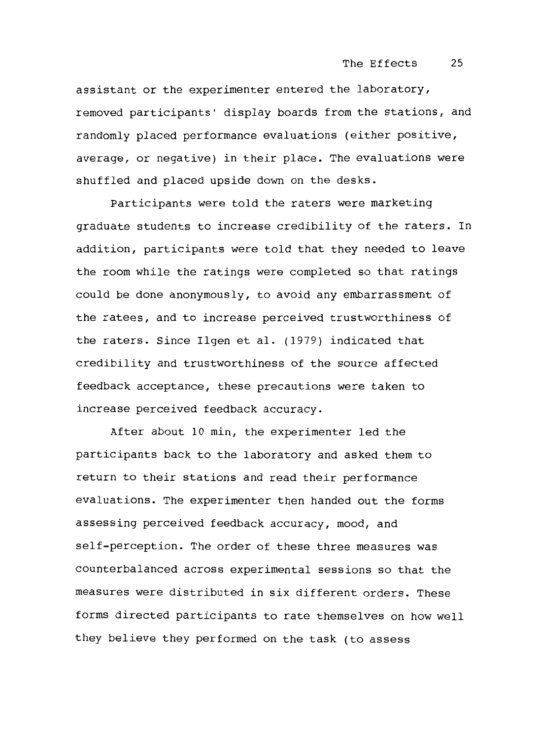assistant or the experimenter entered the laboratory, removed participants' display boards from the stations, and randomly placed performance evaluations (either positive, average, or negative) in their place. The evaluations were shuffled and placed upside down on the desks.

Participants were told the raters were marketing graduate students to increase credibility of the raters. In addition, participants were told that they needed to leave the room while the ratings were completed so that ratings could be done anonymously, to avoid any embarrassment of the ratees, and to increase perceived trustworthiness of the raters. Since Ilgen et al. (1979) indicated that credibility and trustworthiness of the source affected feedback acceptance, these precautions were taken to increase perceived feedback accuracy.

After about 10 min, the experimenter led the participants back to the laboratory and asked them to return to their stations and read their performance evaluations. The experimenter then handed out the forms assessing perceived feedback accuracy, mood, and self-perception. The order of these three measures was counterbalanced across experimental sessions so that the measures were distributed in six different orders. These forms directed participants to rate themselves on how well they believe they performed on the task (to assess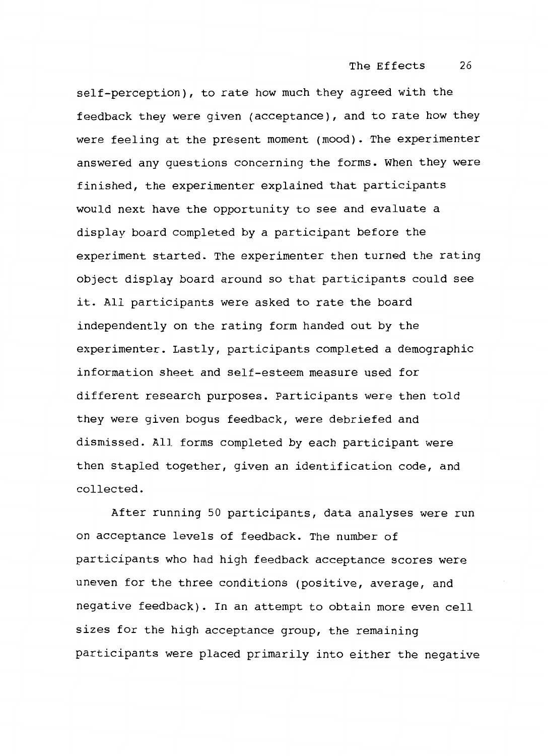self-perception), to rate how much they agreed with the feedback they were given (acceptance), and to rate how they were feeling at the present moment (mood). The experimenter answered any questions concerning the forms. When they were finished, the experimenter explained that participants would next have the opportunity to see and evaluate a display board completed by a participant before the experiment started. The experimenter then turned the rating object display board around so that participants could see it. All participants were asked to rate the board independently on the rating form handed out by the experimenter. Lastly, participants completed a demographic information sheet and self-esteem measure used for different research purposes. Participants were then told they were given bogus feedback, were debriefed and dismissed. All forms completed by each participant were then stapled together, given an identification code, and collected.

After running 50 participants, data analyses were run on acceptance levels of feedback. The number of participants who had high feedback acceptance scores were uneven for the three conditions (positive, average, and negative feedback). In an attempt to obtain more even cell sizes for the high acceptance group, the remaining participants were placed primarily into either the negative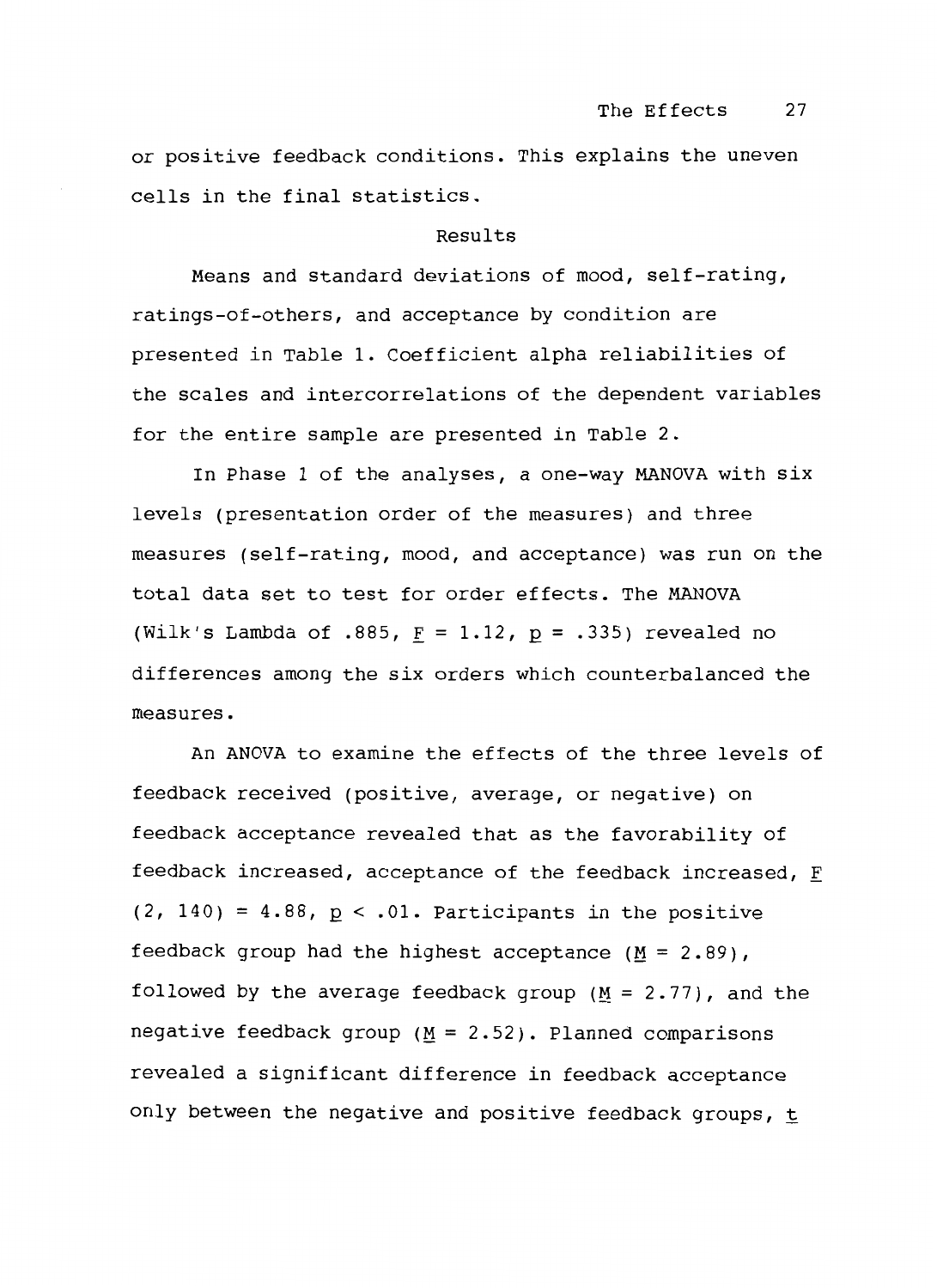or positive feedback conditions. This explains the uneven cells in the final statistics.

## Results

Means and standard deviations of mood, self-rating, ratings-of-others, and acceptance by condition are presented in Table 1. Coefficient alpha reliabilities of the scales and intercorrelations of the dependent variables for the entire sample are presented in Table 2.

In Phase 1 of the analyses, a one-way MANOVA with six levels (presentation order of the measures) and three measures (self-rating, mood, and acceptance) was run on the total data set to test for order effects. The MANOVA (Wilk's Lambda of .885, $F = 1.12$, $p = .335$) revealed no differences among the six orders which counterbalanced the measures.

An ANOVA to examine the effects of the three levels of feedback received (positive, average, or negative) on feedback acceptance revealed that as the favorability of feedback increased, acceptance of the feedback increased, $F$ $(2, 140) = 4.88$, $p < .01$. Participants in the positive feedback group had the highest acceptance ($M = 2.89$), followed by the average feedback group ($M = 2.77$), and the negative feedback group ($M = 2.52$). Planned comparisons revealed a significant difference in feedback acceptance only between the negative and positive feedback groups, $t$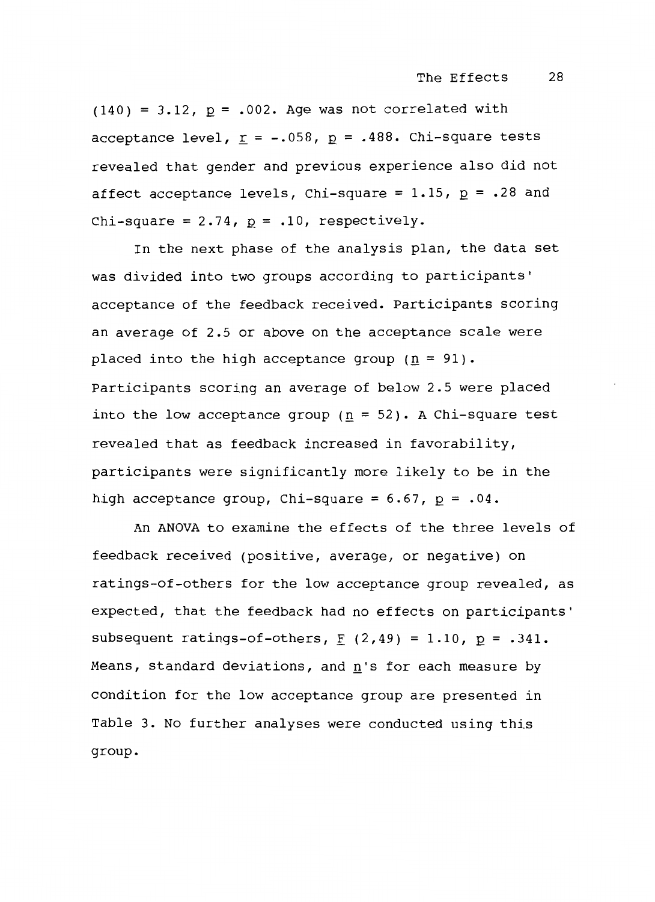(140) = 3.12, $p = .002$. Age was not correlated with acceptance level, $r = -.058$, $p = .488$. Chi-square tests revealed that gender and previous experience also did not affect acceptance levels, Chi-square = 1.15, $p = .28$ and Chi-square = 2.74, $p = .10$, respectively.

In the next phase of the analysis plan, the data set was divided into two groups according to participants' acceptance of the feedback received. Participants scoring an average of 2.5 or above on the acceptance scale were placed into the high acceptance group ($n = 91$). Participants scoring an average of below 2.5 were placed into the low acceptance group ($n = 52$). A Chi-square test revealed that as feedback increased in favorability, participants were significantly more likely to be in the high acceptance group, Chi-square = 6.67, $p = .04$.

An ANOVA to examine the effects of the three levels of feedback received (positive, average, or negative) on ratings-of-others for the low acceptance group revealed, as expected, that the feedback had no effects on participants' subsequent ratings-of-others, $F(2,49) = 1.10$, $p = .341$. Means, standard deviations, and $n$'s for each measure by condition for the low acceptance group are presented in Table 3. No further analyses were conducted using this group.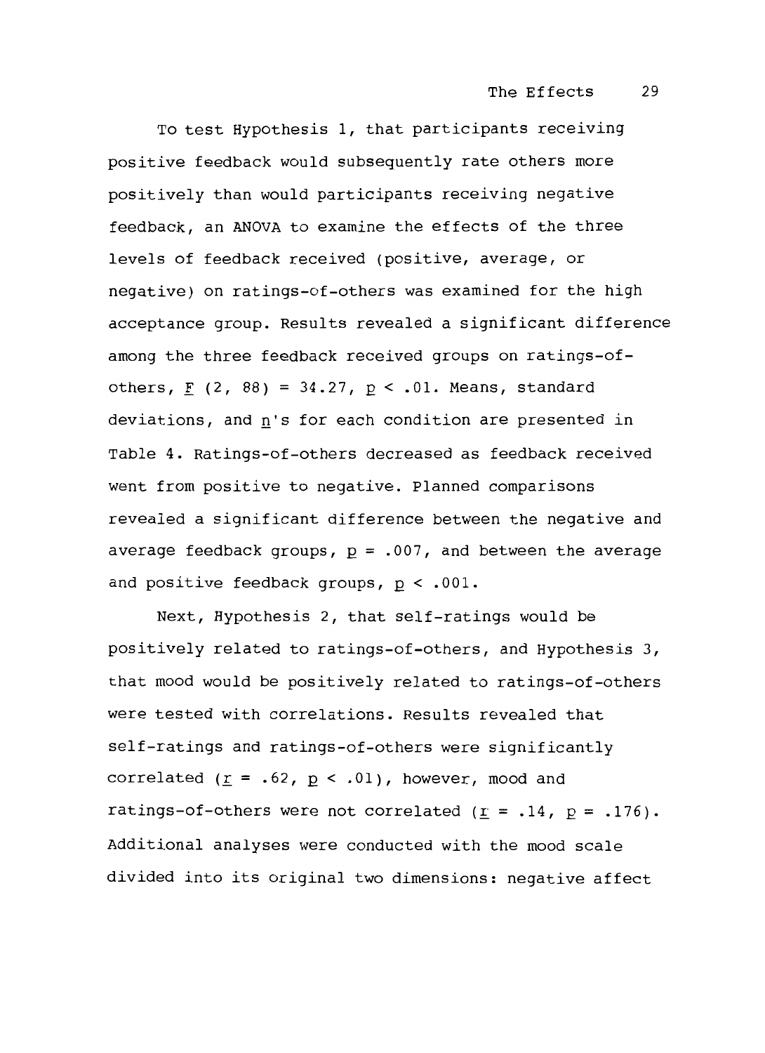To test Hypothesis 1, that participants receiving positive feedback would subsequently rate others more positively than would participants receiving negative feedback, an ANOVA to examine the effects of the three levels of feedback received (positive, average, or negative) on ratings-of-others was examined for the high acceptance group. Results revealed a significant difference among the three feedback received groups on ratings-of-others, $F$ (2, 88) = 34.27, $p < .01$. Means, standard deviations, and $n$'s for each condition are presented in Table 4. Ratings-of-others decreased as feedback received went from positive to negative. Planned comparisons revealed a significant difference between the negative and average feedback groups, $p = .007$, and between the average and positive feedback groups, $p < .001$.

Next, Hypothesis 2, that self-ratings would be positively related to ratings-of-others, and Hypothesis 3, that mood would be positively related to ratings-of-others were tested with correlations. Results revealed that self-ratings and ratings-of-others were significantly correlated ($r = .62$, $p < .01$), however, mood and ratings-of-others were not correlated ($r = .14$, $p = .176$). Additional analyses were conducted with the mood scale divided into its original two dimensions: negative affect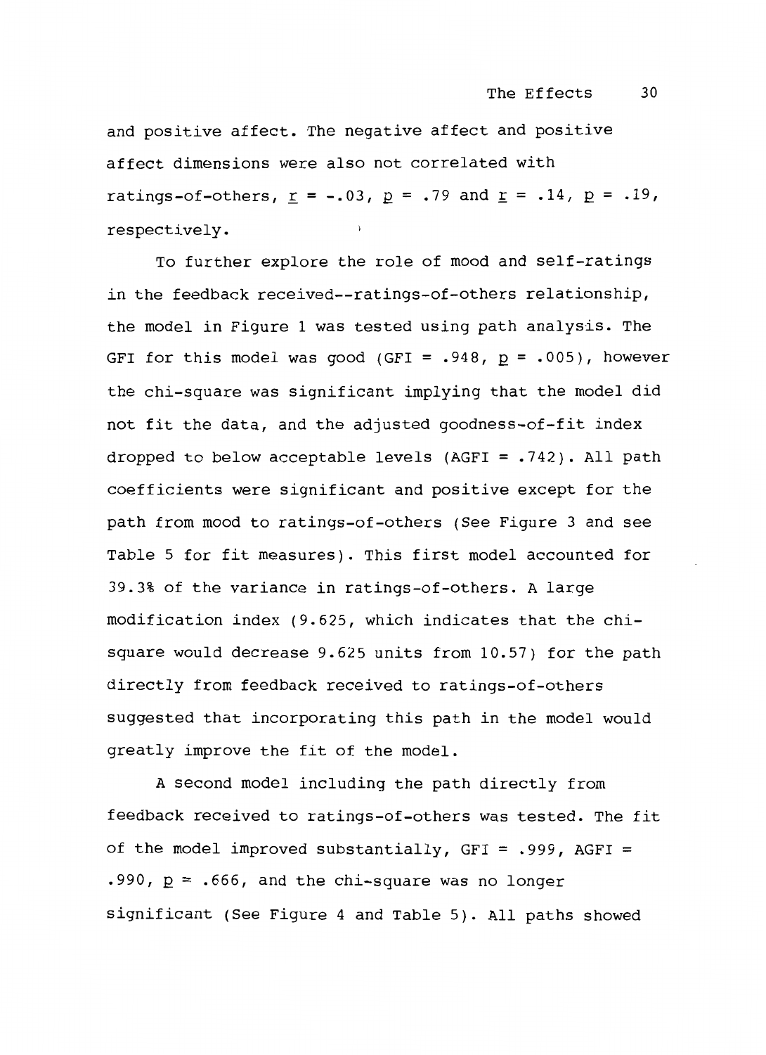and positive affect. The negative affect and positive affect dimensions were also not correlated with ratings-of-others, $r = -.03$, $p = .79$ and $r = .14$, $p = .19$, respectively.

To further explore the role of mood and self-ratings in the feedback received--ratings-of-others relationship, the model in Figure 1 was tested using path analysis. The GFI for this model was good (GFI = .948, $p = .005$), however the chi-square was significant implying that the model did not fit the data, and the adjusted goodness-of-fit index dropped to below acceptable levels (AGFI = .742). All path coefficients were significant and positive except for the path from mood to ratings-of-others (See Figure 3 and see Table 5 for fit measures). This first model accounted for 39.3% of the variance in ratings-of-others. A large modification index (9.625, which indicates that the chi-square would decrease 9.625 units from 10.57) for the path directly from feedback received to ratings-of-others suggested that incorporating this path in the model would greatly improve the fit of the model.

A second model including the path directly from feedback received to ratings-of-others was tested. The fit of the model improved substantially, GFI = .999, AGFI = .990, $p = .666$, and the chi-square was no longer significant (See Figure 4 and Table 5). All paths showed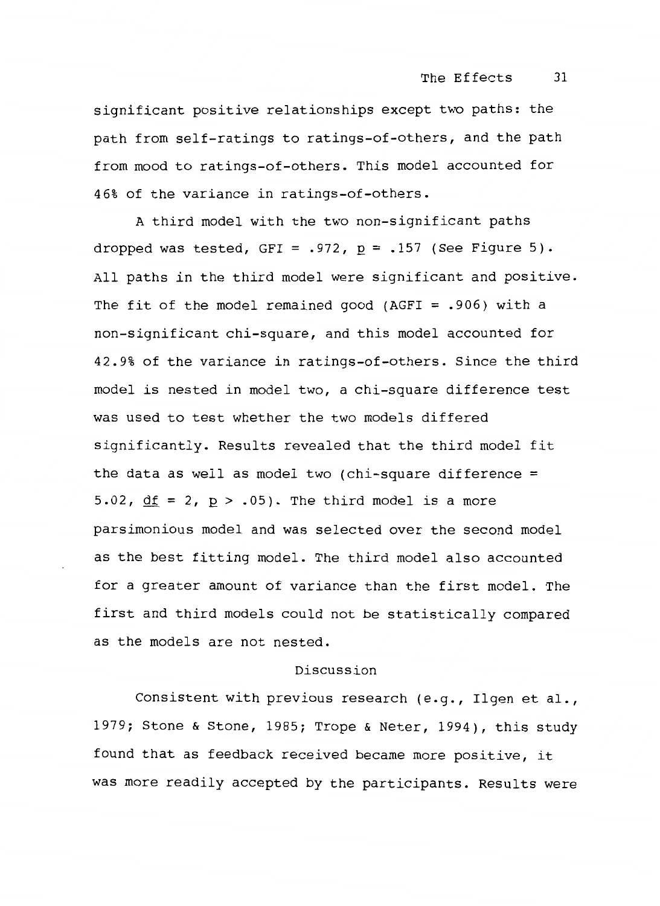significant positive relationships except two paths: the path from self-ratings to ratings-of-others, and the path from mood to ratings-of-others. This model accounted for 46% of the variance in ratings-of-others.

A third model with the two non-significant paths dropped was tested, GFI = .972, $p = .157$ (See Figure 5). All paths in the third model were significant and positive. The fit of the model remained good (AGFI = .906) with a non-significant chi-square, and this model accounted for 42.9% of the variance in ratings-of-others. Since the third model is nested in model two, a chi-square difference test was used to test whether the two models differed significantly. Results revealed that the third model fit the data as well as model two (chi-square difference = 5.02, $df = 2$, $p > .05$). The third model is a more parsimonious model and was selected over the second model as the best fitting model. The third model also accounted for a greater amount of variance than the first model. The first and third models could not be statistically compared as the models are not nested.

## Discussion

Consistent with previous research (e.g., Ilgen et al., 1979; Stone & Stone, 1985; Trope & Neter, 1994), this study found that as feedback received became more positive, it was more readily accepted by the participants. Results were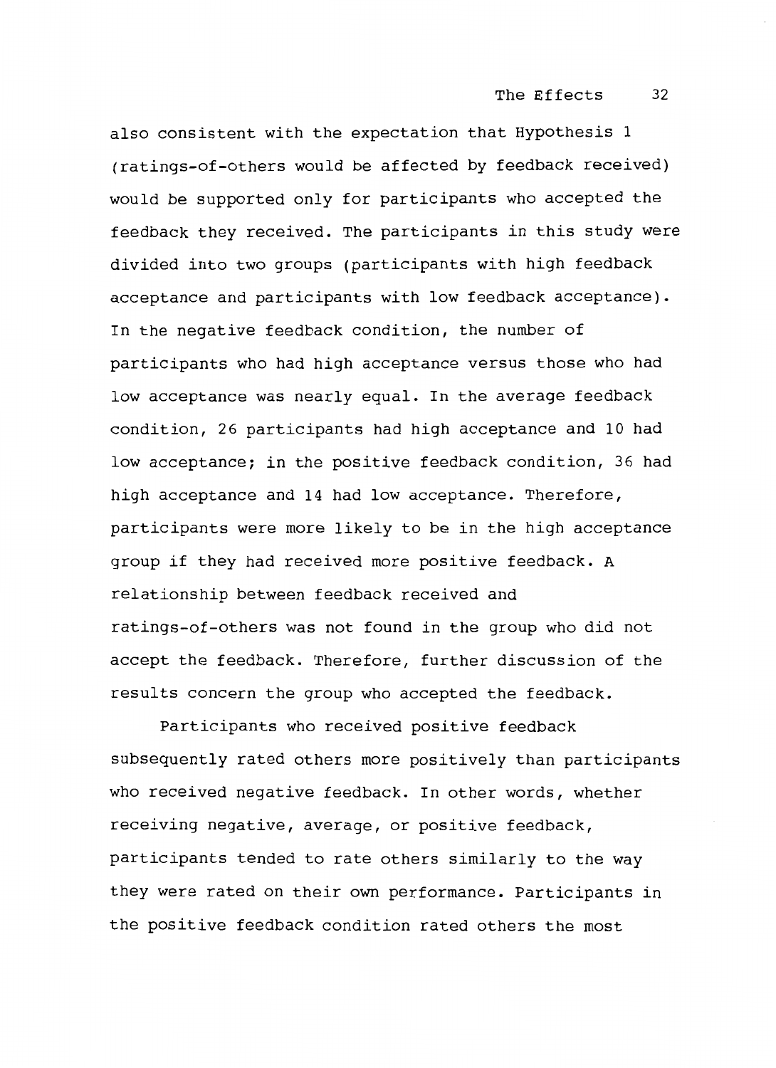also consistent with the expectation that Hypothesis 1 (ratings-of-others would be affected by feedback received) would be supported only for participants who accepted the feedback they received. The participants in this study were divided into two groups (participants with high feedback acceptance and participants with low feedback acceptance). In the negative feedback condition, the number of participants who had high acceptance versus those who had low acceptance was nearly equal. In the average feedback condition, 26 participants had high acceptance and 10 had low acceptance; in the positive feedback condition, 36 had high acceptance and 14 had low acceptance. Therefore, participants were more likely to be in the high acceptance group if they had received more positive feedback. A relationship between feedback received and ratings-of-others was not found in the group who did not accept the feedback. Therefore, further discussion of the results concern the group who accepted the feedback.

Participants who received positive feedback subsequently rated others more positively than participants who received negative feedback. In other words, whether receiving negative, average, or positive feedback, participants tended to rate others similarly to the way they were rated on their own performance. Participants in the positive feedback condition rated others the most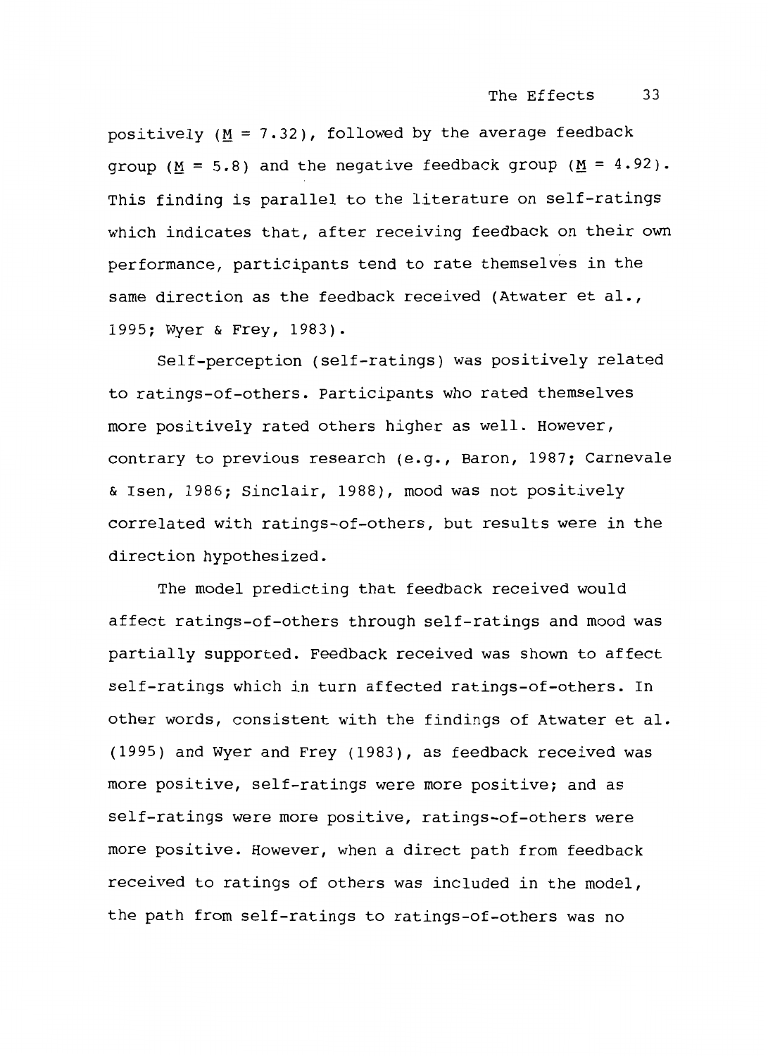positively ($\underline{M}$ = 7.32), followed by the average feedback group ($\underline{M}$ = 5.8) and the negative feedback group ($\underline{M}$ = 4.92). This finding is parallel to the literature on self-ratings which indicates that, after receiving feedback on their own performance, participants tend to rate themselves in the same direction as the feedback received (Atwater et al., 1995; Wyer & Frey, 1983).

Self-perception (self-ratings) was positively related to ratings-of-others. Participants who rated themselves more positively rated others higher as well. However, contrary to previous research (e.g., Baron, 1987; Carnevale & Isen, 1986; Sinclair, 1988), mood was not positively correlated with ratings-of-others, but results were in the direction hypothesized.

The model predicting that feedback received would affect ratings-of-others through self-ratings and mood was partially supported. Feedback received was shown to affect self-ratings which in turn affected ratings-of-others. In other words, consistent with the findings of Atwater et al. (1995) and Wyer and Frey (1983), as feedback received was more positive, self-ratings were more positive; and as self-ratings were more positive, ratings-of-others were more positive. However, when a direct path from feedback received to ratings of others was included in the model, the path from self-ratings to ratings-of-others was no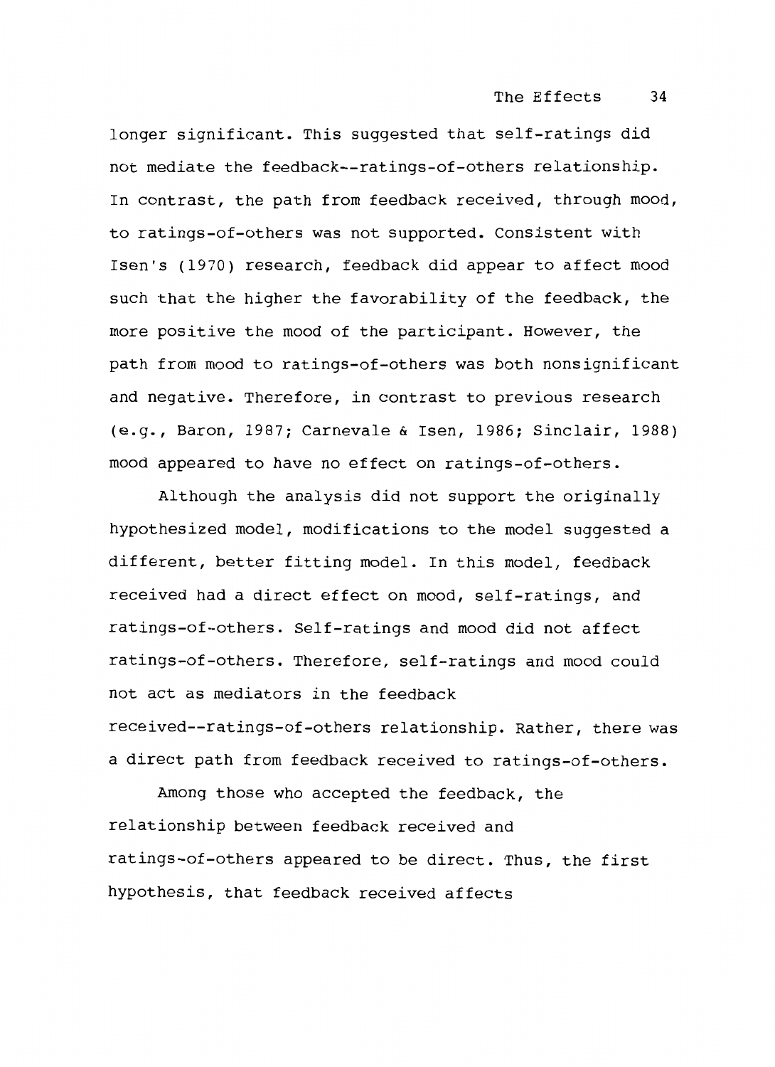longer significant. This suggested that self-ratings did not mediate the feedback--ratings-of-others relationship. In contrast, the path from feedback received, through mood, to ratings-of-others was not supported. Consistent with Isen's (1970) research, feedback did appear to affect mood such that the higher the favorability of the feedback, the more positive the mood of the participant. However, the path from mood to ratings-of-others was both nonsignificant and negative. Therefore, in contrast to previous research (e.g., Baron, 1987; Carnevale & Isen, 1986; Sinclair, 1988) mood appeared to have no effect on ratings-of-others.

Although the analysis did not support the originally hypothesized model, modifications to the model suggested a different, better fitting model. In this model, feedback received had a direct effect on mood, self-ratings, and ratings-of-others. Self-ratings and mood did not affect ratings-of-others. Therefore, self-ratings and mood could not act as mediators in the feedback received--ratings-of-others relationship. Rather, there was a direct path from feedback received to ratings-of-others.

Among those who accepted the feedback, the relationship between feedback received and ratings-of-others appeared to be direct. Thus, the first hypothesis, that feedback received affects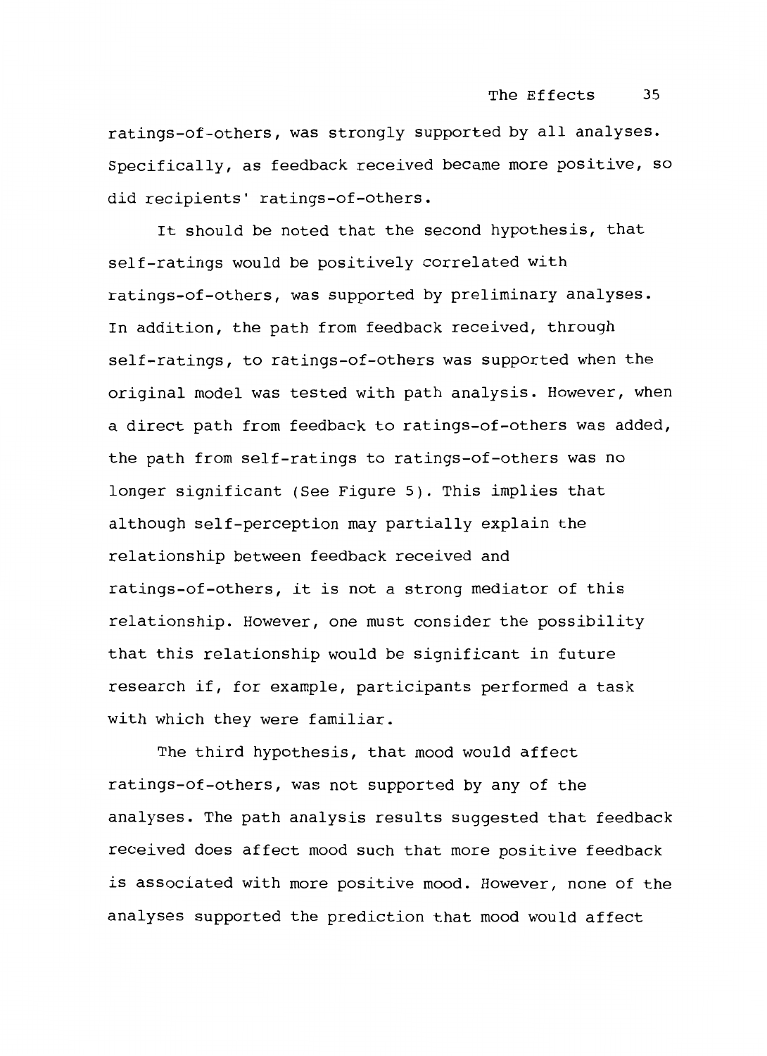ratings-of-others, was strongly supported by all analyses. Specifically, as feedback received became more positive, so did recipients' ratings-of-others.

It should be noted that the second hypothesis, that self-ratings would be positively correlated with ratings-of-others, was supported by preliminary analyses. In addition, the path from feedback received, through self-ratings, to ratings-of-others was supported when the original model was tested with path analysis. However, when a direct path from feedback to ratings-of-others was added, the path from self-ratings to ratings-of-others was no longer significant (See Figure 5). This implies that although self-perception may partially explain the relationship between feedback received and ratings-of-others, it is not a strong mediator of this relationship. However, one must consider the possibility that this relationship would be significant in future research if, for example, participants performed a task with which they were familiar.

The third hypothesis, that mood would affect ratings-of-others, was not supported by any of the analyses. The path analysis results suggested that feedback received does affect mood such that more positive feedback is associated with more positive mood. However, none of the analyses supported the prediction that mood would affect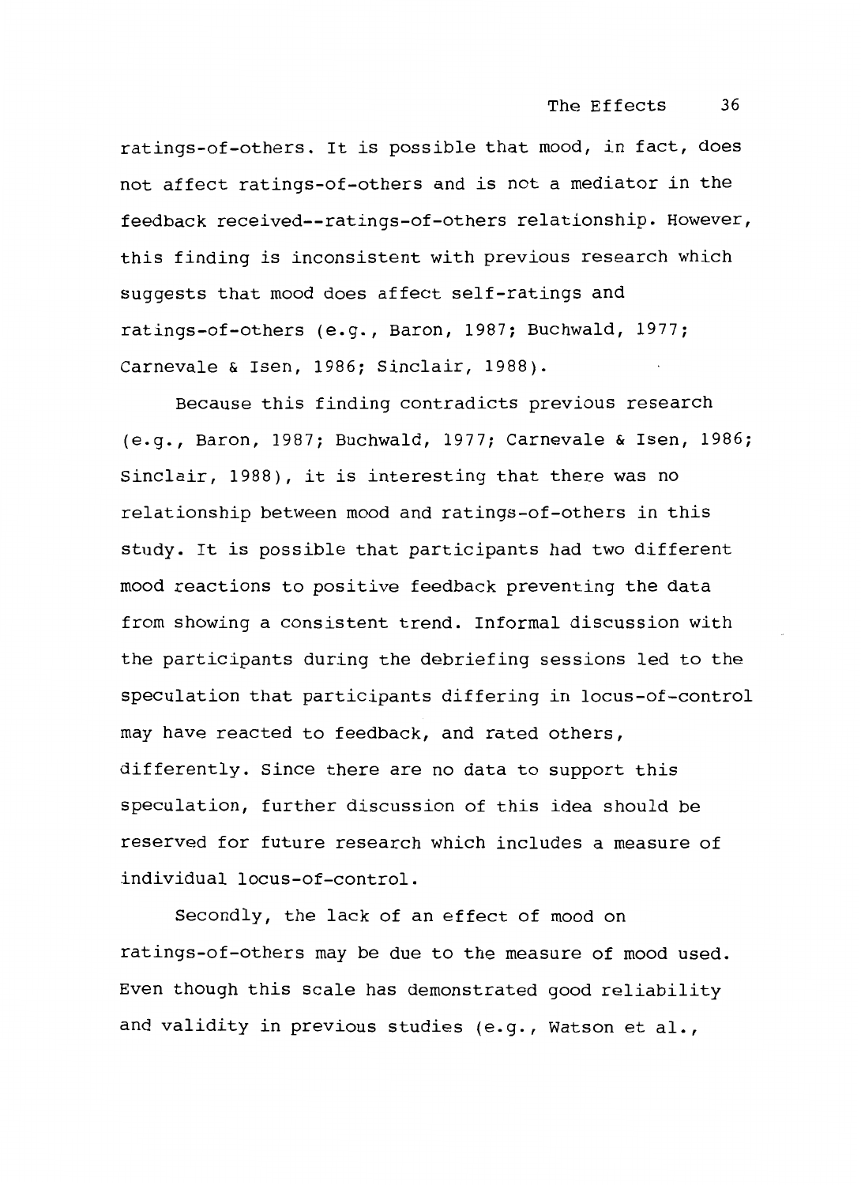ratings-of-others. It is possible that mood, in fact, does not affect ratings-of-others and is not a mediator in the feedback received--ratings-of-others relationship. However, this finding is inconsistent with previous research which suggests that mood does affect self-ratings and ratings-of-others (e.g., Baron, 1987; Buchwald, 1977; Carnevale & Isen, 1986; Sinclair, 1988).

Because this finding contradicts previous research (e.g., Baron, 1987; Buchwald, 1977; Carnevale & Isen, 1986; Sinclair, 1988), it is interesting that there was no relationship between mood and ratings-of-others in this study. It is possible that participants had two different mood reactions to positive feedback preventing the data from showing a consistent trend. Informal discussion with the participants during the debriefing sessions led to the speculation that participants differing in locus-of-control may have reacted to feedback, and rated others, differently. Since there are no data to support this speculation, further discussion of this idea should be reserved for future research which includes a measure of individual locus-of-control.

Secondly, the lack of an effect of mood on ratings-of-others may be due to the measure of mood used. Even though this scale has demonstrated good reliability and validity in previous studies (e.g., Watson et al.,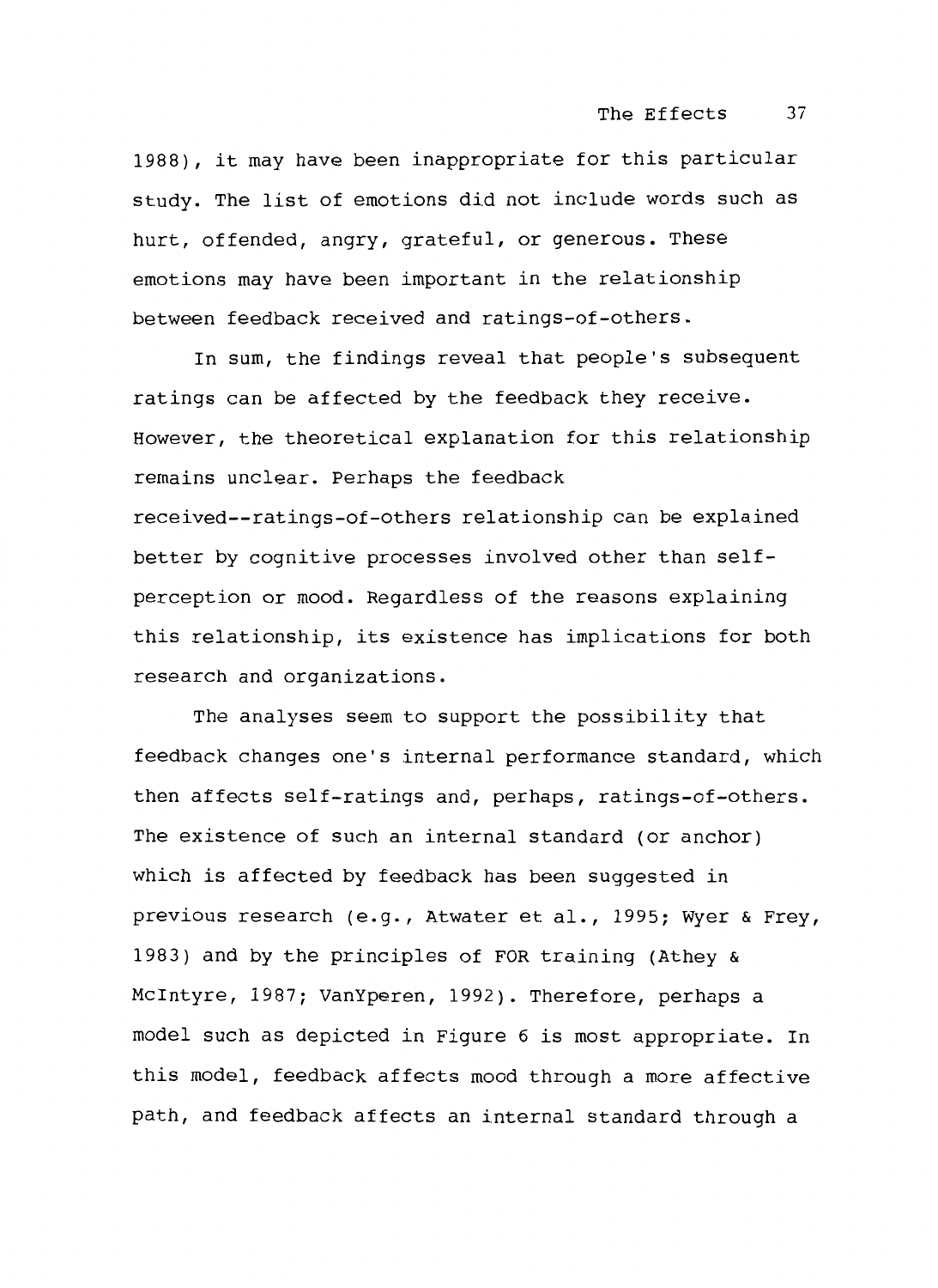1988), it may have been inappropriate for this particular study. The list of emotions did not include words such as hurt, offended, angry, grateful, or generous. These emotions may have been important in the relationship between feedback received and ratings-of-others.

In sum, the findings reveal that people's subsequent ratings can be affected by the feedback they receive. However, the theoretical explanation for this relationship remains unclear. Perhaps the feedback received--ratings-of-others relationship can be explained better by cognitive processes involved other than self-perception or mood. Regardless of the reasons explaining this relationship, its existence has implications for both research and organizations.

The analyses seem to support the possibility that feedback changes one's internal performance standard, which then affects self-ratings and, perhaps, ratings-of-others. The existence of such an internal standard (or anchor) which is affected by feedback has been suggested in previous research (e.g., Atwater et al., 1995; Wyer & Frey, 1983) and by the principles of FOR training (Athey & McIntyre, 1987; VanYperen, 1992). Therefore, perhaps a model such as depicted in Figure 6 is most appropriate. In this model, feedback affects mood through a more affective path, and feedback affects an internal standard through a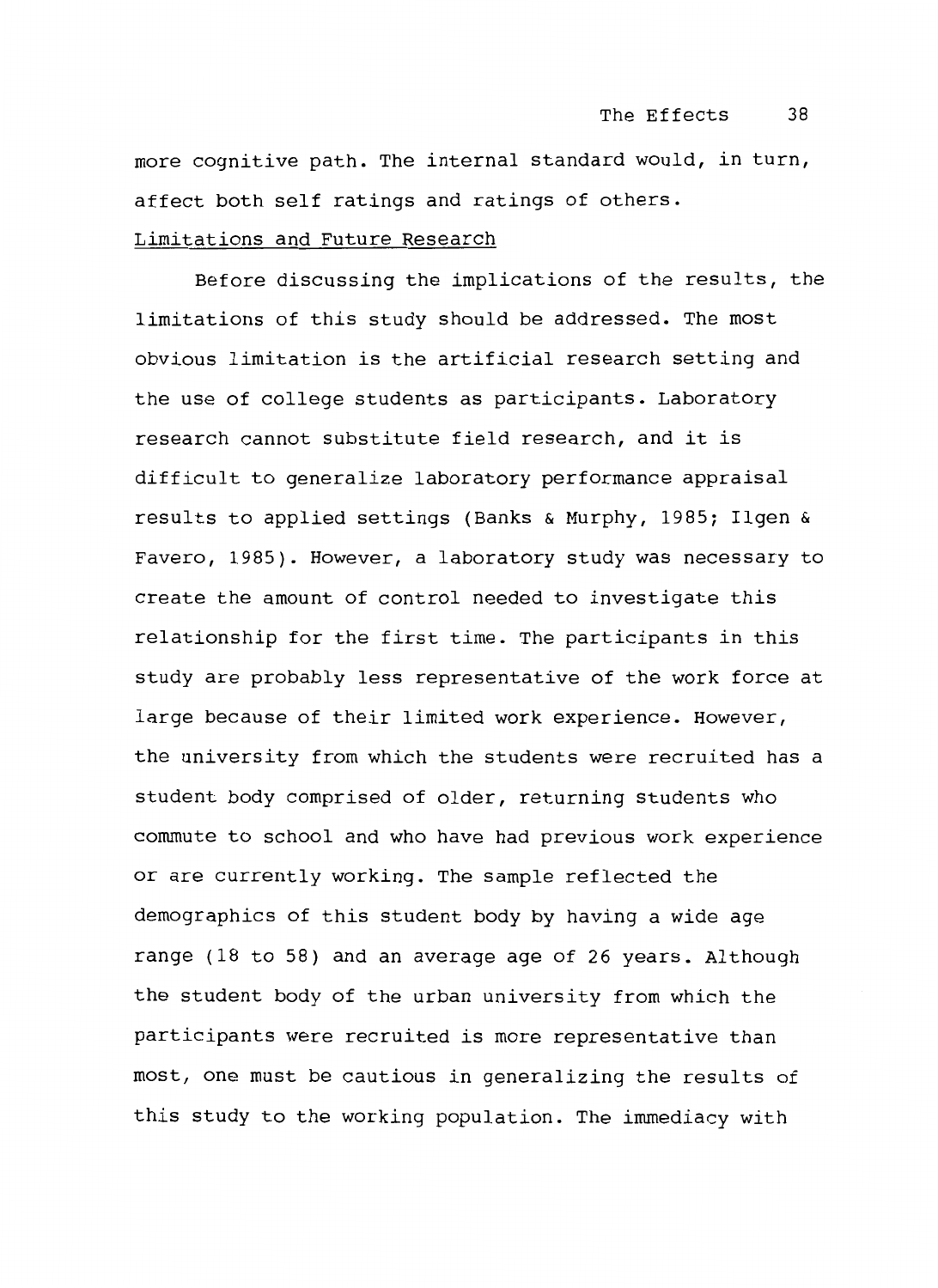more cognitive path. The internal standard would, in turn, affect both self ratings and ratings of others.

### Limitations and Future Research

Before discussing the implications of the results, the limitations of this study should be addressed. The most obvious limitation is the artificial research setting and the use of college students as participants. Laboratory research cannot substitute field research, and it is difficult to generalize laboratory performance appraisal results to applied settings (Banks & Murphy, 1985; Ilgen & Favero, 1985). However, a laboratory study was necessary to create the amount of control needed to investigate this relationship for the first time. The participants in this study are probably less representative of the work force at large because of their limited work experience. However, the university from which the students were recruited has a student body comprised of older, returning students who commute to school and who have had previous work experience or are currently working. The sample reflected the demographics of this student body by having a wide age range (18 to 58) and an average age of 26 years. Although the student body of the urban university from which the participants were recruited is more representative than most, one must be cautious in generalizing the results of this study to the working population. The immediacy with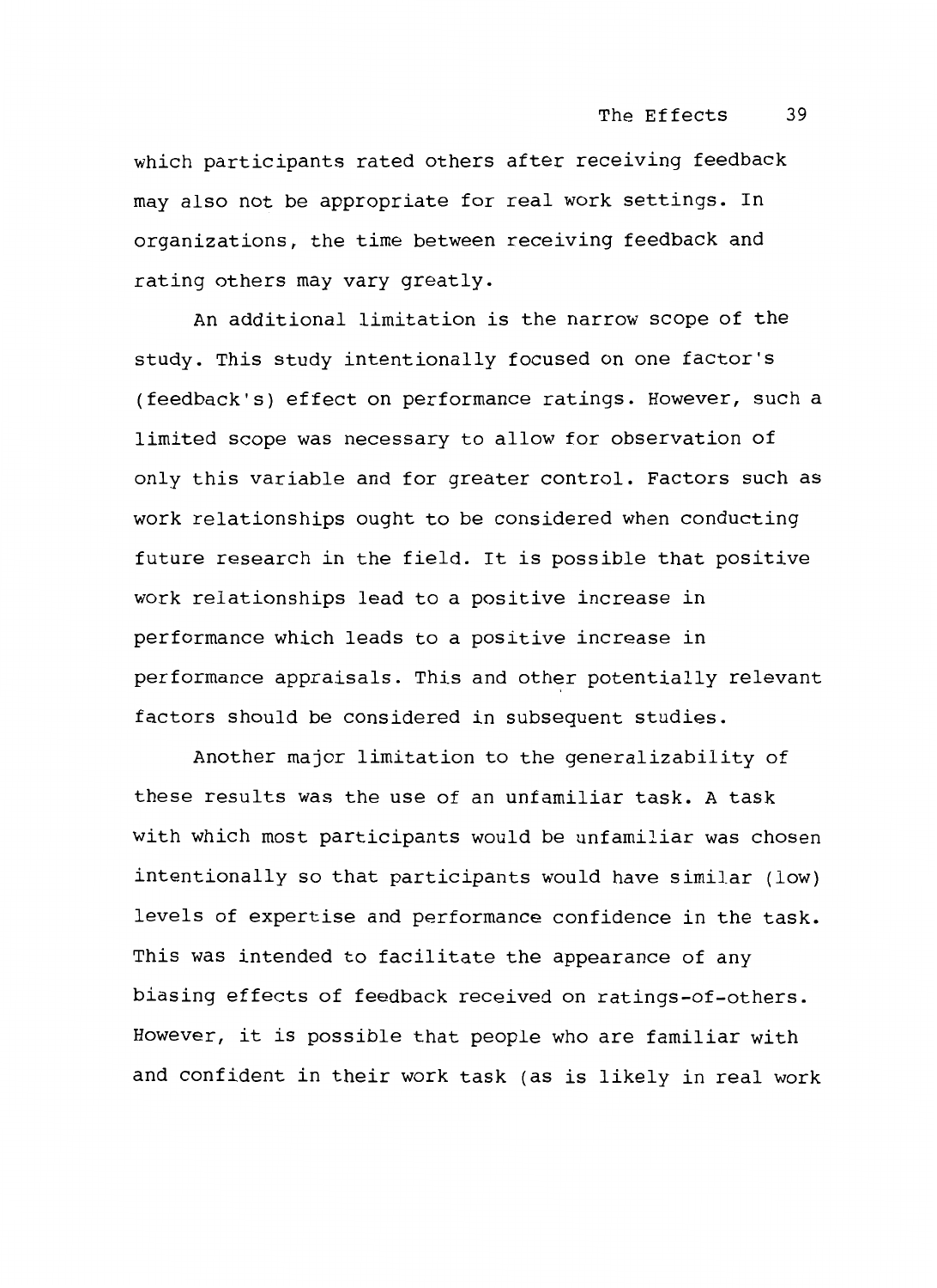which participants rated others after receiving feedback may also not be appropriate for real work settings. In organizations, the time between receiving feedback and rating others may vary greatly.

An additional limitation is the narrow scope of the study. This study intentionally focused on one factor's (feedback's) effect on performance ratings. However, such a limited scope was necessary to allow for observation of only this variable and for greater control. Factors such as work relationships ought to be considered when conducting future research in the field. It is possible that positive work relationships lead to a positive increase in performance which leads to a positive increase in performance appraisals. This and other potentially relevant factors should be considered in subsequent studies.

Another major limitation to the generalizability of these results was the use of an unfamiliar task. A task with which most participants would be unfamiliar was chosen intentionally so that participants would have similar (low) levels of expertise and performance confidence in the task. This was intended to facilitate the appearance of any biasing effects of feedback received on ratings-of-others. However, it is possible that people who are familiar with and confident in their work task (as is likely in real work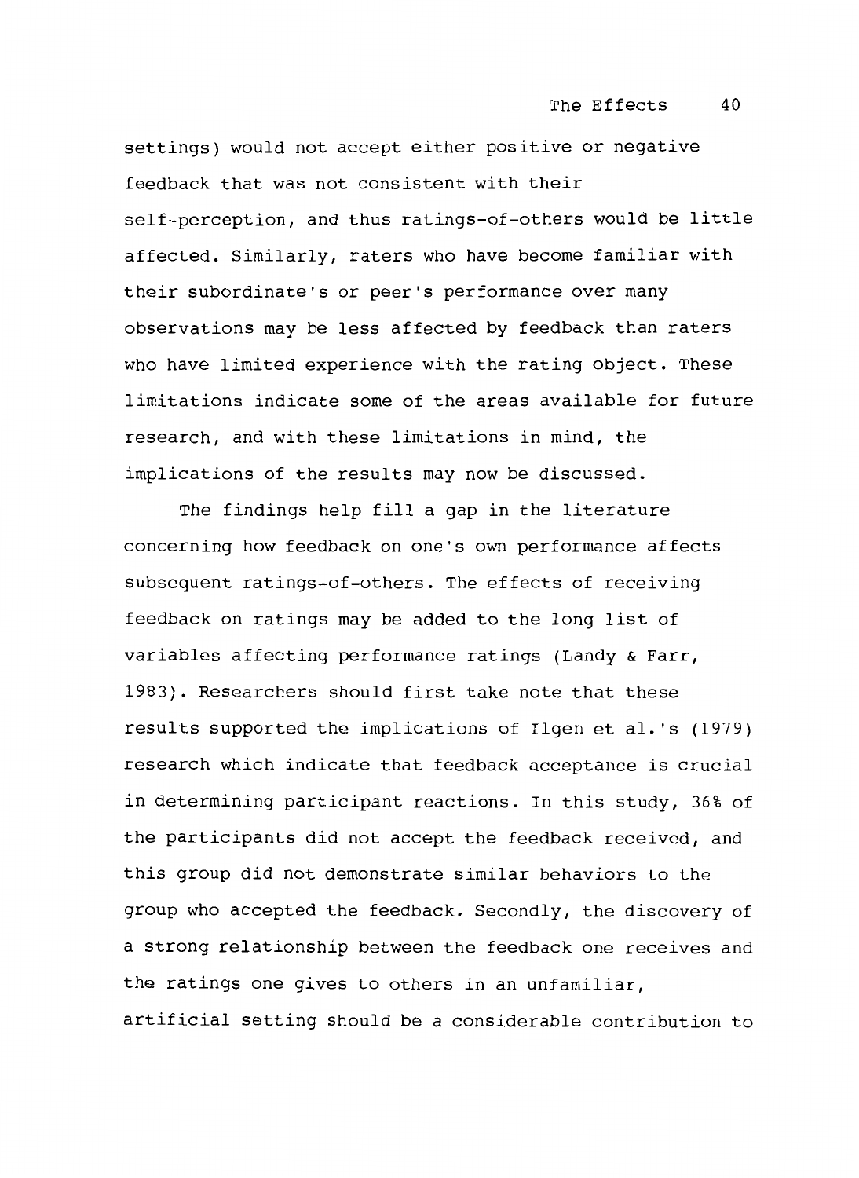settings) would not accept either positive or negative feedback that was not consistent with their self-perception, and thus ratings-of-others would be little affected. Similarly, raters who have become familiar with their subordinate's or peer's performance over many observations may be less affected by feedback than raters who have limited experience with the rating object. These limitations indicate some of the areas available for future research, and with these limitations in mind, the implications of the results may now be discussed.

The findings help fill a gap in the literature concerning how feedback on one's own performance affects subsequent ratings-of-others. The effects of receiving feedback on ratings may be added to the long list of variables affecting performance ratings (Landy & Farr, 1983). Researchers should first take note that these results supported the implications of Ilgen et al.'s (1979) research which indicate that feedback acceptance is crucial in determining participant reactions. In this study, 36% of the participants did not accept the feedback received, and this group did not demonstrate similar behaviors to the group who accepted the feedback. Secondly, the discovery of a strong relationship between the feedback one receives and the ratings one gives to others in an unfamiliar, artificial setting should be a considerable contribution to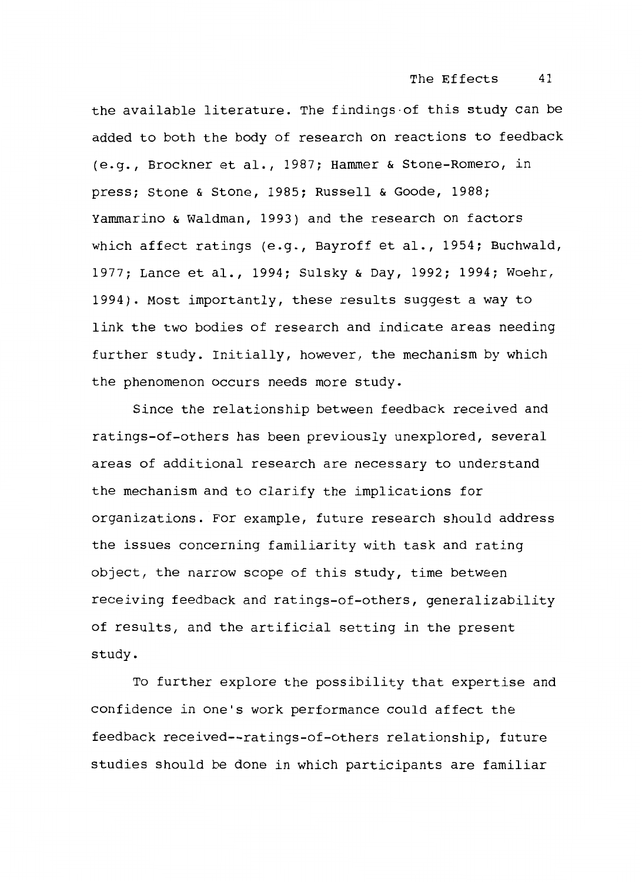the available literature. The findings of this study can be added to both the body of research on reactions to feedback (e.g., Brockner et al., 1987; Hammer & Stone-Romero, in press; Stone & Stone, 1985; Russell & Goode, 1988; Yammarino & Waldman, 1993) and the research on factors which affect ratings (e.g., Bayroff et al., 1954; Buchwald, 1977; Lance et al., 1994; Sulsky & Day, 1992; 1994; Woehr, 1994). Most importantly, these results suggest a way to link the two bodies of research and indicate areas needing further study. Initially, however, the mechanism by which the phenomenon occurs needs more study.

Since the relationship between feedback received and ratings-of-others has been previously unexplored, several areas of additional research are necessary to understand the mechanism and to clarify the implications for organizations. For example, future research should address the issues concerning familiarity with task and rating object, the narrow scope of this study, time between receiving feedback and ratings-of-others, generalizability of results, and the artificial setting in the present study.

To further explore the possibility that expertise and confidence in one's work performance could affect the feedback received--ratings-of-others relationship, future studies should be done in which participants are familiar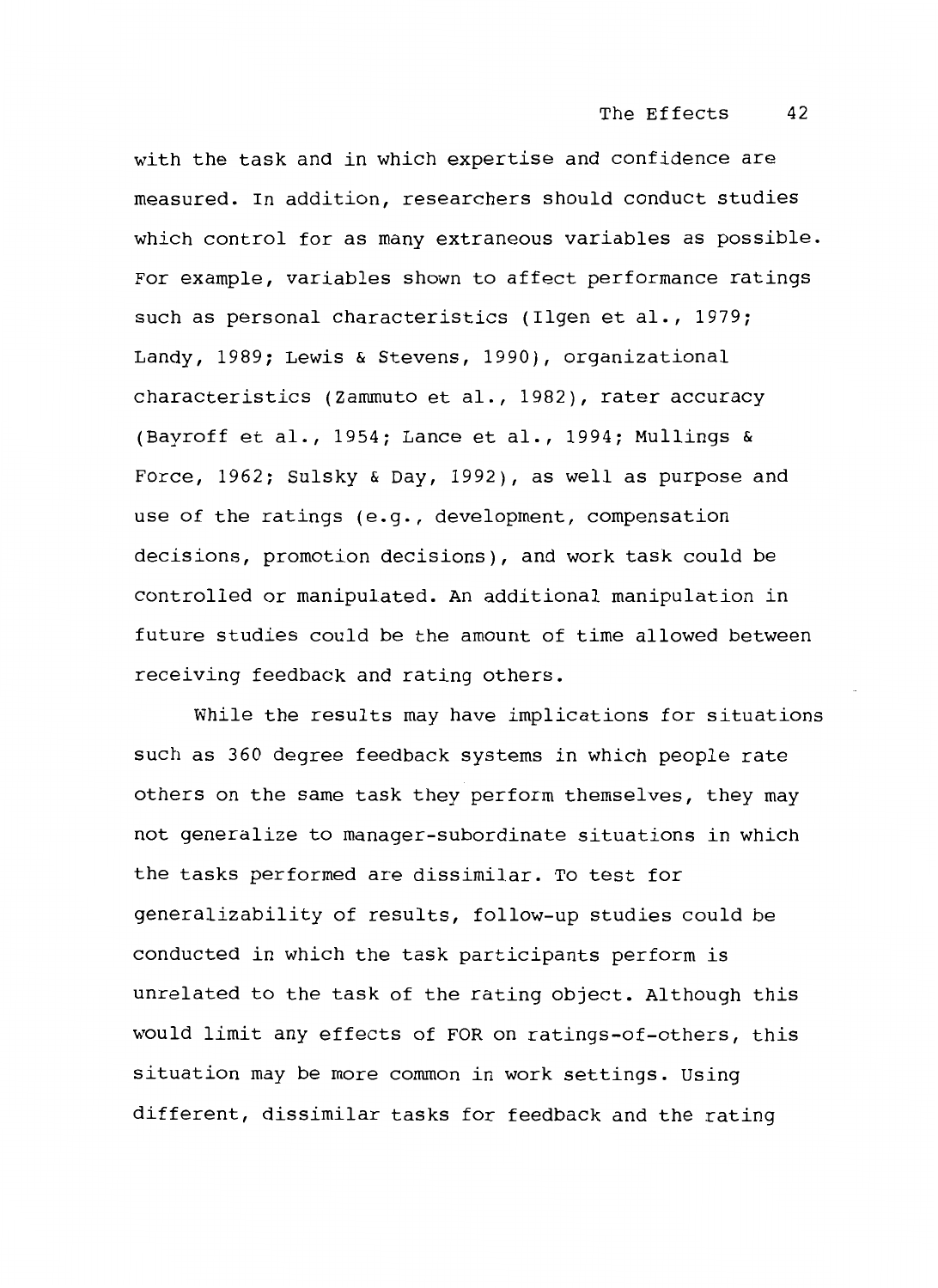with the task and in which expertise and confidence are measured. In addition, researchers should conduct studies which control for as many extraneous variables as possible. For example, variables shown to affect performance ratings such as personal characteristics (Ilgen et al., 1979; Landy, 1989; Lewis & Stevens, 1990), organizational characteristics (Zammuto et al., 1982), rater accuracy (Bayroff et al., 1954; Lance et al., 1994; Mullings & Force, 1962; Sulsky & Day, 1992), as well as purpose and use of the ratings (e.g., development, compensation decisions, promotion decisions), and work task could be controlled or manipulated. An additional manipulation in future studies could be the amount of time allowed between receiving feedback and rating others.

While the results may have implications for situations such as 360 degree feedback systems in which people rate others on the same task they perform themselves, they may not generalize to manager-subordinate situations in which the tasks performed are dissimilar. To test for generalizability of results, follow-up studies could be conducted in which the task participants perform is unrelated to the task of the rating object. Although this would limit any effects of FOR on ratings-of-others, this situation may be more common in work settings. Using different, dissimilar tasks for feedback and the rating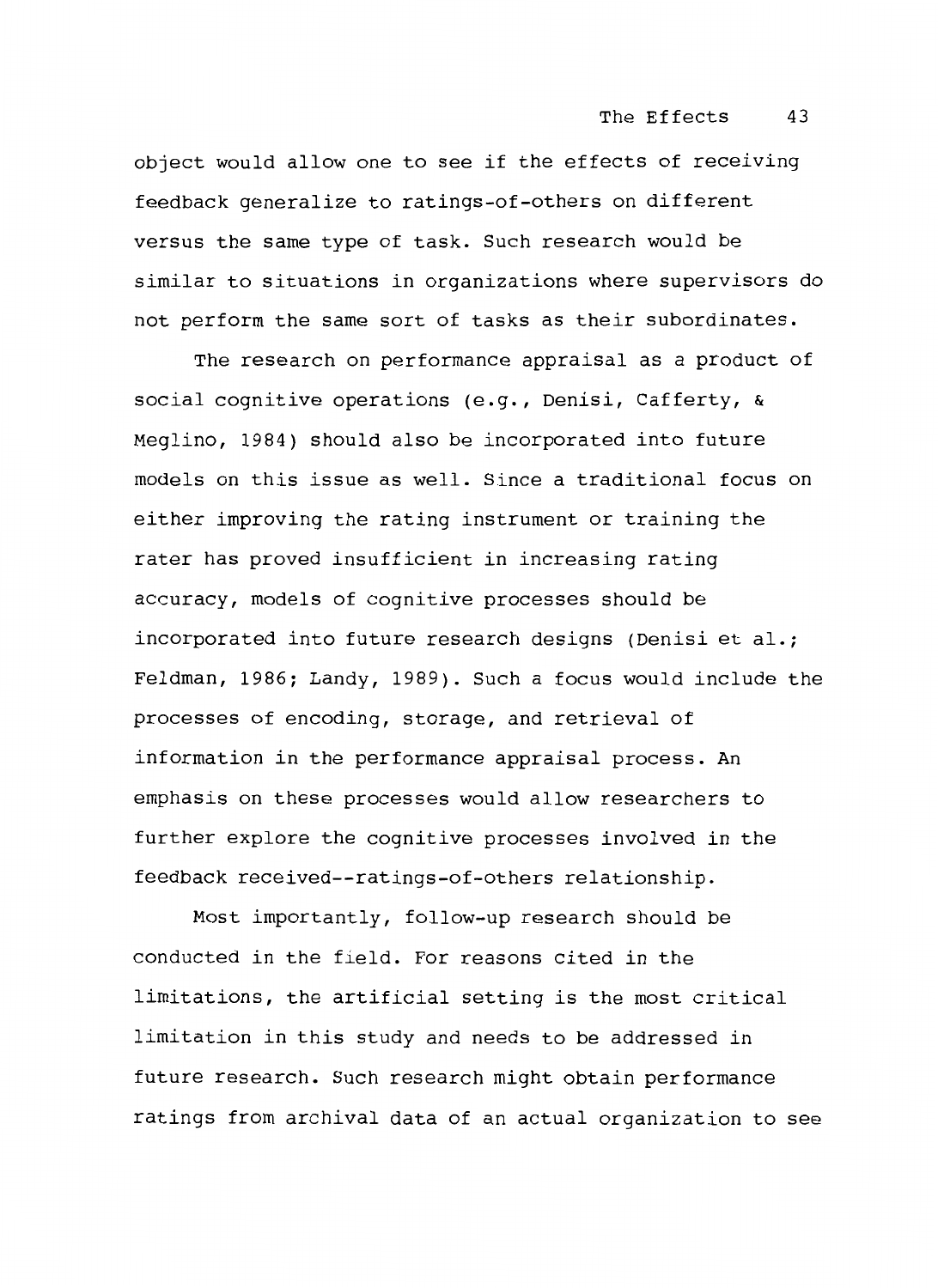object would allow one to see if the effects of receiving feedback generalize to ratings-of-others on different versus the same type of task. Such research would be similar to situations in organizations where supervisors do not perform the same sort of tasks as their subordinates.

The research on performance appraisal as a product of social cognitive operations (e.g., Denisi, Cafferty, & Meglino, 1984) should also be incorporated into future models on this issue as well. Since a traditional focus on either improving the rating instrument or training the rater has proved insufficient in increasing rating accuracy, models of cognitive processes should be incorporated into future research designs (Denisi et al.; Feldman, 1986; Landy, 1989). Such a focus would include the processes of encoding, storage, and retrieval of information in the performance appraisal process. An emphasis on these processes would allow researchers to further explore the cognitive processes involved in the feedback received--ratings-of-others relationship.

Most importantly, follow-up research should be conducted in the field. For reasons cited in the limitations, the artificial setting is the most critical limitation in this study and needs to be addressed in future research. Such research might obtain performance ratings from archival data of an actual organization to see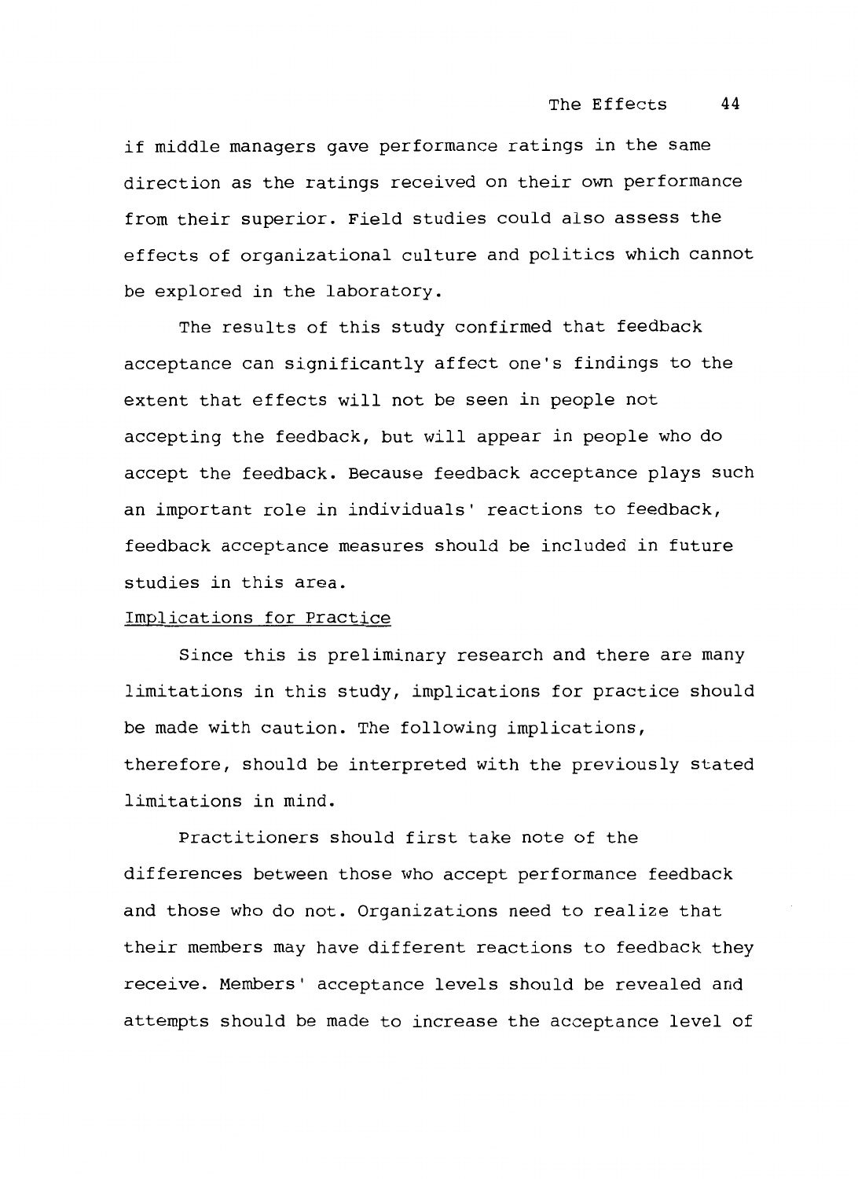if middle managers gave performance ratings in the same direction as the ratings received on their own performance from their superior. Field studies could also assess the effects of organizational culture and politics which cannot be explored in the laboratory.

The results of this study confirmed that feedback acceptance can significantly affect one's findings to the extent that effects will not be seen in people not accepting the feedback, but will appear in people who do accept the feedback. Because feedback acceptance plays such an important role in individuals' reactions to feedback, feedback acceptance measures should be included in future studies in this area.

### Implications for Practice

Since this is preliminary research and there are many limitations in this study, implications for practice should be made with caution. The following implications, therefore, should be interpreted with the previously stated limitations in mind.

Practitioners should first take note of the differences between those who accept performance feedback and those who do not. Organizations need to realize that their members may have different reactions to feedback they receive. Members' acceptance levels should be revealed and attempts should be made to increase the acceptance level of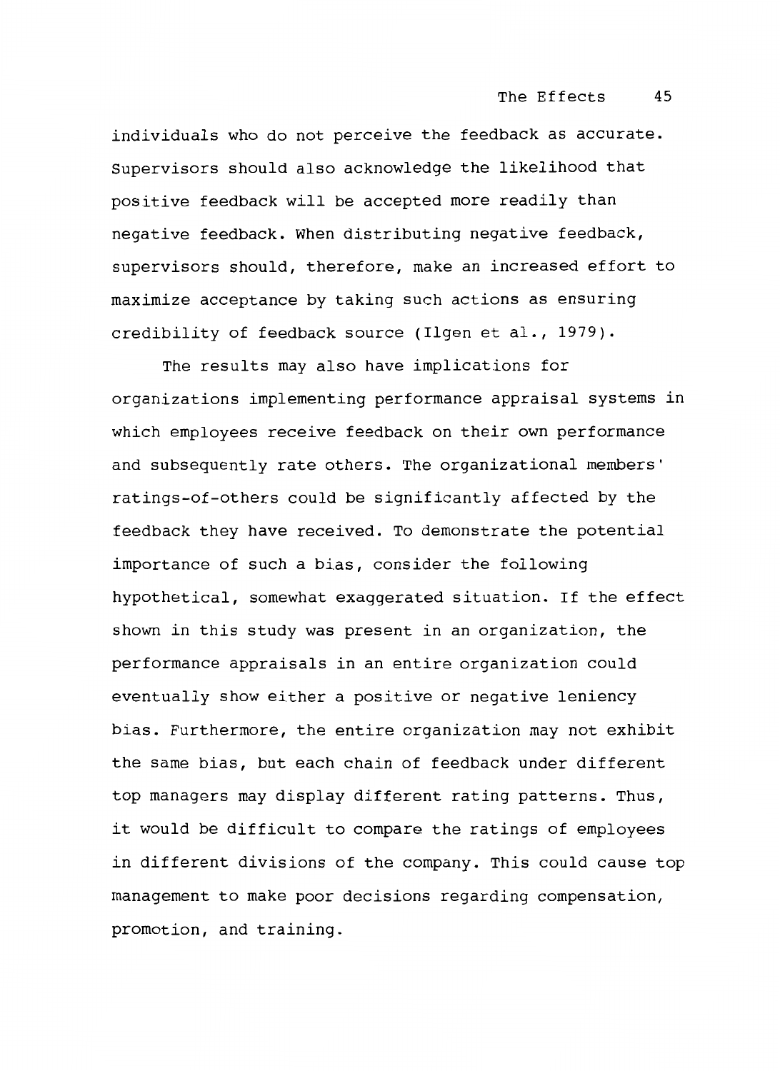individuals who do not perceive the feedback as accurate. Supervisors should also acknowledge the likelihood that positive feedback will be accepted more readily than negative feedback. When distributing negative feedback, supervisors should, therefore, make an increased effort to maximize acceptance by taking such actions as ensuring credibility of feedback source (Ilgen et al., 1979).

The results may also have implications for organizations implementing performance appraisal systems in which employees receive feedback on their own performance and subsequently rate others. The organizational members' ratings-of-others could be significantly affected by the feedback they have received. To demonstrate the potential importance of such a bias, consider the following hypothetical, somewhat exaggerated situation. If the effect shown in this study was present in an organization, the performance appraisals in an entire organization could eventually show either a positive or negative leniency bias. Furthermore, the entire organization may not exhibit the same bias, but each chain of feedback under different top managers may display different rating patterns. Thus, it would be difficult to compare the ratings of employees in different divisions of the company. This could cause top management to make poor decisions regarding compensation, promotion, and training.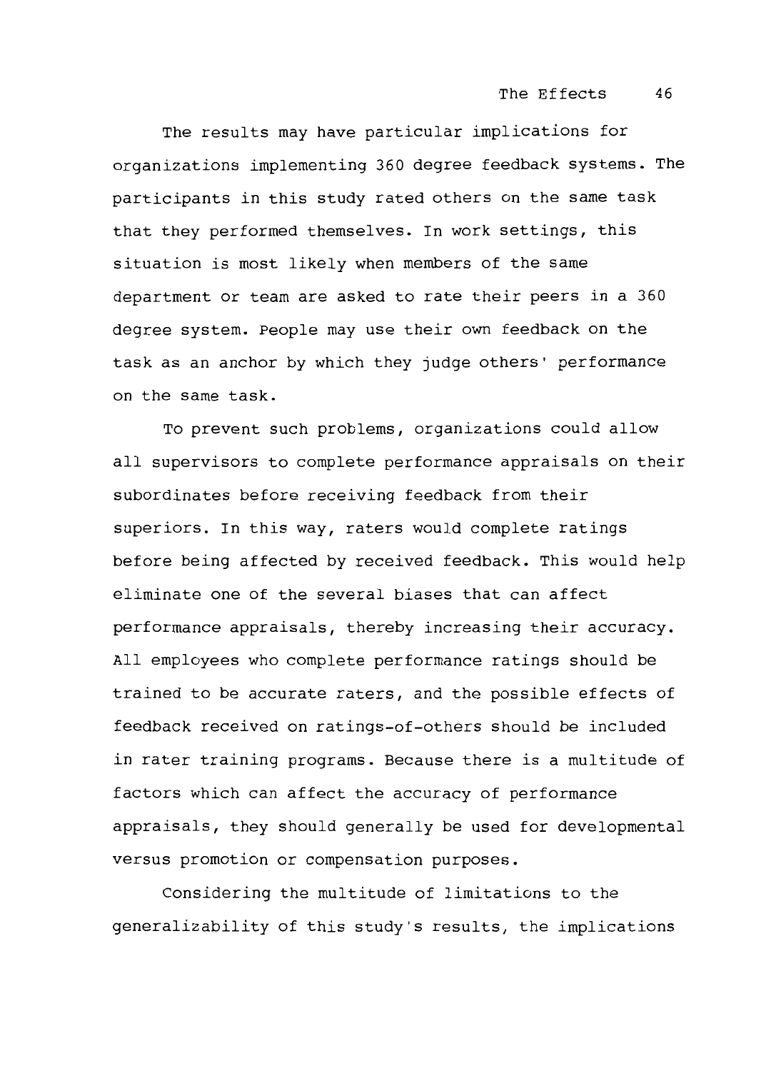The results may have particular implications for organizations implementing 360 degree feedback systems. The participants in this study rated others on the same task that they performed themselves. In work settings, this situation is most likely when members of the same department or team are asked to rate their peers in a 360 degree system. People may use their own feedback on the task as an anchor by which they judge others' performance on the same task.

To prevent such problems, organizations could allow all supervisors to complete performance appraisals on their subordinates before receiving feedback from their superiors. In this way, raters would complete ratings before being affected by received feedback. This would help eliminate one of the several biases that can affect performance appraisals, thereby increasing their accuracy. All employees who complete performance ratings should be trained to be accurate raters, and the possible effects of feedback received on ratings-of-others should be included in rater training programs. Because there is a multitude of factors which can affect the accuracy of performance appraisals, they should generally be used for developmental versus promotion or compensation purposes.

Considering the multitude of limitations to the generalizability of this study's results, the implications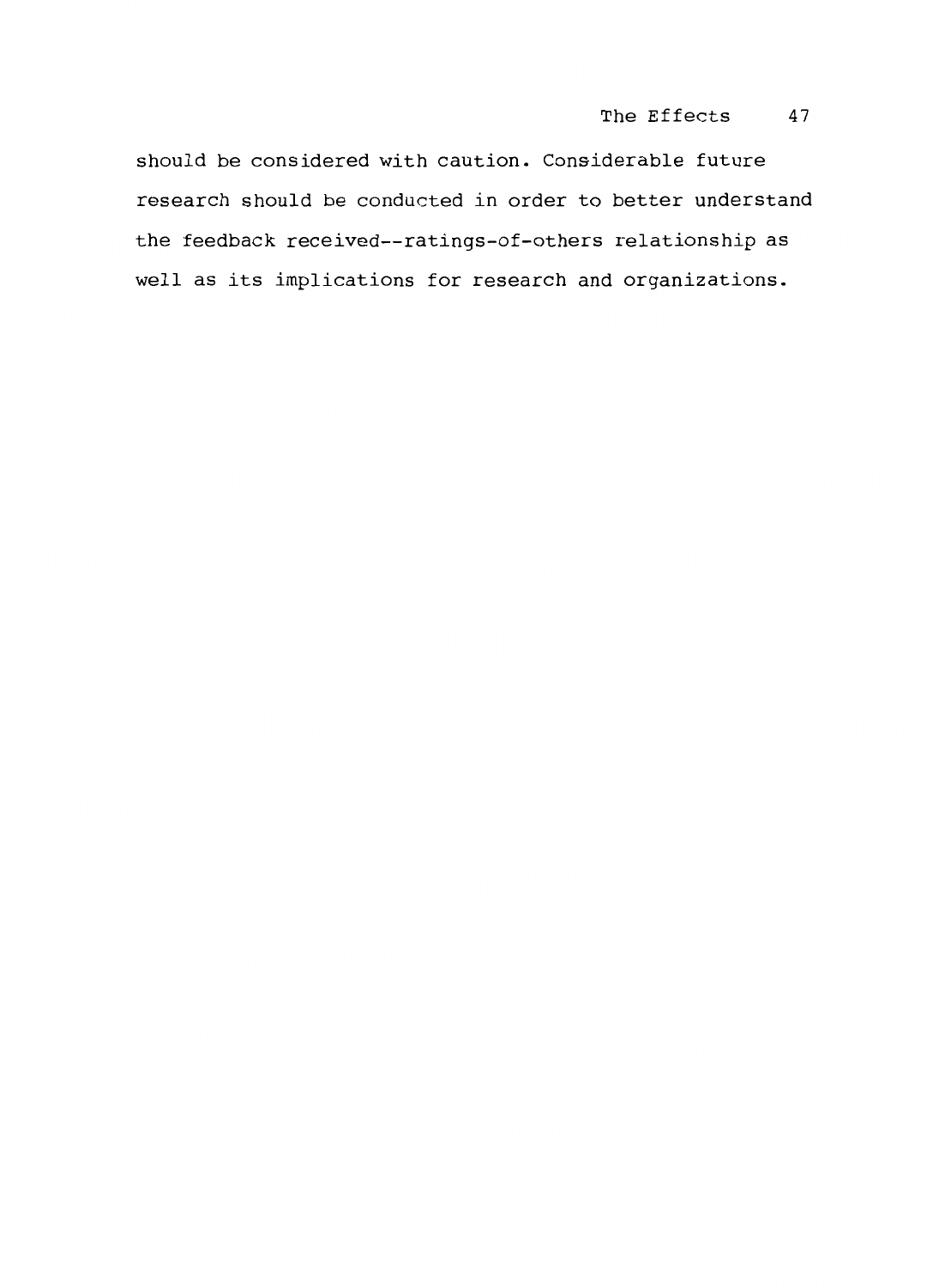should be considered with caution. Considerable future research should be conducted in order to better understand the feedback received--ratings-of-others relationship as well as its implications for research and organizations.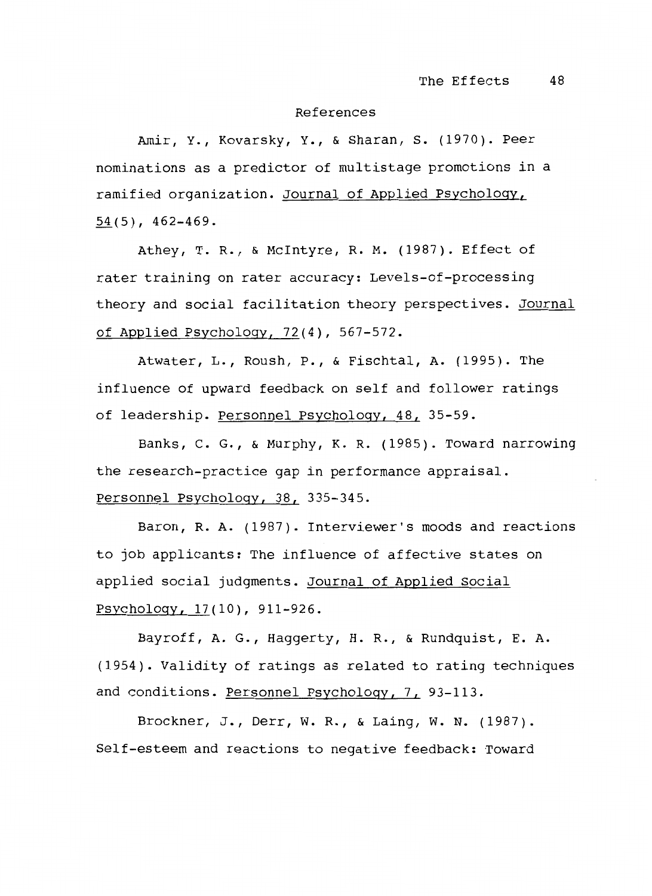## References

Amir, Y., Kovarsky, Y., & Sharan, S. (1970). Peer nominations as a predictor of multistage promotions in a ramified organization. Journal of Applied Psychology, 54(5), 462-469.

Athey, T. R., & McIntyre, R. M. (1987). Effect of rater training on rater accuracy: Levels-of-processing theory and social facilitation theory perspectives. Journal of Applied Psychology, 72(4), 567-572.

Atwater, L., Roush, P., & Fischtal, A. (1995). The influence of upward feedback on self and follower ratings of leadership. Personnel Psychology, 48, 35-59.

Banks, C. G., & Murphy, K. R. (1985). Toward narrowing the research-practice gap in performance appraisal. Personnel Psychology, 38, 335-345.

Baron, R. A. (1987). Interviewer's moods and reactions to job applicants: The influence of affective states on applied social judgments. Journal of Applied Social Psychology, 17(10), 911-926.

Bayroff, A. G., Haggerty, H. R., & Rundquist, E. A. (1954). Validity of ratings as related to rating techniques and conditions. Personnel Psychology, 7, 93-113.

Brockner, J., Derr, W. R., & Laing, W. N. (1987). Self-esteem and reactions to negative feedback: Toward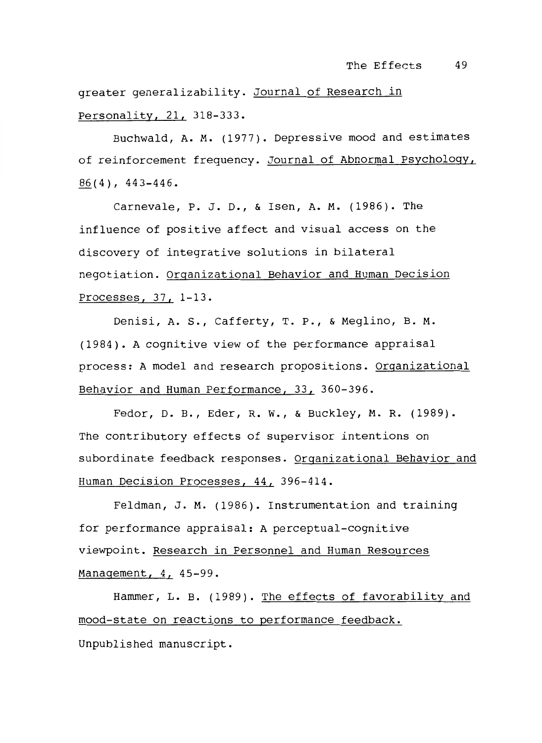greater generalizability. _Journal of Research in Personality, 21,_ 318-333.

Buchwald, A. M. (1977). Depressive mood and estimates of reinforcement frequency. _Journal of Abnormal Psychology, 86_(4), 443-446.

Carnevale, P. J. D., & Isen, A. M. (1986). The influence of positive affect and visual access on the discovery of integrative solutions in bilateral negotiation. _Organizational Behavior and Human Decision Processes, 37,_ 1-13.

Denisi, A. S., Cafferty, T. P., & Meglino, B. M. (1984). A cognitive view of the performance appraisal process: A model and research propositions. _Organizational Behavior and Human Performance, 33,_ 360-396.

Fedor, D. B., Eder, R. W., & Buckley, M. R. (1989). The contributory effects of supervisor intentions on subordinate feedback responses. _Organizational Behavior and Human Decision Processes, 44,_ 396-414.

Feldman, J. M. (1986). Instrumentation and training for performance appraisal: A perceptual-cognitive viewpoint. _Research in Personnel and Human Resources Management, 4,_ 45-99.

Hammer, L. B. (1989). _The effects of favorability and mood-state on reactions to performance feedback._ Unpublished manuscript.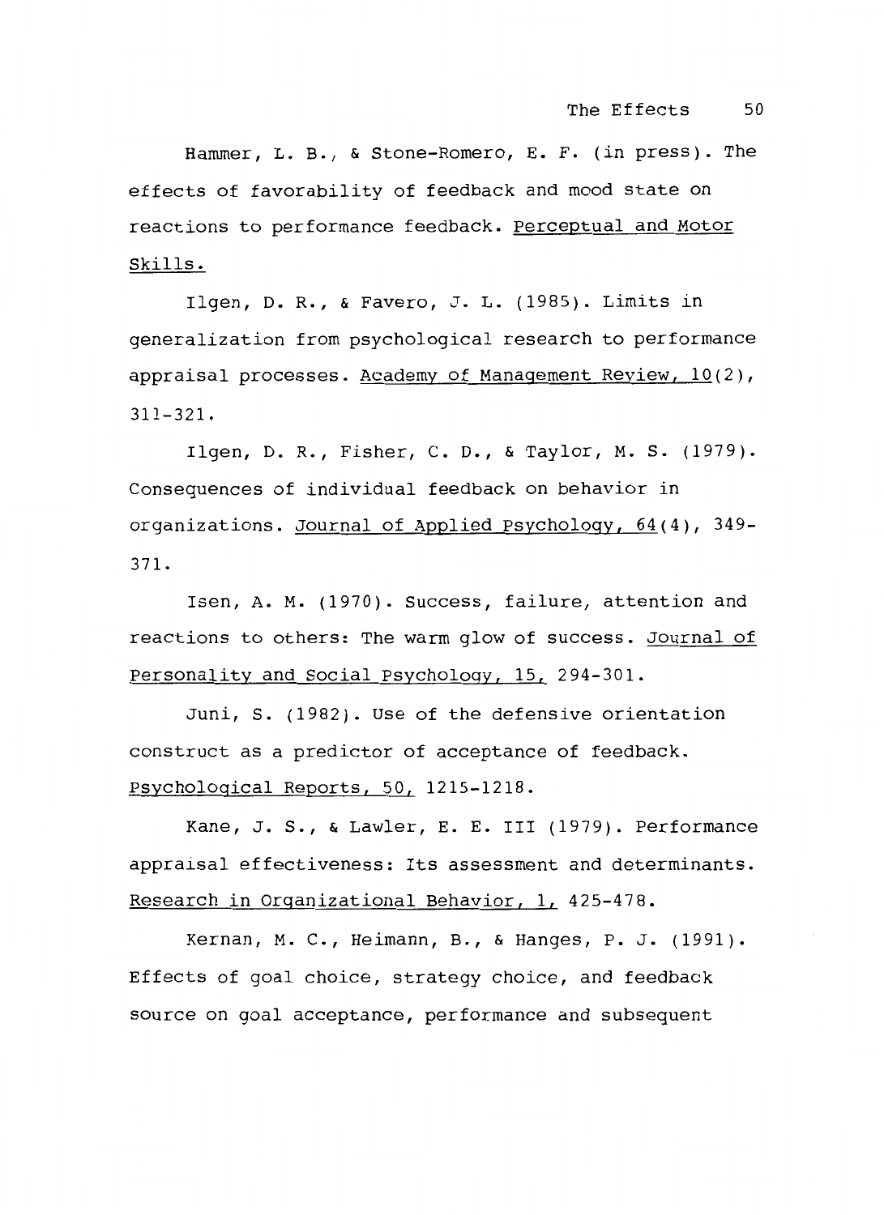Hammer, L. B., & Stone-Romero, E. F. (in press). The effects of favorability of feedback and mood state on reactions to performance feedback. Perceptual and Motor Skills.

Ilgen, D. R., & Favero, J. L. (1985). Limits in generalization from psychological research to performance appraisal processes. Academy of Management Review, 10(2), 311-321.

Ilgen, D. R., Fisher, C. D., & Taylor, M. S. (1979). Consequences of individual feedback on behavior in organizations. Journal of Applied Psychology, 64(4), 349-371.

Isen, A. M. (1970). Success, failure, attention and reactions to others: The warm glow of success. Journal of Personality and Social Psychology, 15, 294-301.

Juni, S. (1982). Use of the defensive orientation construct as a predictor of acceptance of feedback. Psychological Reports, 50, 1215-1218.

Kane, J. S., & Lawler, E. E. III (1979). Performance appraisal effectiveness: Its assessment and determinants. Research in Organizational Behavior, 1, 425-478.

Kernan, M. C., Heimann, B., & Hanges, P. J. (1991). Effects of goal choice, strategy choice, and feedback source on goal acceptance, performance and subsequent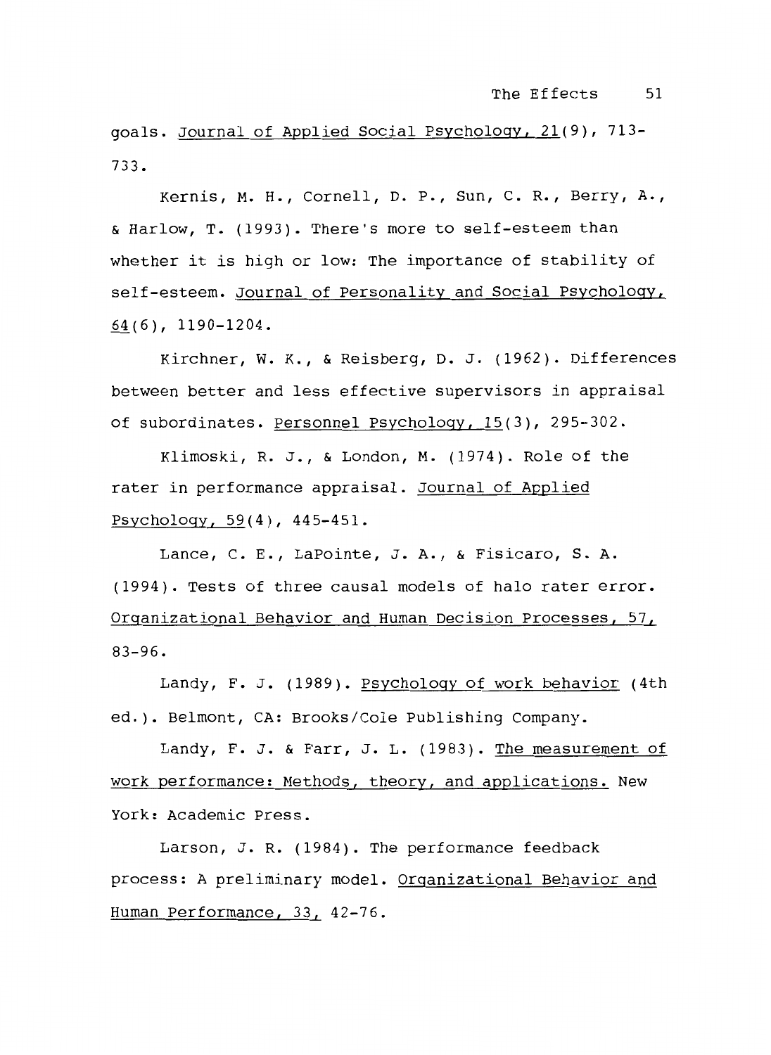goals. _Journal of Applied Social Psychology, 21_(9), 713-733.

Kernis, M. H., Cornell, D. P., Sun, C. R., Berry, A., & Harlow, T. (1993). There's more to self-esteem than whether it is high or low: The importance of stability of self-esteem. _Journal of Personality and Social Psychology, 64_(6), 1190-1204.

Kirchner, W. K., & Reisberg, D. J. (1962). Differences between better and less effective supervisors in appraisal of subordinates. _Personnel Psychology, 15_(3), 295-302.

Klimoski, R. J., & London, M. (1974). Role of the rater in performance appraisal. _Journal of Applied Psychology, 59_(4), 445-451.

Lance, C. E., LaPointe, J. A., & Fisicaro, S. A. (1994). Tests of three causal models of halo rater error. _Organizational Behavior and Human Decision Processes, 57,_ 83-96.

Landy, F. J. (1989). _Psychology of work behavior_ (4th ed.). Belmont, CA: Brooks/Cole Publishing Company.

Landy, F. J. & Farr, J. L. (1983). _The measurement of work performance: Methods, theory, and applications._ New York: Academic Press.

Larson, J. R. (1984). The performance feedback process: A preliminary model. _Organizational Behavior and Human Performance, 33,_ 42-76.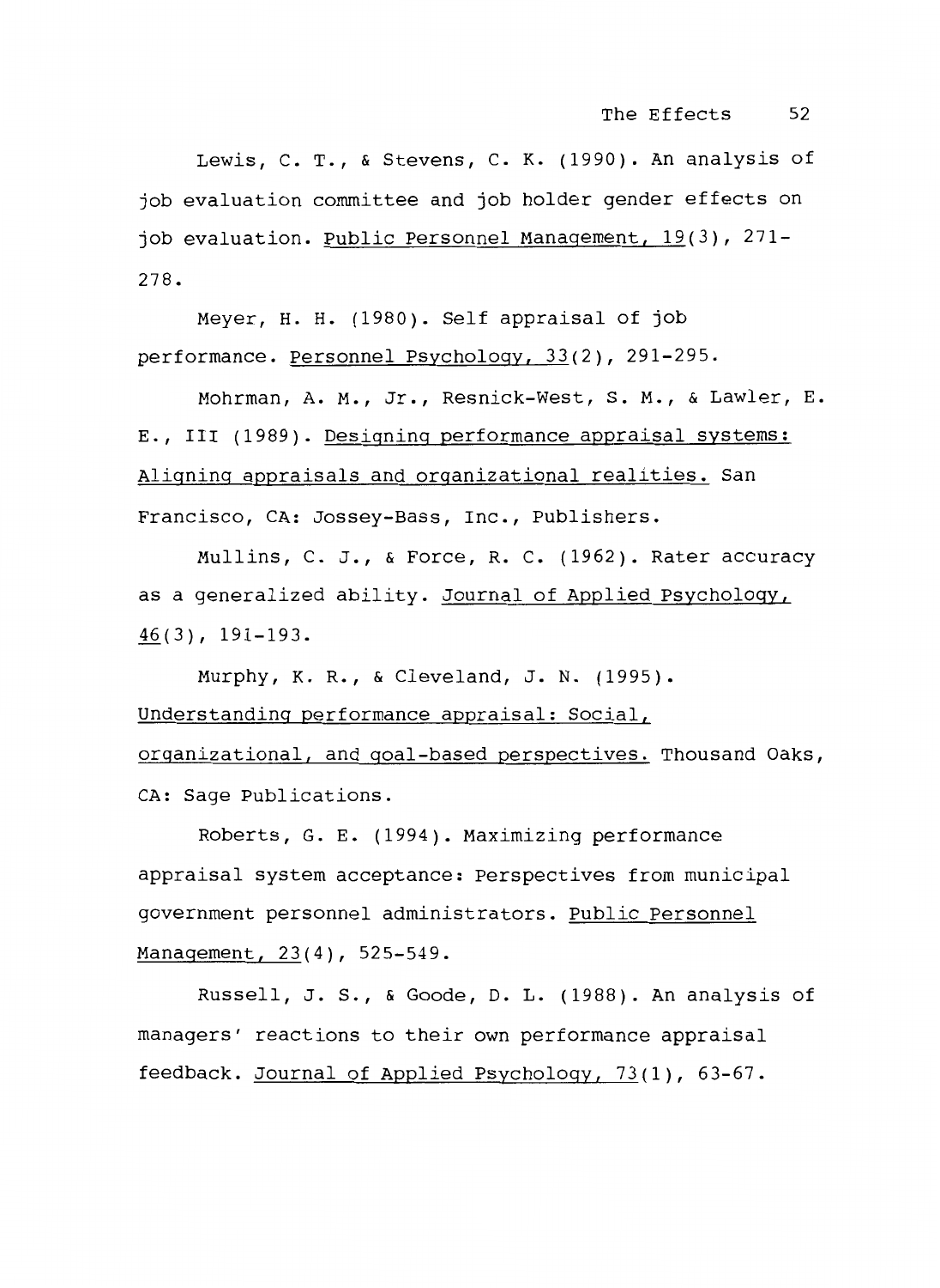Lewis, C. T., & Stevens, C. K. (1990). An analysis of job evaluation committee and job holder gender effects on job evaluation. Public Personnel Management, 19(3), 271-278.

Meyer, H. H. (1980). Self appraisal of job performance. Personnel Psychology, 33(2), 291-295.

Mohrman, A. M., Jr., Resnick-West, S. M., & Lawler, E. E., III (1989). Designing performance appraisal systems: Aligning appraisals and organizational realities. San Francisco, CA: Jossey-Bass, Inc., Publishers.

Mullins, C. J., & Force, R. C. (1962). Rater accuracy as a generalized ability. Journal of Applied Psychology, 46(3), 191-193.

Murphy, K. R., & Cleveland, J. N. (1995). Understanding performance appraisal: Social, organizational, and goal-based perspectives. Thousand Oaks, CA: Sage Publications.

Roberts, G. E. (1994). Maximizing performance appraisal system acceptance: Perspectives from municipal government personnel administrators. Public Personnel Management, 23(4), 525-549.

Russell, J. S., & Goode, D. L. (1988). An analysis of managers' reactions to their own performance appraisal feedback. Journal of Applied Psychology, 73(1), 63-67.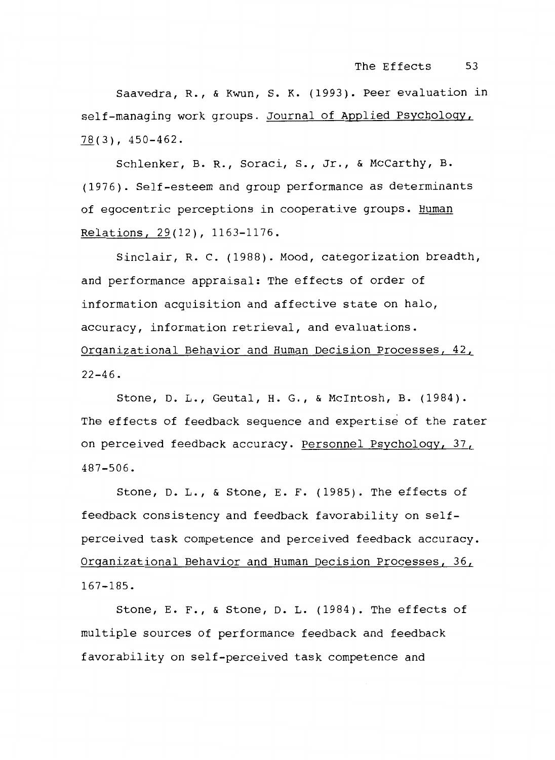Saavedra, R., & Kwun, S. K. (1993). Peer evaluation in self-managing work groups. Journal of Applied Psychology, 78(3), 450-462.

Schlenker, B. R., Soraci, S., Jr., & McCarthy, B. (1976). Self-esteem and group performance as determinants of egocentric perceptions in cooperative groups. Human Relations, 29(12), 1163-1176.

Sinclair, R. C. (1988). Mood, categorization breadth, and performance appraisal: The effects of order of information acquisition and affective state on halo, accuracy, information retrieval, and evaluations. Organizational Behavior and Human Decision Processes, 42, 22-46.

Stone, D. L., Geutal, H. G., & McIntosh, B. (1984). The effects of feedback sequence and expertise of the rater on perceived feedback accuracy. Personnel Psychology, 37, 487-506.

Stone, D. L., & Stone, E. F. (1985). The effects of feedback consistency and feedback favorability on self-perceived task competence and perceived feedback accuracy. Organizational Behavior and Human Decision Processes, 36, 167-185.

Stone, E. F., & Stone, D. L. (1984). The effects of multiple sources of performance feedback and feedback favorability on self-perceived task competence and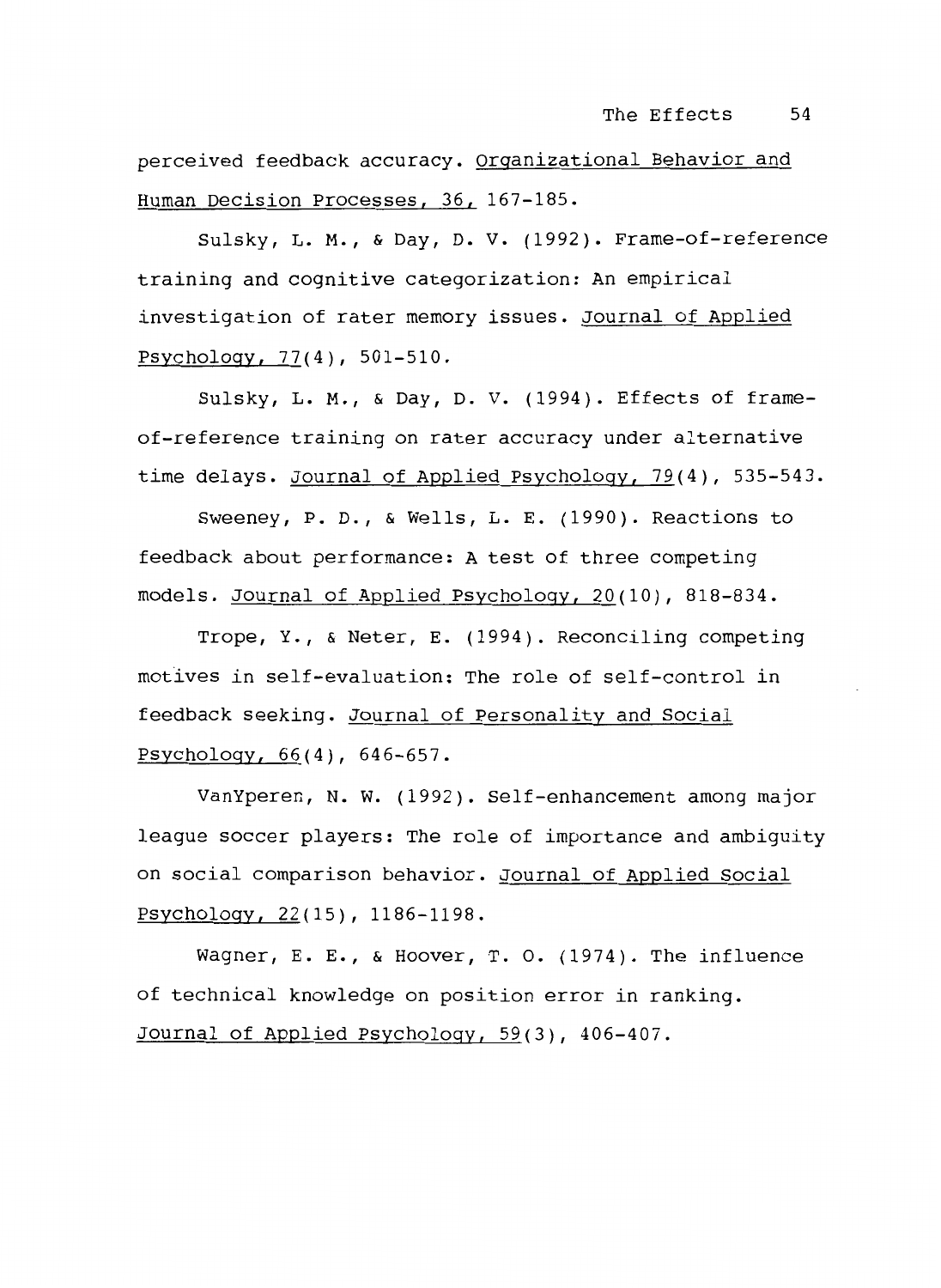perceived feedback accuracy. Organizational Behavior and Human Decision Processes, 36, 167-185.

Sulsky, L. M., & Day, D. V. (1992). Frame-of-reference training and cognitive categorization: An empirical investigation of rater memory issues. Journal of Applied Psychology, 77(4), 501-510.

Sulsky, L. M., & Day, D. V. (1994). Effects of frame-of-reference training on rater accuracy under alternative time delays. Journal of Applied Psychology, 79(4), 535-543.

Sweeney, P. D., & Wells, L. E. (1990). Reactions to feedback about performance: A test of three competing models. Journal of Applied Psychology, 20(10), 818-834.

Trope, Y., & Neter, E. (1994). Reconciling competing motives in self-evaluation: The role of self-control in feedback seeking. Journal of Personality and Social Psychology, 66(4), 646-657.

VanYperen, N. W. (1992). Self-enhancement among major league soccer players: The role of importance and ambiguity on social comparison behavior. Journal of Applied Social Psychology, 22(15), 1186-1198.

Wagner, E. E., & Hoover, T. O. (1974). The influence of technical knowledge on position error in ranking. Journal of Applied Psychology, 59(3), 406-407.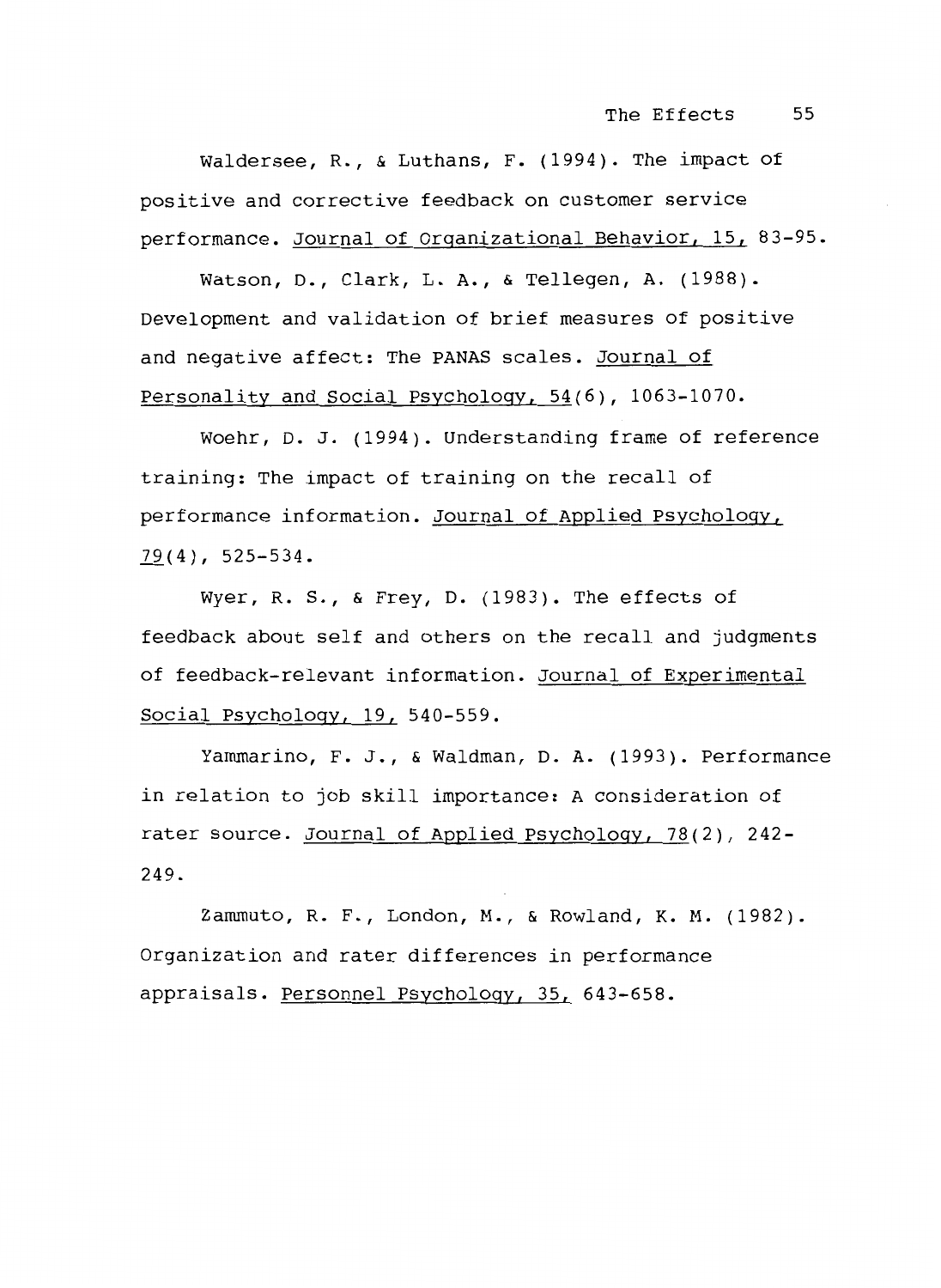Waldersee, R., & Luthans, F. (1994). The impact of positive and corrective feedback on customer service performance. Journal of Organizational Behavior, 15, 83-95.

Watson, D., Clark, L. A., & Tellegen, A. (1988). Development and validation of brief measures of positive and negative affect: The PANAS scales. Journal of Personality and Social Psychology, 54(6), 1063-1070.

Woehr, D. J. (1994). Understanding frame of reference training: The impact of training on the recall of performance information. Journal of Applied Psychology, 79(4), 525-534.

Wyer, R. S., & Frey, D. (1983). The effects of feedback about self and others on the recall and judgments of feedback-relevant information. Journal of Experimental Social Psychology, 19, 540-559.

Yammarino, F. J., & Waldman, D. A. (1993). Performance in relation to job skill importance: A consideration of rater source. Journal of Applied Psychology, 78(2), 242-249.

Zammuto, R. F., London, M., & Rowland, K. M. (1982). Organization and rater differences in performance appraisals. Personnel Psychology, 35, 643-658.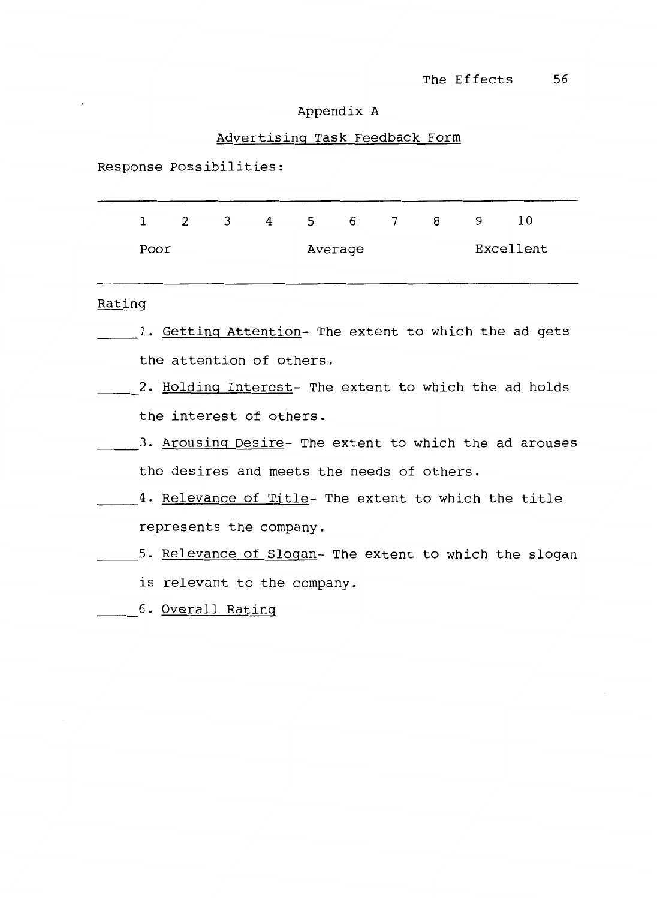# Appendix A

## Advertising Task Feedback Form

Response Possibilities:

| 1 | 2 | 3 | 4 | 5 | 6 | 7 | 8 | 9 | 10 |
|---|---|---|---|---|---|---|---|---|---|
| Poor | | | | Average | | | | Excellent | |

Rating

_____1. Getting Attention- The extent to which the ad gets the attention of others.

_____2. Holding Interest- The extent to which the ad holds the interest of others.

_____3. Arousing Desire- The extent to which the ad arouses the desires and meets the needs of others.

_____4. Relevance of Title- The extent to which the title represents the company.

_____5. Relevance of Slogan- The extent to which the slogan is relevant to the company.

_____6. Overall Rating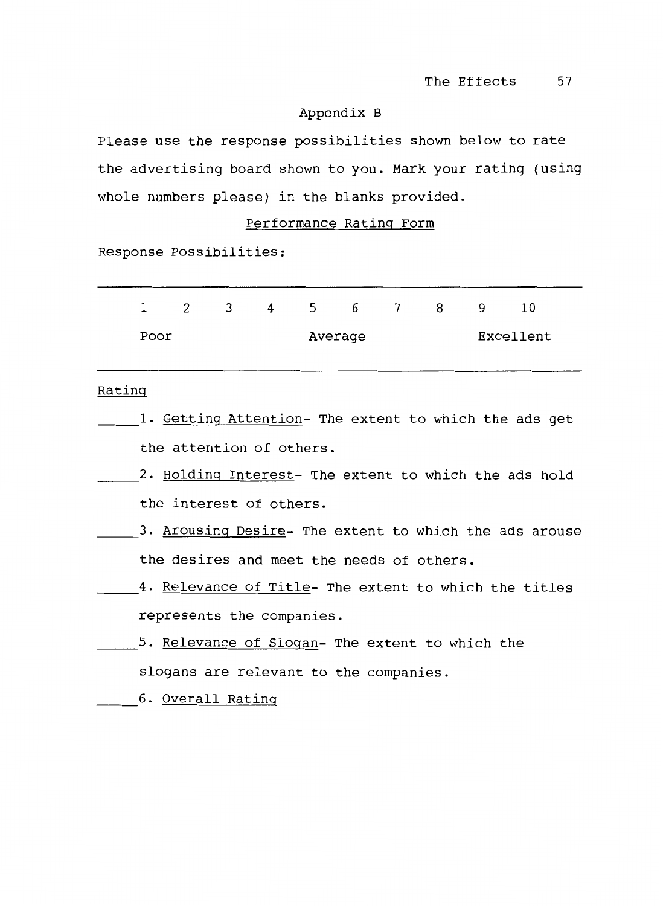## Appendix B

Please use the response possibilities shown below to rate the advertising board shown to you. Mark your rating (using whole numbers please) in the blanks provided.

<u>Performance Rating Form</u>

Response Possibilities:

| 1 | 2 | 3 | 4 | 5 | 6 | 7 | 8 | 9 | 10 |
|---|---|---|---|---|---|---|---|---|---|
| Poor | | | | Average | | | | Excellent | |

<u>Rating</u>

_____1. <u>Getting Attention</u>- The extent to which the ads get the attention of others.

_____2. <u>Holding Interest</u>- The extent to which the ads hold the interest of others.

_____3. <u>Arousing Desire</u>- The extent to which the ads arouse the desires and meet the needs of others.

_____4. <u>Relevance of Title</u>- The extent to which the titles represents the companies.

_____5. <u>Relevance of Slogan</u>- The extent to which the slogans are relevant to the companies.

_____6. <u>Overall Rating</u>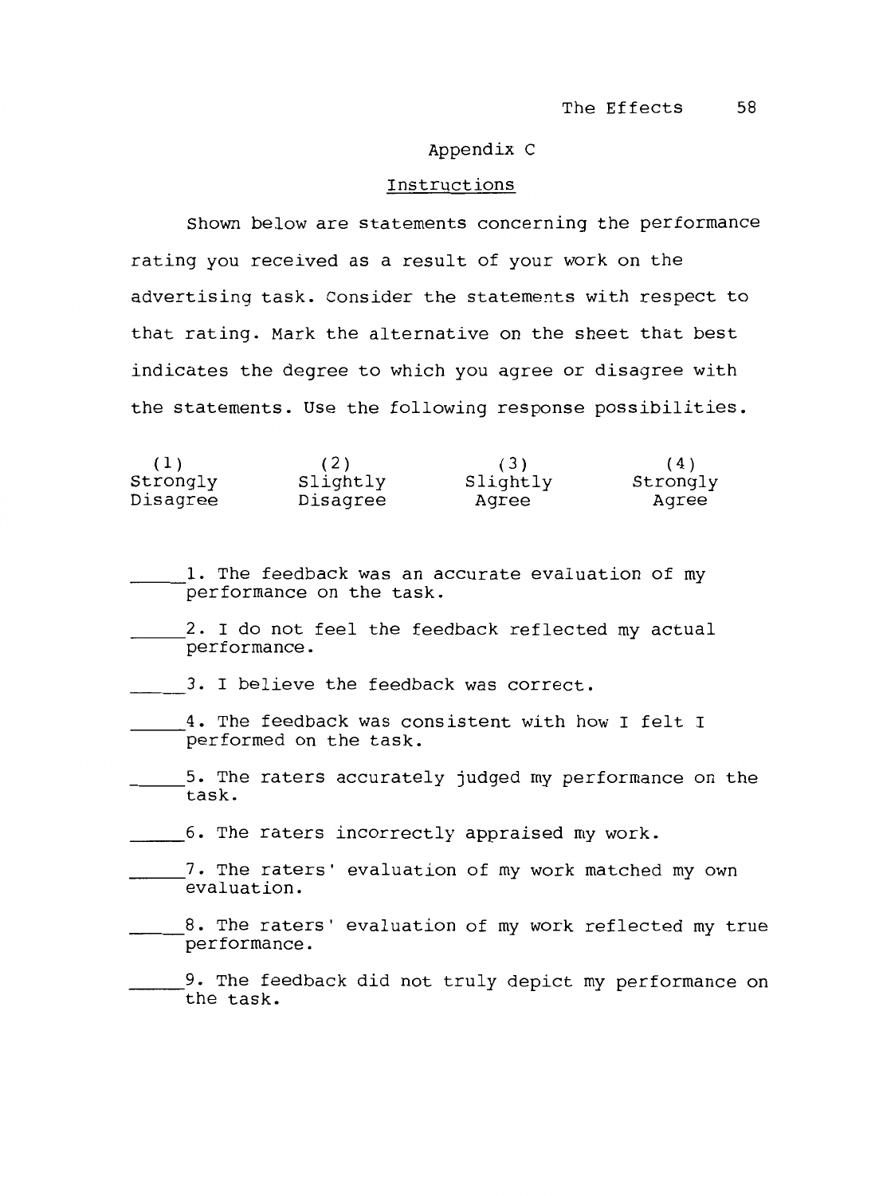## Appendix C

### Instructions

Shown below are statements concerning the performance rating you received as a result of your work on the advertising task. Consider the statements with respect to that rating. Mark the alternative on the sheet that best indicates the degree to which you agree or disagree with the statements. Use the following response possibilities.

| (1) | (2) | (3) | (4) |
|---|---|---|---|
| Strongly Disagree | Slightly Disagree | Slightly Agree | Strongly Agree |

_____1. The feedback was an accurate evaluation of my performance on the task.

_____2. I do not feel the feedback reflected my actual performance.

_____3. I believe the feedback was correct.

_____4. The feedback was consistent with how I felt I performed on the task.

_____5. The raters accurately judged my performance on the task.

_____6. The raters incorrectly appraised my work.

_____7. The raters' evaluation of my work matched my own evaluation.

_____8. The raters' evaluation of my work reflected my true performance.

_____9. The feedback did not truly depict my performance on the task.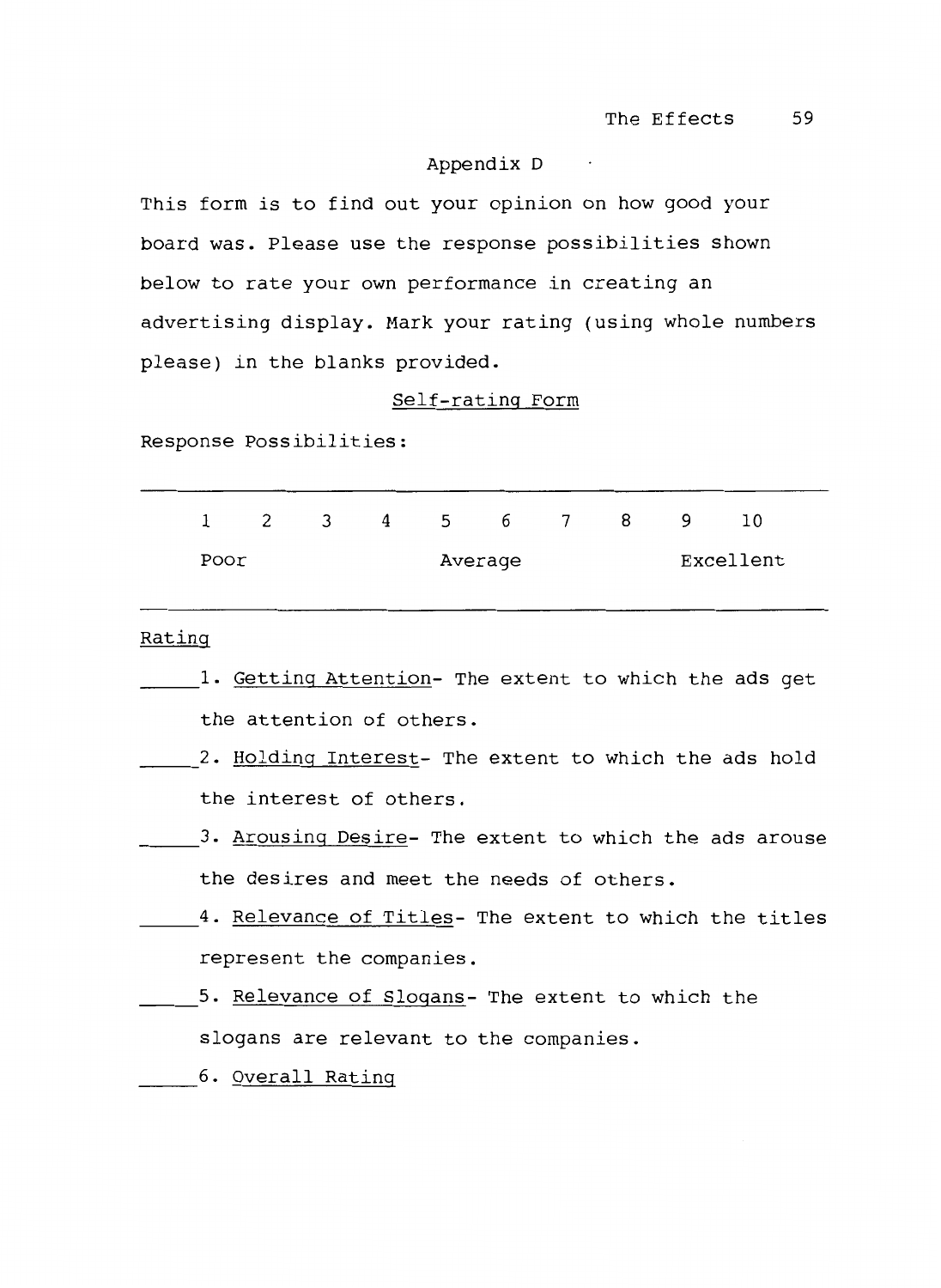## Appendix D

This form is to find out your opinion on how good your board was. Please use the response possibilities shown below to rate your own performance in creating an advertising display. Mark your rating (using whole numbers please) in the blanks provided.

### Self-rating Form

Response Possibilities:

| 1 | 2 | 3 | 4 | 5 | 6 | 7 | 8 | 9 | 10 |
|---|---|---|---|---|---|---|---|---|---|
| Poor | | | | Average | | | | Excellent | |

Rating

_____1. Getting Attention- The extent to which the ads get the attention of others.

_____2. Holding Interest- The extent to which the ads hold the interest of others.

_____3. Arousing Desire- The extent to which the ads arouse the desires and meet the needs of others.

_____4. Relevance of Titles- The extent to which the titles represent the companies.

_____5. Relevance of Slogans- The extent to which the slogans are relevant to the companies.

_____6. Overall Rating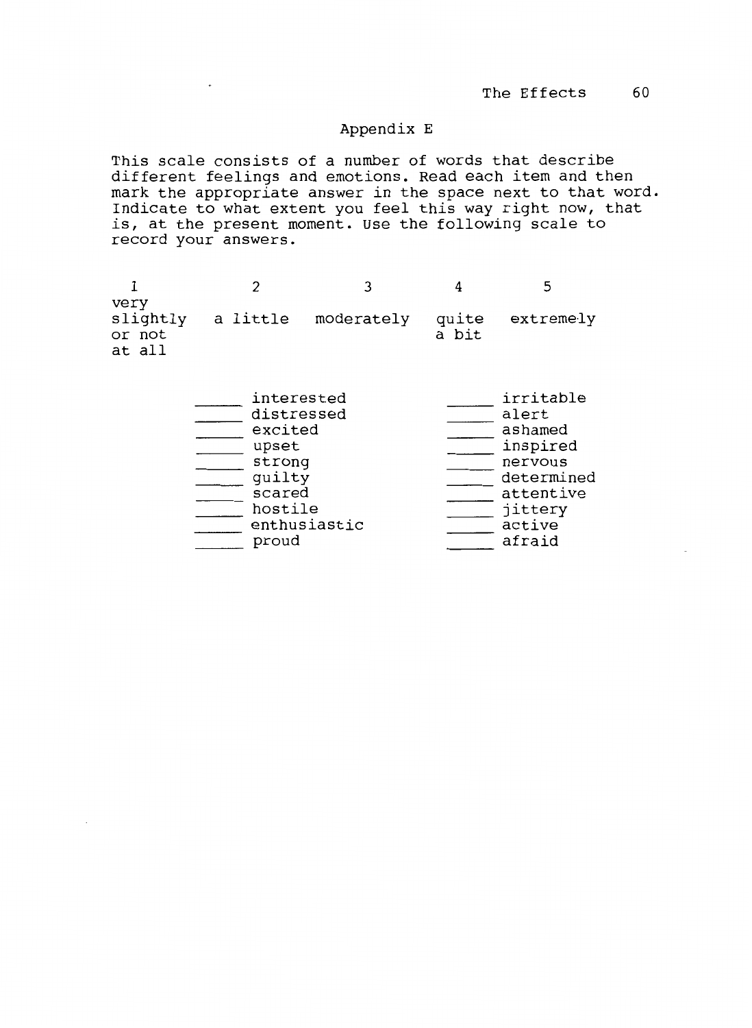## Appendix E

This scale consists of a number of words that describe different feelings and emotions. Read each item and then mark the appropriate answer in the space next to that word. Indicate to what extent you feel this way right now, that is, at the present moment. Use the following scale to record your answers.

| 1 | 2 | 3 | 4 | 5 |
|---|---|---|---|---|
| very slightly or not at all | a little | moderately | quite a bit | extremely |

_____ interested
_____ distressed
_____ excited
_____ upset
_____ strong
_____ guilty
_____ scared
_____ hostile
_____ enthusiastic
_____ proud
_____ irritable
_____ alert
_____ ashamed
_____ inspired
_____ nervous
_____ determined
_____ attentive
_____ jittery
_____ active
_____ afraid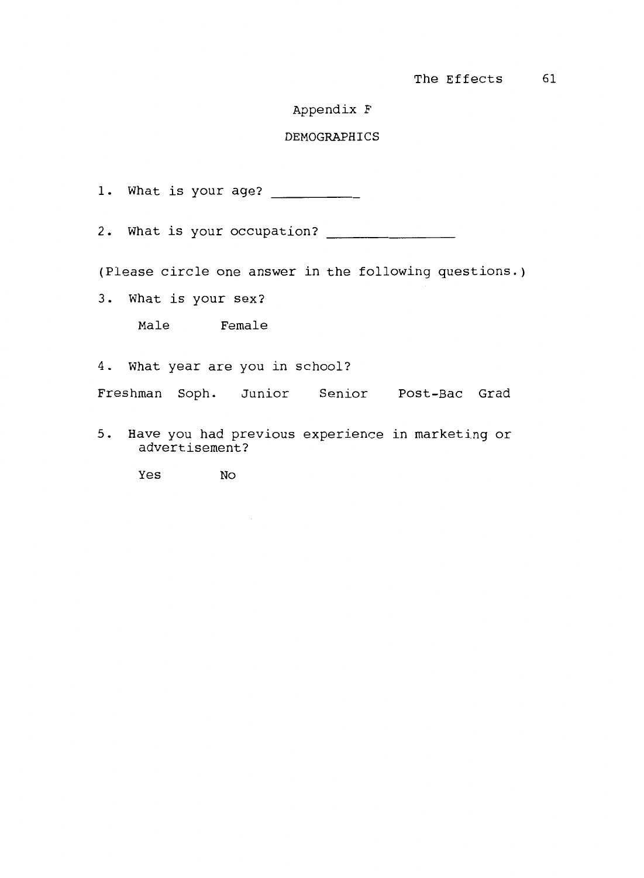## Appendix F

### DEMOGRAPHICS

1. What is your age? __________

2. What is your occupation? ________________

(Please circle one answer in the following questions.)

3. What is your sex?

   Male    Female

4. What year are you in school?

Freshman  Soph.  Junior  Senior  Post-Bac  Grad

5. Have you had previous experience in marketing or advertisement?

   Yes    No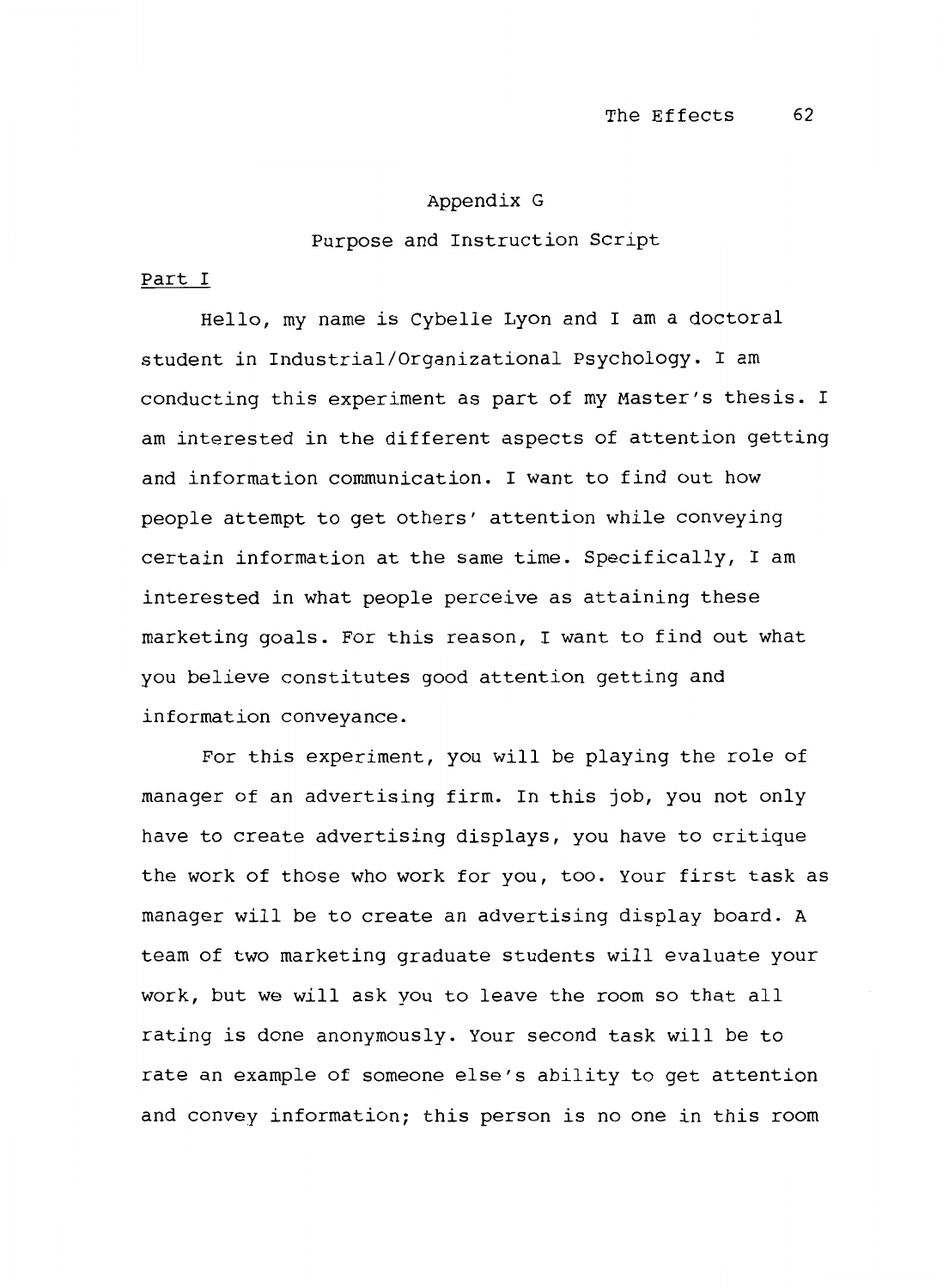## Appendix G

## Purpose and Instruction Script

Part I

Hello, my name is Cybelle Lyon and I am a doctoral student in Industrial/Organizational Psychology. I am conducting this experiment as part of my Master's thesis. I am interested in the different aspects of attention getting and information communication. I want to find out how people attempt to get others' attention while conveying certain information at the same time. Specifically, I am interested in what people perceive as attaining these marketing goals. For this reason, I want to find out what you believe constitutes good attention getting and information conveyance.

For this experiment, you will be playing the role of manager of an advertising firm. In this job, you not only have to create advertising displays, you have to critique the work of those who work for you, too. Your first task as manager will be to create an advertising display board. A team of two marketing graduate students will evaluate your work, but we will ask you to leave the room so that all rating is done anonymously. Your second task will be to rate an example of someone else's ability to get attention and convey information; this person is no one in this room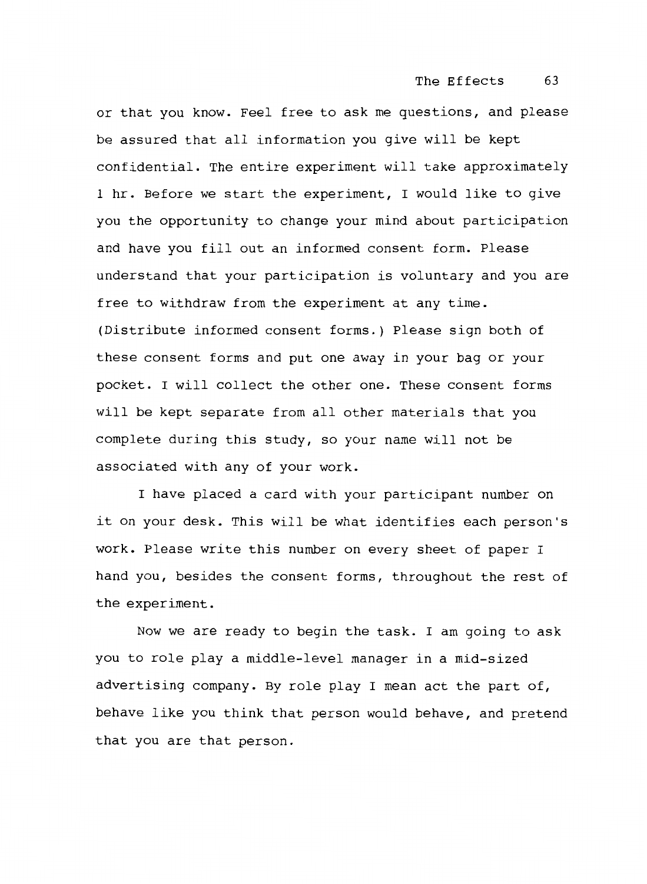or that you know. Feel free to ask me questions, and please be assured that all information you give will be kept confidential. The entire experiment will take approximately 1 hr. Before we start the experiment, I would like to give you the opportunity to change your mind about participation and have you fill out an informed consent form. Please understand that your participation is voluntary and you are free to withdraw from the experiment at any time. (Distribute informed consent forms.) Please sign both of these consent forms and put one away in your bag or your pocket. I will collect the other one. These consent forms will be kept separate from all other materials that you complete during this study, so your name will not be associated with any of your work.

I have placed a card with your participant number on it on your desk. This will be what identifies each person's work. Please write this number on every sheet of paper I hand you, besides the consent forms, throughout the rest of the experiment.

Now we are ready to begin the task. I am going to ask you to role play a middle-level manager in a mid-sized advertising company. By role play I mean act the part of, behave like you think that person would behave, and pretend that you are that person.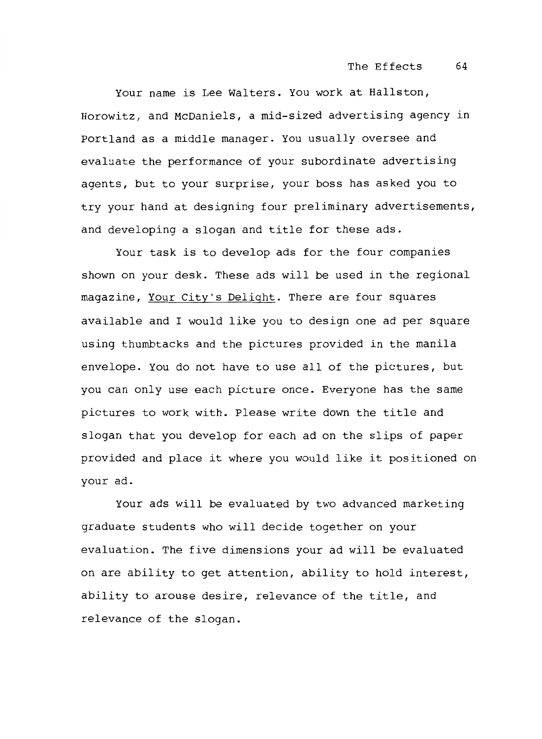Your name is Lee Walters. You work at Hallston, Horowitz, and McDaniels, a mid-sized advertising agency in Portland as a middle manager. You usually oversee and evaluate the performance of your subordinate advertising agents, but to your surprise, your boss has asked you to try your hand at designing four preliminary advertisements, and developing a slogan and title for these ads.

Your task is to develop ads for the four companies shown on your desk. These ads will be used in the regional magazine, <u>Your City's Delight</u>. There are four squares available and I would like you to design one ad per square using thumbtacks and the pictures provided in the manila envelope. You do not have to use all of the pictures, but you can only use each picture once. Everyone has the same pictures to work with. Please write down the title and slogan that you develop for each ad on the slips of paper provided and place it where you would like it positioned on your ad.

Your ads will be evaluated by two advanced marketing graduate students who will decide together on your evaluation. The five dimensions your ad will be evaluated on are ability to get attention, ability to hold interest, ability to arouse desire, relevance of the title, and relevance of the slogan.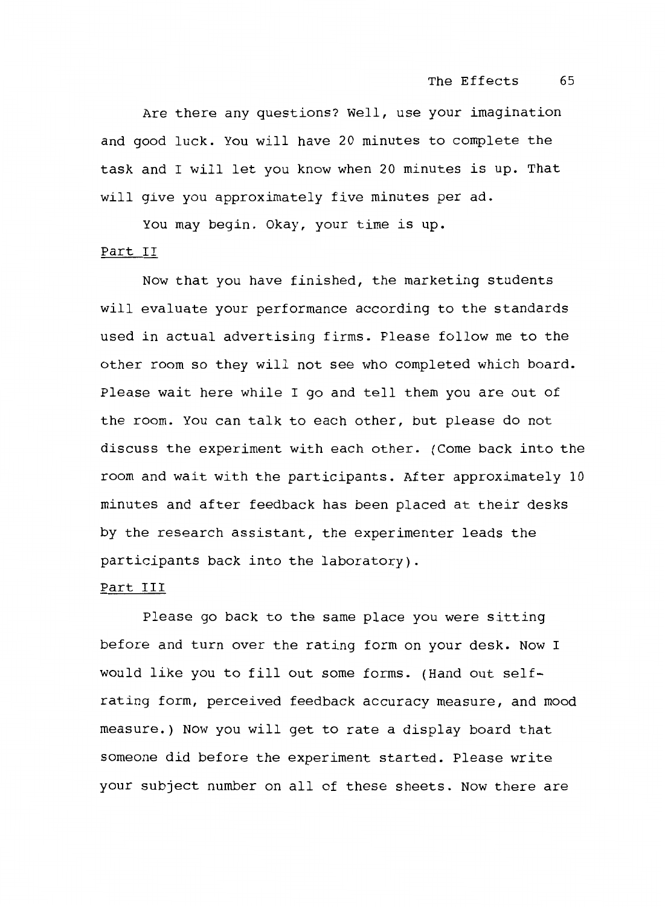Are there any questions? Well, use your imagination and good luck. You will have 20 minutes to complete the task and I will let you know when 20 minutes is up. That will give you approximately five minutes per ad.

You may begin. Okay, your time is up.

Part II

Now that you have finished, the marketing students will evaluate your performance according to the standards used in actual advertising firms. Please follow me to the other room so they will not see who completed which board. Please wait here while I go and tell them you are out of the room. You can talk to each other, but please do not discuss the experiment with each other. (Come back into the room and wait with the participants. After approximately 10 minutes and after feedback has been placed at their desks by the research assistant, the experimenter leads the participants back into the laboratory).

Part III

Please go back to the same place you were sitting before and turn over the rating form on your desk. Now I would like you to fill out some forms. (Hand out self-rating form, perceived feedback accuracy measure, and mood measure.) Now you will get to rate a display board that someone did before the experiment started. Please write your subject number on all of these sheets. Now there are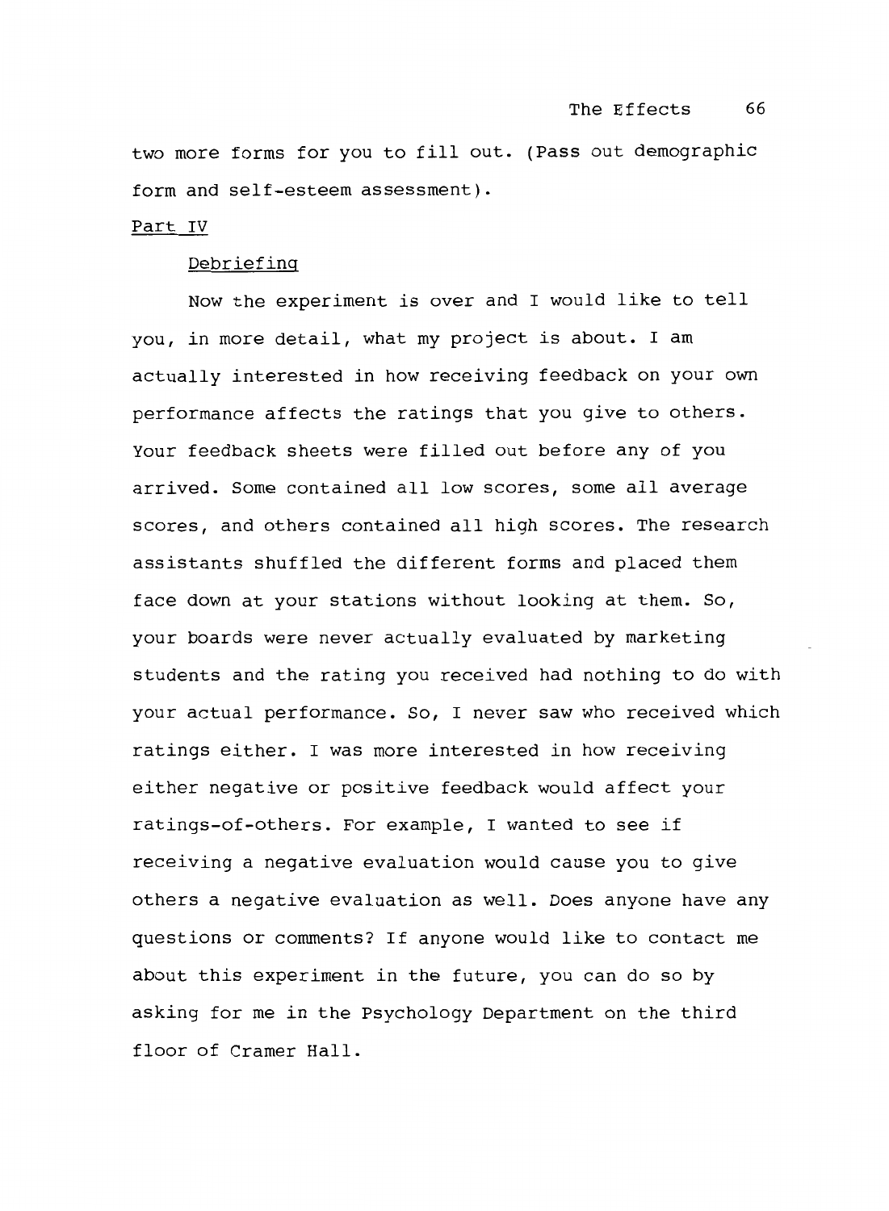two more forms for you to fill out. (Pass out demographic form and self-esteem assessment).

Part IV

Debriefing

Now the experiment is over and I would like to tell you, in more detail, what my project is about. I am actually interested in how receiving feedback on your own performance affects the ratings that you give to others. Your feedback sheets were filled out before any of you arrived. Some contained all low scores, some all average scores, and others contained all high scores. The research assistants shuffled the different forms and placed them face down at your stations without looking at them. So, your boards were never actually evaluated by marketing students and the rating you received had nothing to do with your actual performance. So, I never saw who received which ratings either. I was more interested in how receiving either negative or positive feedback would affect your ratings-of-others. For example, I wanted to see if receiving a negative evaluation would cause you to give others a negative evaluation as well. Does anyone have any questions or comments? If anyone would like to contact me about this experiment in the future, you can do so by asking for me in the Psychology Department on the third floor of Cramer Hall.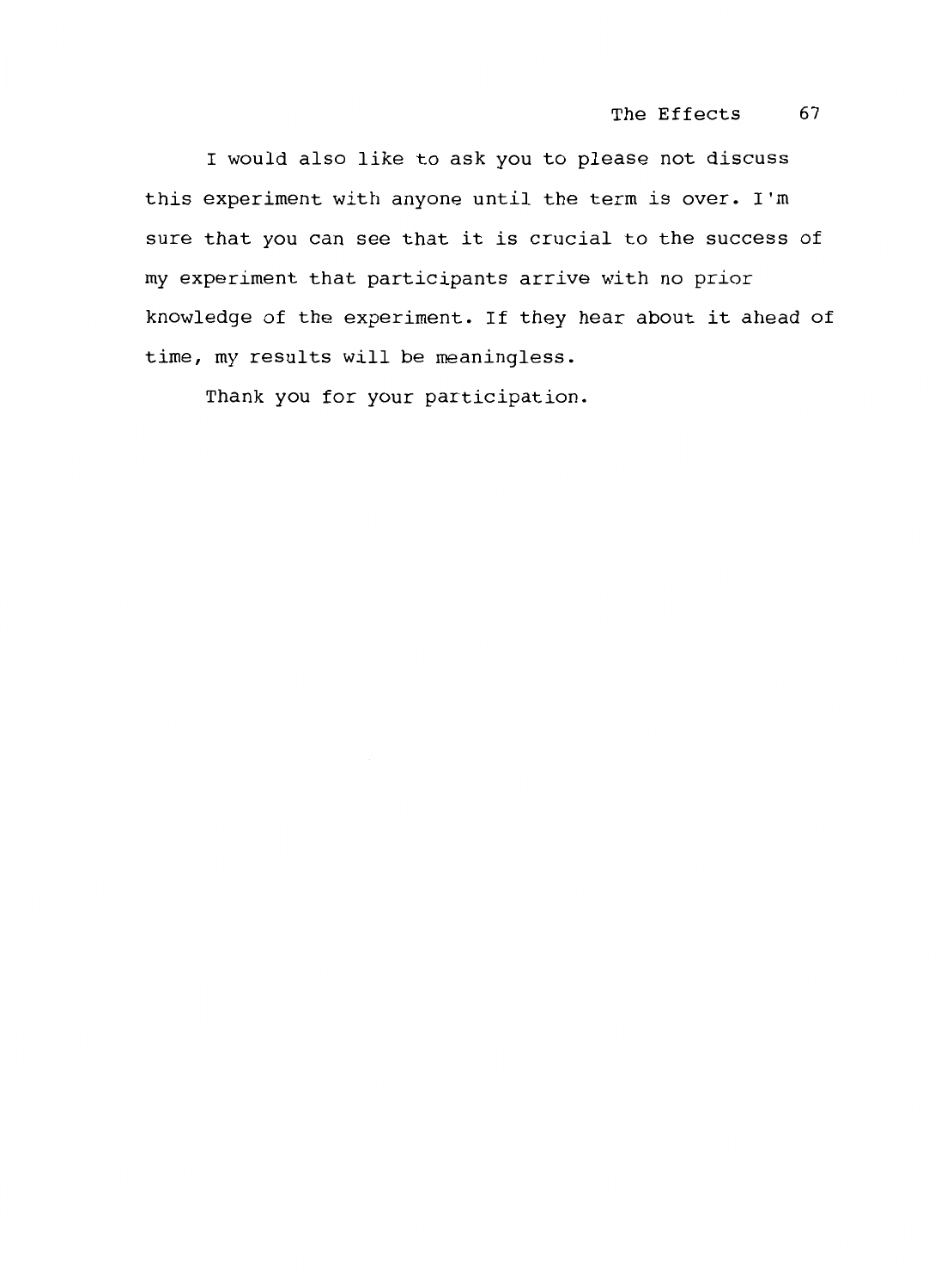I would also like to ask you to please not discuss this experiment with anyone until the term is over. I'm sure that you can see that it is crucial to the success of my experiment that participants arrive with no prior knowledge of the experiment. If they hear about it ahead of time, my results will be meaningless.

Thank you for your participation.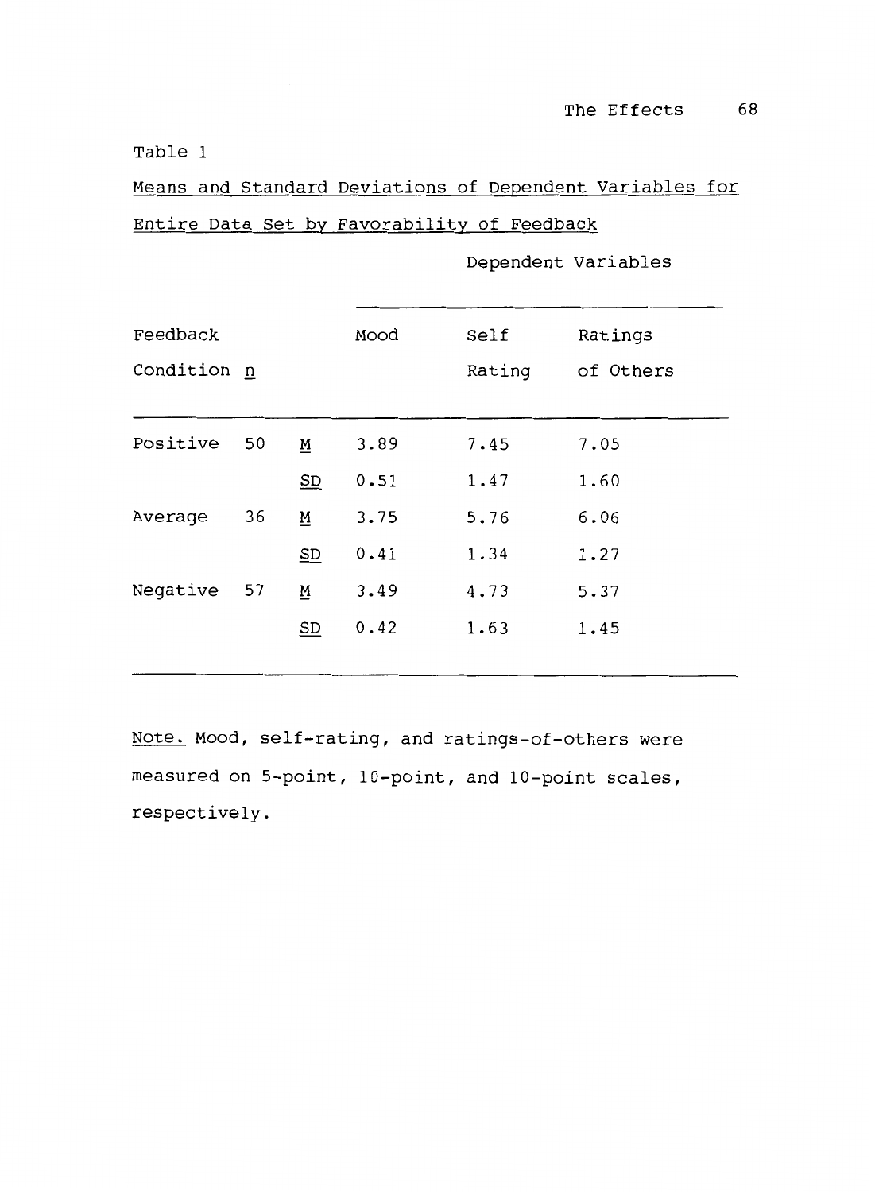Table 1

Means and Standard Deviations of Dependent Variables for Entire Data Set by Favorability of Feedback

| Feedback Condition | n | | Mood | Self Rating | Ratings of Others |
|---|---|---|---|---|---|
| Positive | 50 | M | 3.89 | 7.45 | 7.05 |
| | | SD | 0.51 | 1.47 | 1.60 |
| Average | 36 | M | 3.75 | 5.76 | 6.06 |
| | | SD | 0.41 | 1.34 | 1.27 |
| Negative | 57 | M | 3.49 | 4.73 | 5.37 |
| | | SD | 0.42 | 1.63 | 1.45 |

Note. Mood, self-rating, and ratings-of-others were measured on 5-point, 10-point, and 10-point scales, respectively.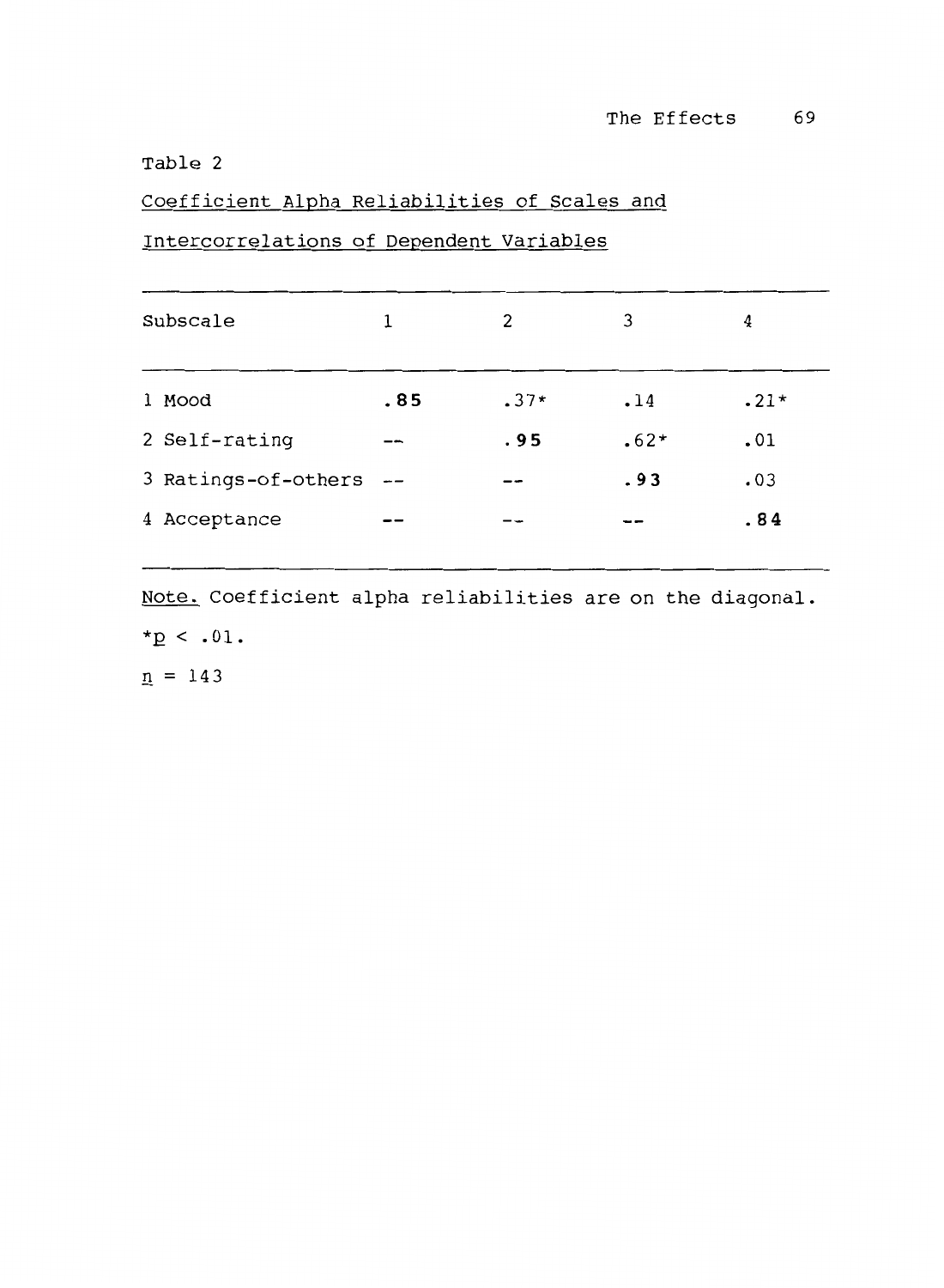Table 2

Coefficient Alpha Reliabilities of Scales and Intercorrelations of Dependent Variables

| Subscale | 1 | 2 | 3 | 4 |
|---|---|---|---|---|
| 1 Mood | **.85** | .37* | .14 | .21* |
| 2 Self-rating | -- | **.95** | .62* | .01 |
| 3 Ratings-of-others | -- | -- | **.93** | .03 |
| 4 Acceptance | -- | -- | -- | **.84** |

Note. Coefficient alpha reliabilities are on the diagonal.

*$p < .01$.

$n = 143$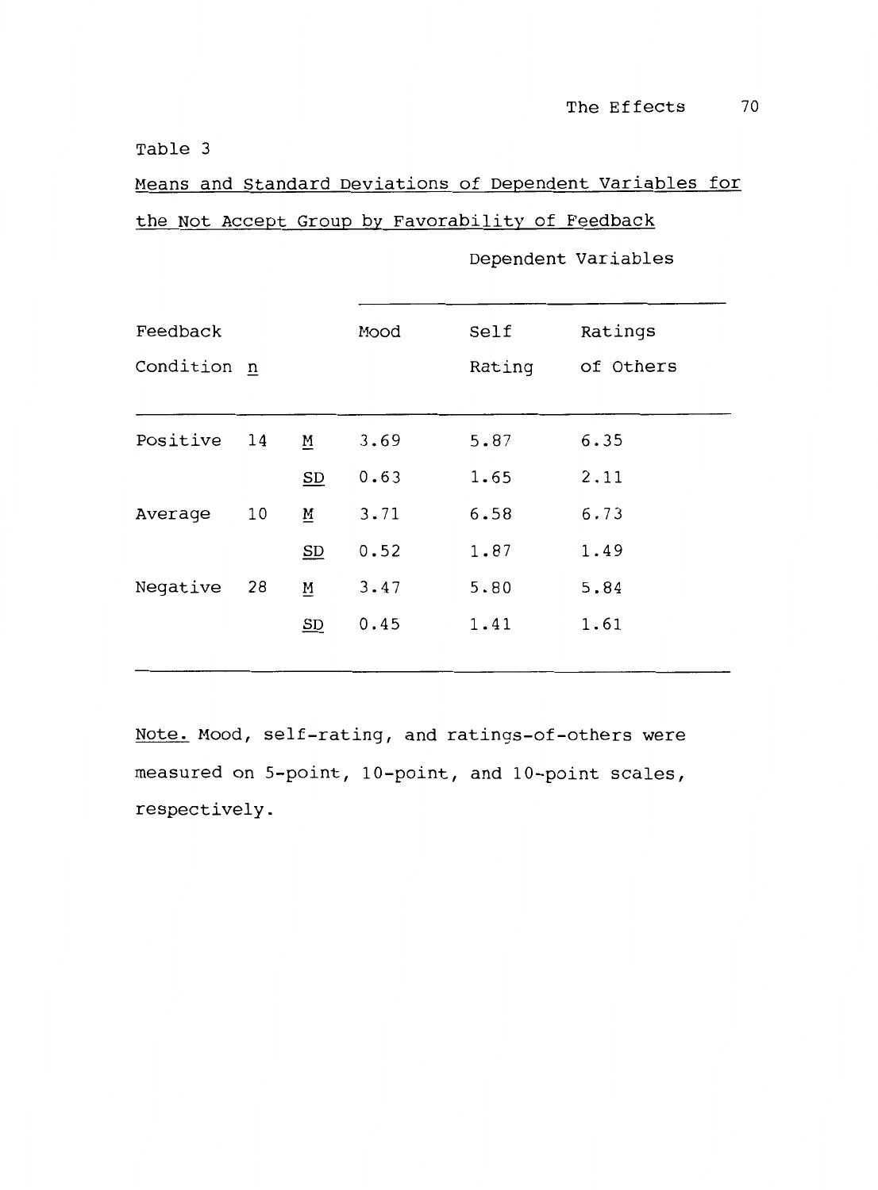Table 3

Means and Standard Deviations of Dependent Variables for the Not Accept Group by Favorability of Feedback

| Feedback Condition | n | | Dependent Variables | | |
|---|---|---|---|---|---|
| | | | Mood | Self Rating | Ratings of Others |
| Positive | 14 | M | 3.69 | 5.87 | 6.35 |
| | | SD | 0.63 | 1.65 | 2.11 |
| Average | 10 | M | 3.71 | 6.58 | 6.73 |
| | | SD | 0.52 | 1.87 | 1.49 |
| Negative | 28 | M | 3.47 | 5.80 | 5.84 |
| | | SD | 0.45 | 1.41 | 1.61 |

Note. Mood, self-rating, and ratings-of-others were measured on 5-point, 10-point, and 10-point scales, respectively.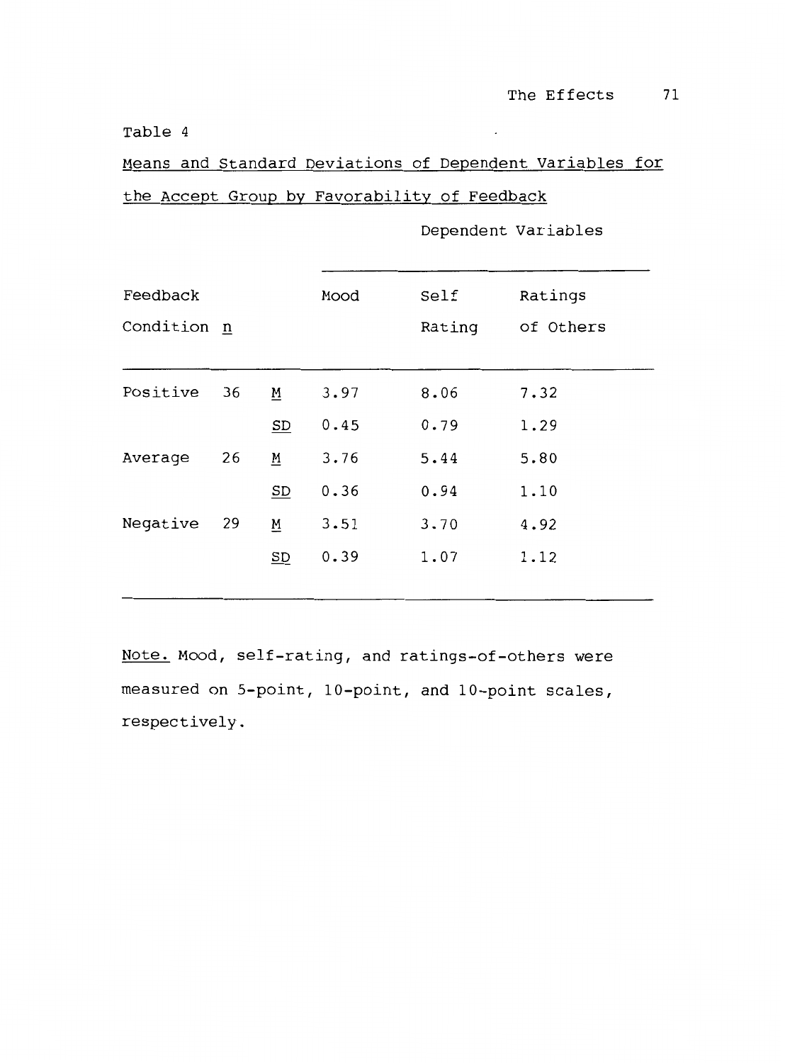Table 4

Means and Standard Deviations of Dependent Variables for the Accept Group by Favorability of Feedback

| Feedback Condition | n | | Mood | Self Rating | Ratings of Others |
|---|---|---|---|---|---|
| | | | Dependent Variables | | |
| Positive | 36 | M | 3.97 | 8.06 | 7.32 |
| | | SD | 0.45 | 0.79 | 1.29 |
| Average | 26 | M | 3.76 | 5.44 | 5.80 |
| | | SD | 0.36 | 0.94 | 1.10 |
| Negative | 29 | M | 3.51 | 3.70 | 4.92 |
| | | SD | 0.39 | 1.07 | 1.12 |

*Note.* Mood, self-rating, and ratings-of-others were measured on 5-point, 10-point, and 10-point scales, respectively.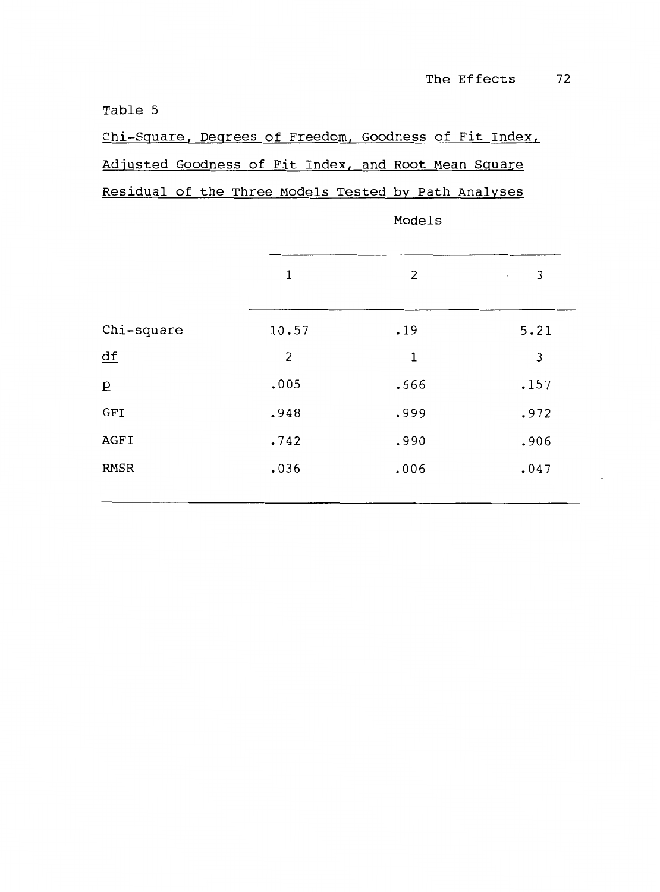Table 5

Chi-Square, Degrees of Freedom, Goodness of Fit Index, Adjusted Goodness of Fit Index, and Root Mean Square Residual of the Three Models Tested by Path Analyses

| | Models | | |
|---|---|---|---|
| | 1 | 2 | 3 |
| Chi-square | 10.57 | .19 | 5.21 |
| *df* | 2 | 1 | 3 |
| *p* | .005 | .666 | .157 |
| GFI | .948 | .999 | .972 |
| AGFI | .742 | .990 | .906 |
| RMSR | .036 | .006 | .047 |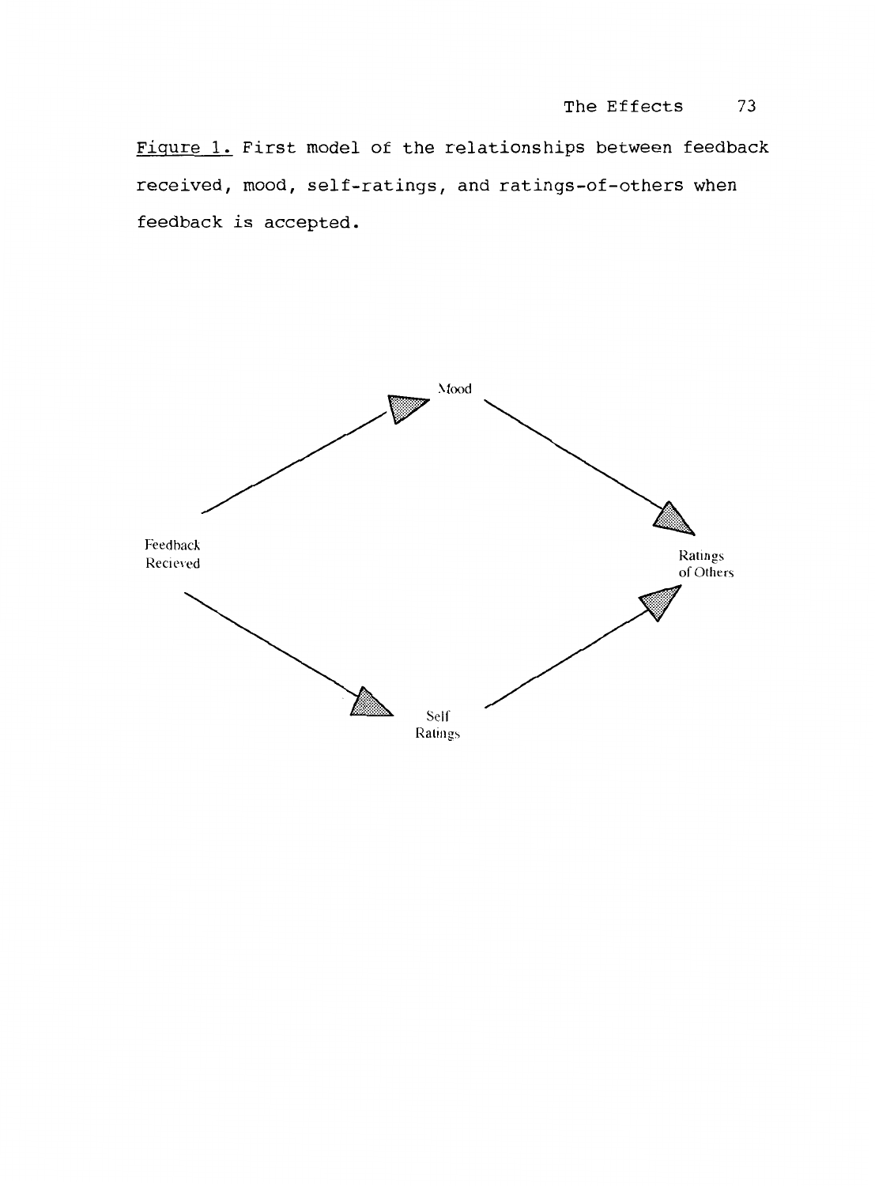Figure 1. First model of the relationships between feedback received, mood, self-ratings, and ratings-of-others when feedback is accepted.

Mood

Feedback Recieved

Ratings of Others

Self Ratings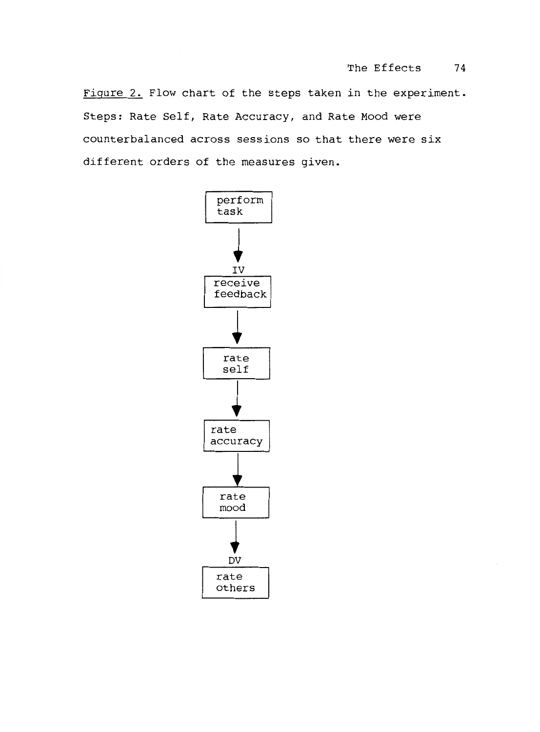Figure 2. Flow chart of the steps taken in the experiment. Steps: Rate Self, Rate Accuracy, and Rate Mood were counterbalanced across sessions so that there were six different orders of the measures given.

perform task

↓

IV

receive feedback

↓

rate self

↓

rate accuracy

↓

rate mood

↓

DV

rate others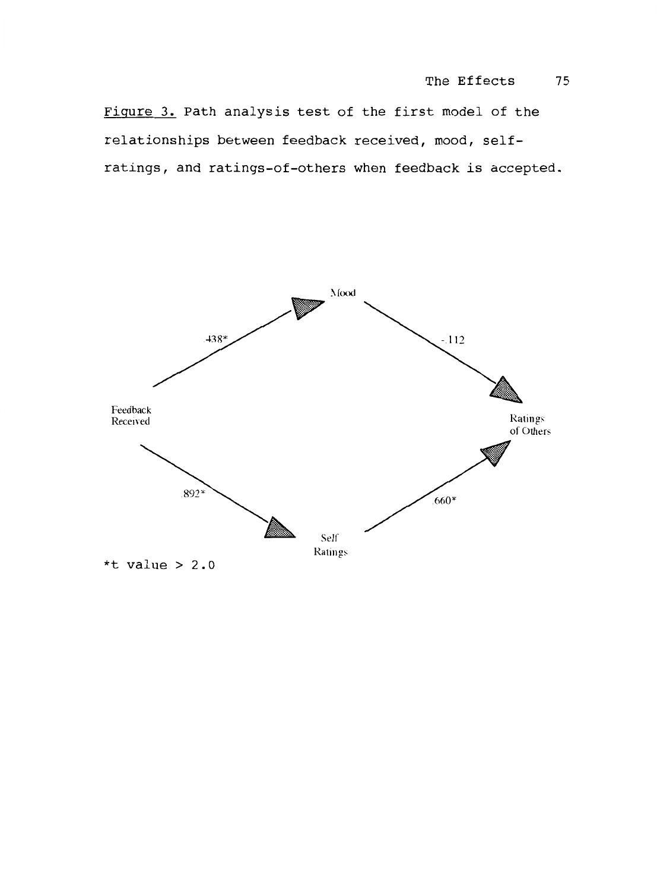Figure 3. Path analysis test of the first model of the relationships between feedback received, mood, self-ratings, and ratings-of-others when feedback is accepted.

Mood

.438*

-.112

Feedback Received

Ratings of Others

.892*

.660*

Self Ratings

*t value > 2.0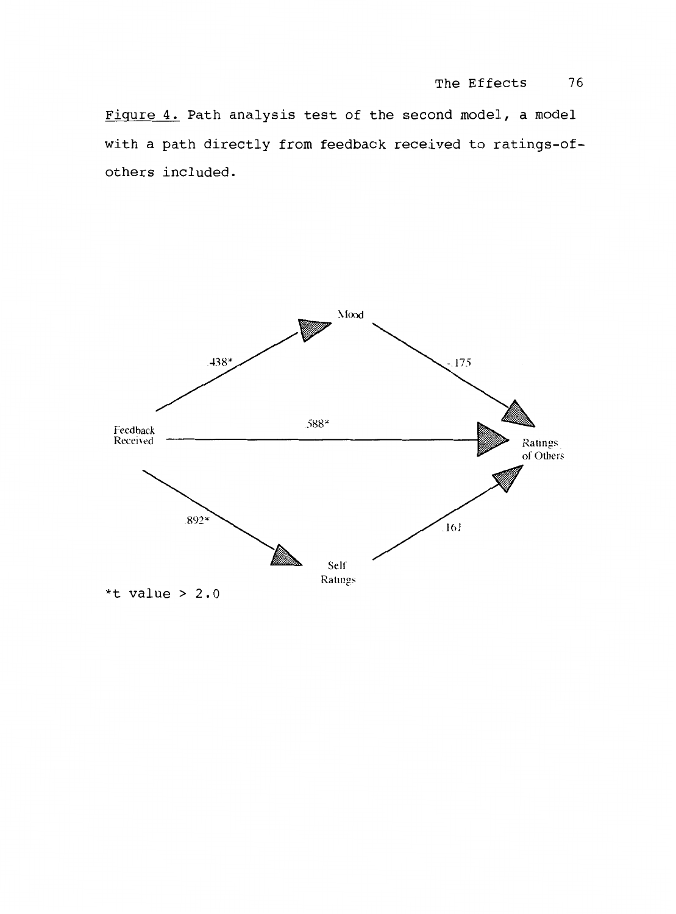Figure 4. Path analysis test of the second model, a model with a path directly from feedback received to ratings-of-others included.

Mood

.438*

-.175

Feedback Received

.588*

Ratings of Others

.892*

.161

Self Ratings

*t value > 2.0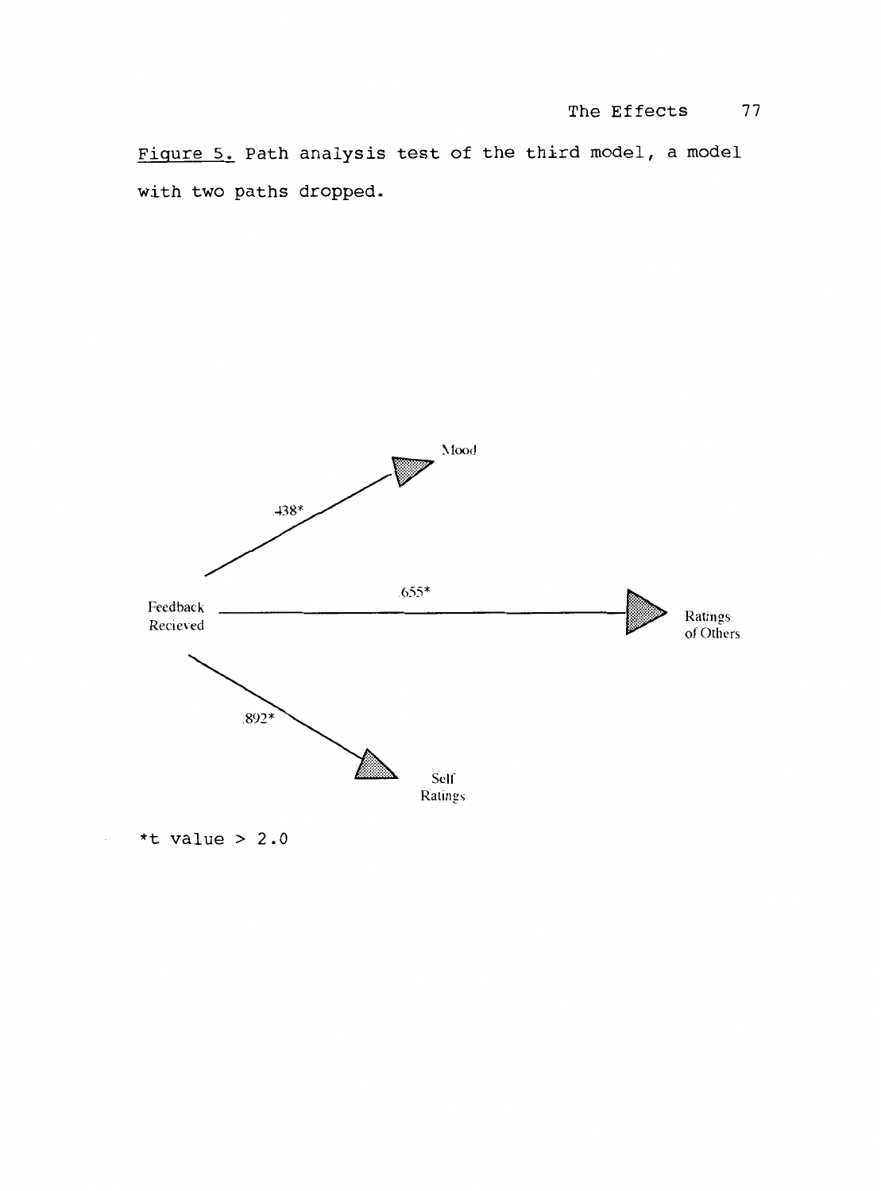Figure 5. Path analysis test of the third model, a model with two paths dropped.

Feedback Recieved

Mood

.438*

.655*

Ratings of Others

.892*

Self Ratings

*t value > 2.0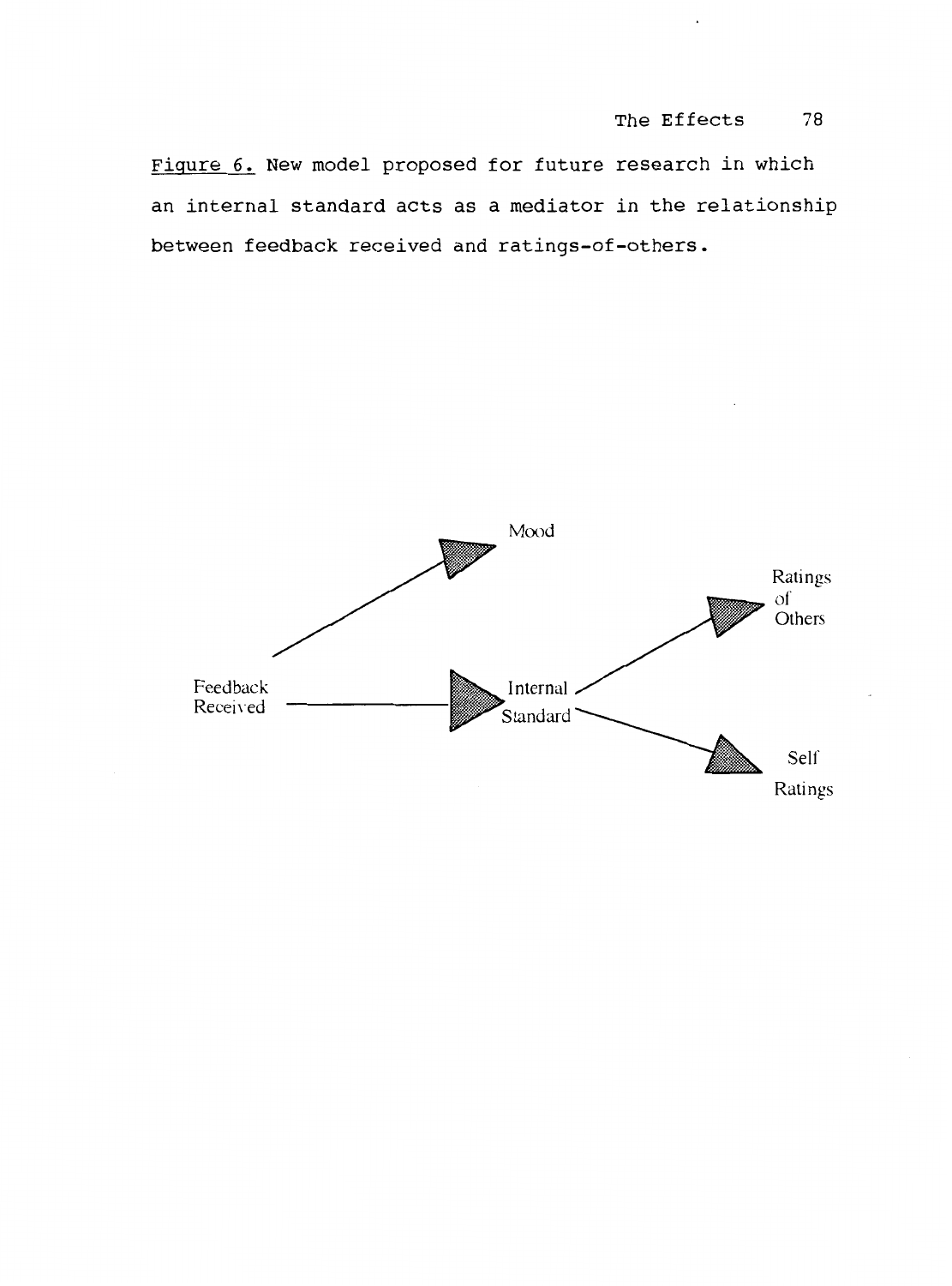Figure 6. New model proposed for future research in which an internal standard acts as a mediator in the relationship between feedback received and ratings-of-others.

Mood

Ratings of Others

Feedback Received

Internal Standard

Self Ratings